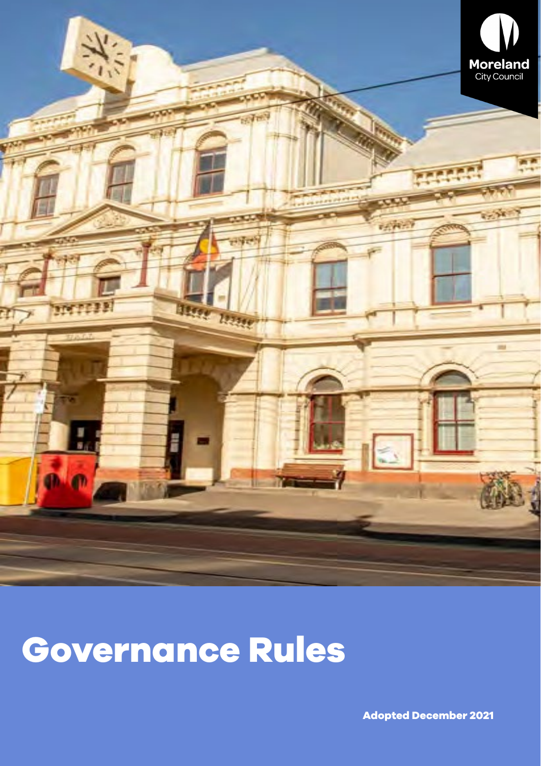Moreland City Council

# Governance Rules

**Adopted December 2021**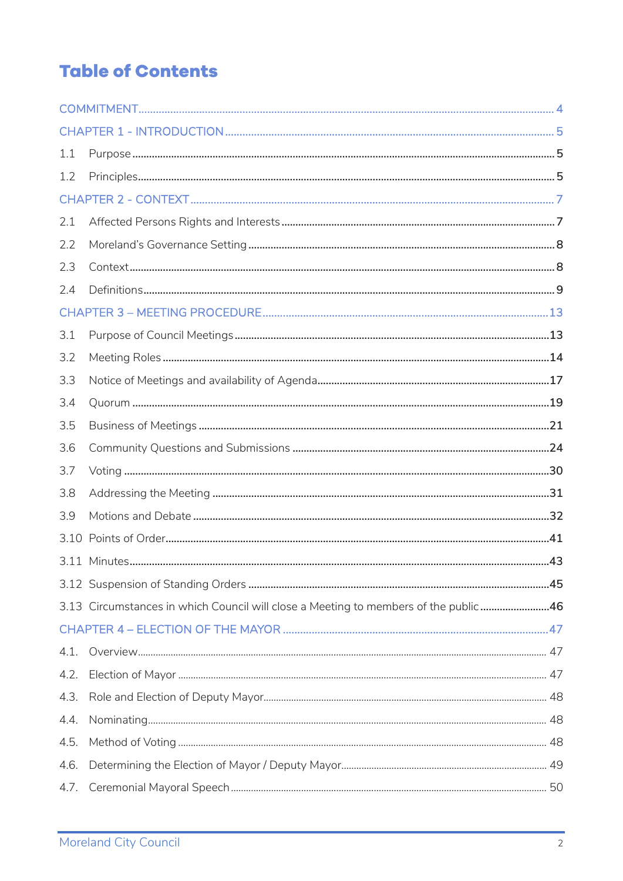# Table of Contents

COMMITMENT .......... 4

CHAPTER 1 - INTRODUCTION .......... 5

1.1 Purpose .......... 5

1.2 Principles .......... 5

CHAPTER 2 - CONTEXT .......... 7

2.1 Affected Persons Rights and Interests .......... 7

2.2 Moreland's Governance Setting .......... 8

2.3 Context .......... 8

2.4 Definitions .......... 9

CHAPTER 3 – MEETING PROCEDURE .......... 13

3.1 Purpose of Council Meetings .......... 13

3.2 Meeting Roles .......... 14

3.3 Notice of Meetings and availability of Agenda .......... 17

3.4 Quorum .......... 19

3.5 Business of Meetings .......... 21

3.6 Community Questions and Submissions .......... 24

3.7 Voting .......... 30

3.8 Addressing the Meeting .......... 31

3.9 Motions and Debate .......... 32

3.10 Points of Order .......... 41

3.11 Minutes .......... 43

3.12 Suspension of Standing Orders .......... 45

3.13 Circumstances in which Council will close a Meeting to members of the public .......... 46

CHAPTER 4 – ELECTION OF THE MAYOR .......... 47

4.1. Overview .......... 47

4.2. Election of Mayor .......... 47

4.3. Role and Election of Deputy Mayor .......... 48

4.4. Nominating .......... 48

4.5. Method of Voting .......... 48

4.6. Determining the Election of Mayor / Deputy Mayor .......... 49

4.7. Ceremonial Mayoral Speech .......... 50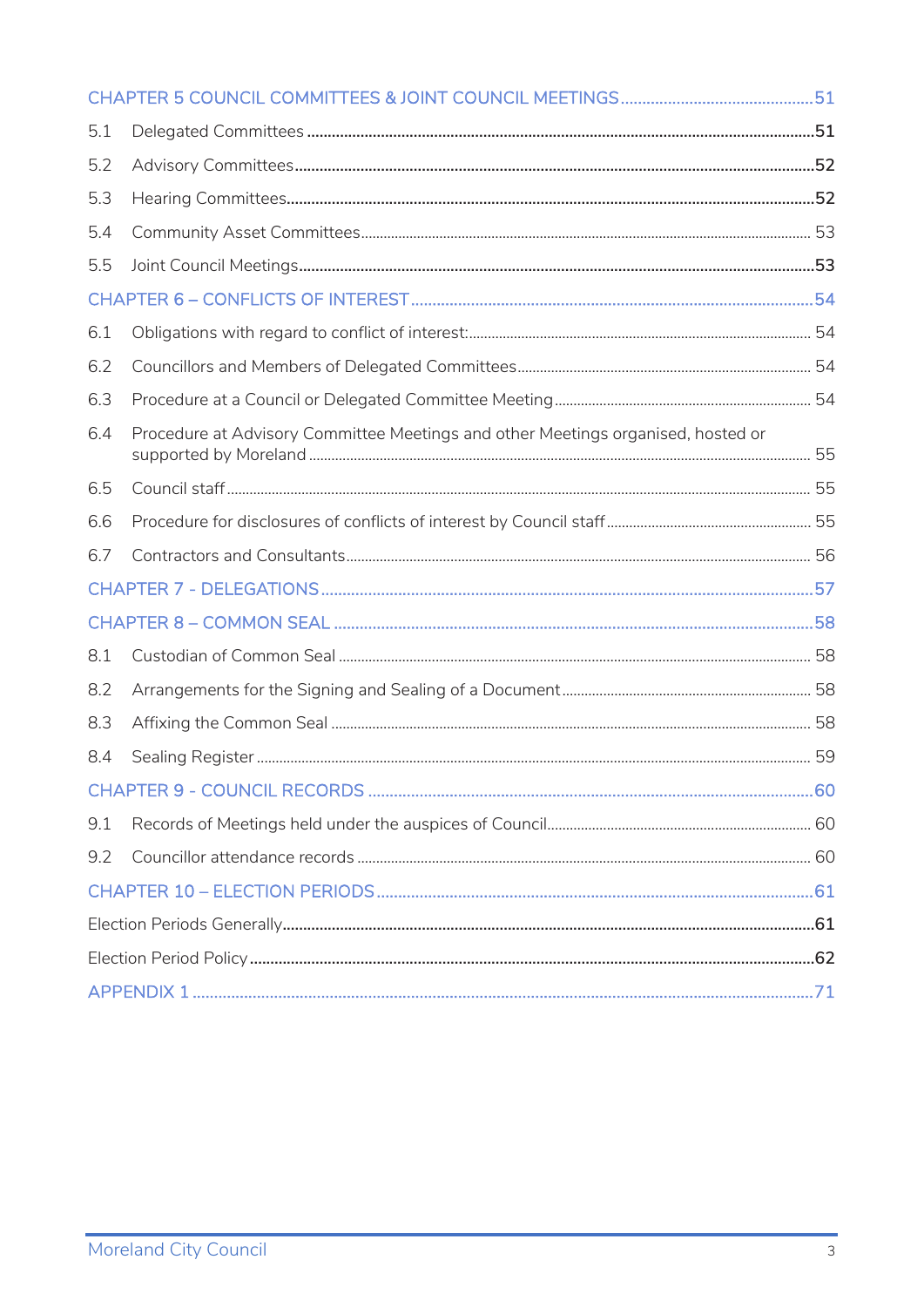CHAPTER 5 COUNCIL COMMITTEES & JOINT COUNCIL MEETINGS ........................................ 51

5.1 Delegated Committees ........................................ 51

5.2 Advisory Committees ........................................ 52

5.3 Hearing Committees ........................................ 52

5.4 Community Asset Committees ........................................ 53

5.5 Joint Council Meetings ........................................ 53

CHAPTER 6 – CONFLICTS OF INTEREST ........................................ 54

6.1 Obligations with regard to conflict of interest: ........................................ 54

6.2 Councillors and Members of Delegated Committees ........................................ 54

6.3 Procedure at a Council or Delegated Committee Meeting ........................................ 54

6.4 Procedure at Advisory Committee Meetings and other Meetings organised, hosted or supported by Moreland ........................................ 55

6.5 Council staff ........................................ 55

6.6 Procedure for disclosures of conflicts of interest by Council staff ........................................ 55

6.7 Contractors and Consultants ........................................ 56

CHAPTER 7 - DELEGATIONS ........................................ 57

CHAPTER 8 – COMMON SEAL ........................................ 58

8.1 Custodian of Common Seal ........................................ 58

8.2 Arrangements for the Signing and Sealing of a Document ........................................ 58

8.3 Affixing the Common Seal ........................................ 58

8.4 Sealing Register ........................................ 59

CHAPTER 9 - COUNCIL RECORDS ........................................ 60

9.1 Records of Meetings held under the auspices of Council ........................................ 60

9.2 Councillor attendance records ........................................ 60

CHAPTER 10 – ELECTION PERIODS ........................................ 61

Election Periods Generally ........................................ 61

Election Period Policy ........................................ 62

APPENDIX 1 ........................................ 71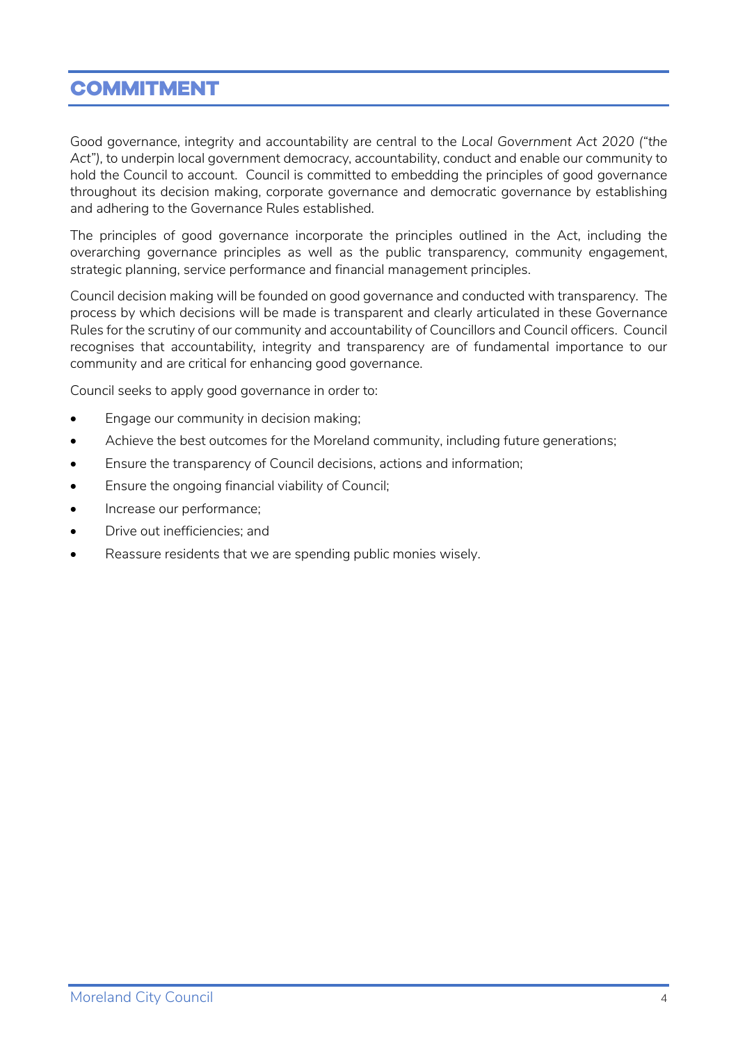# COMMITMENT

Good governance, integrity and accountability are central to the *Local Government Act 2020 ("the Act")*, to underpin local government democracy, accountability, conduct and enable our community to hold the Council to account. Council is committed to embedding the principles of good governance throughout its decision making, corporate governance and democratic governance by establishing and adhering to the Governance Rules established.

The principles of good governance incorporate the principles outlined in the Act, including the overarching governance principles as well as the public transparency, community engagement, strategic planning, service performance and financial management principles.

Council decision making will be founded on good governance and conducted with transparency. The process by which decisions will be made is transparent and clearly articulated in these Governance Rules for the scrutiny of our community and accountability of Councillors and Council officers. Council recognises that accountability, integrity and transparency are of fundamental importance to our community and are critical for enhancing good governance.

Council seeks to apply good governance in order to:

- Engage our community in decision making;
- Achieve the best outcomes for the Moreland community, including future generations;
- Ensure the transparency of Council decisions, actions and information;
- Ensure the ongoing financial viability of Council;
- Increase our performance;
- Drive out inefficiencies; and
- Reassure residents that we are spending public monies wisely.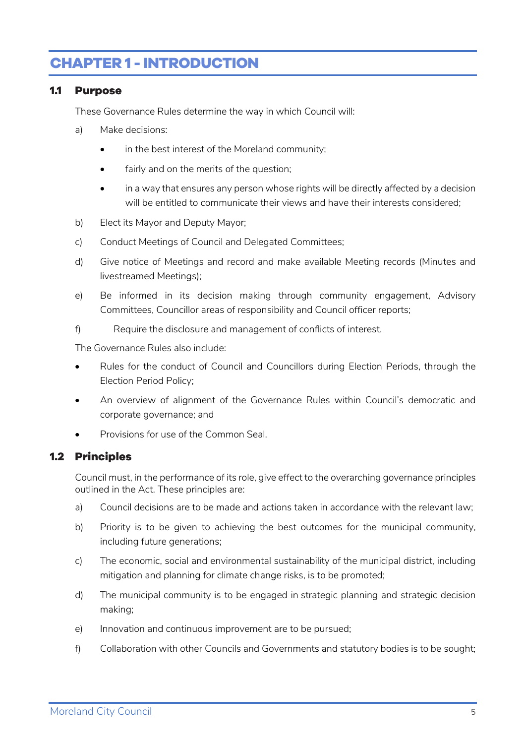# CHAPTER 1 - INTRODUCTION

## 1.1 Purpose

These Governance Rules determine the way in which Council will:

a) Make decisions:

- in the best interest of the Moreland community;
- fairly and on the merits of the question;
- in a way that ensures any person whose rights will be directly affected by a decision will be entitled to communicate their views and have their interests considered;

b) Elect its Mayor and Deputy Mayor;

c) Conduct Meetings of Council and Delegated Committees;

d) Give notice of Meetings and record and make available Meeting records (Minutes and livestreamed Meetings);

e) Be informed in its decision making through community engagement, Advisory Committees, Councillor areas of responsibility and Council officer reports;

f) Require the disclosure and management of conflicts of interest.

The Governance Rules also include:

- Rules for the conduct of Council and Councillors during Election Periods, through the Election Period Policy;
- An overview of alignment of the Governance Rules within Council's democratic and corporate governance; and
- Provisions for use of the Common Seal.

## 1.2 Principles

Council must, in the performance of its role, give effect to the overarching governance principles outlined in the Act. These principles are:

a) Council decisions are to be made and actions taken in accordance with the relevant law;

b) Priority is to be given to achieving the best outcomes for the municipal community, including future generations;

c) The economic, social and environmental sustainability of the municipal district, including mitigation and planning for climate change risks, is to be promoted;

d) The municipal community is to be engaged in strategic planning and strategic decision making;

e) Innovation and continuous improvement are to be pursued;

f) Collaboration with other Councils and Governments and statutory bodies is to be sought;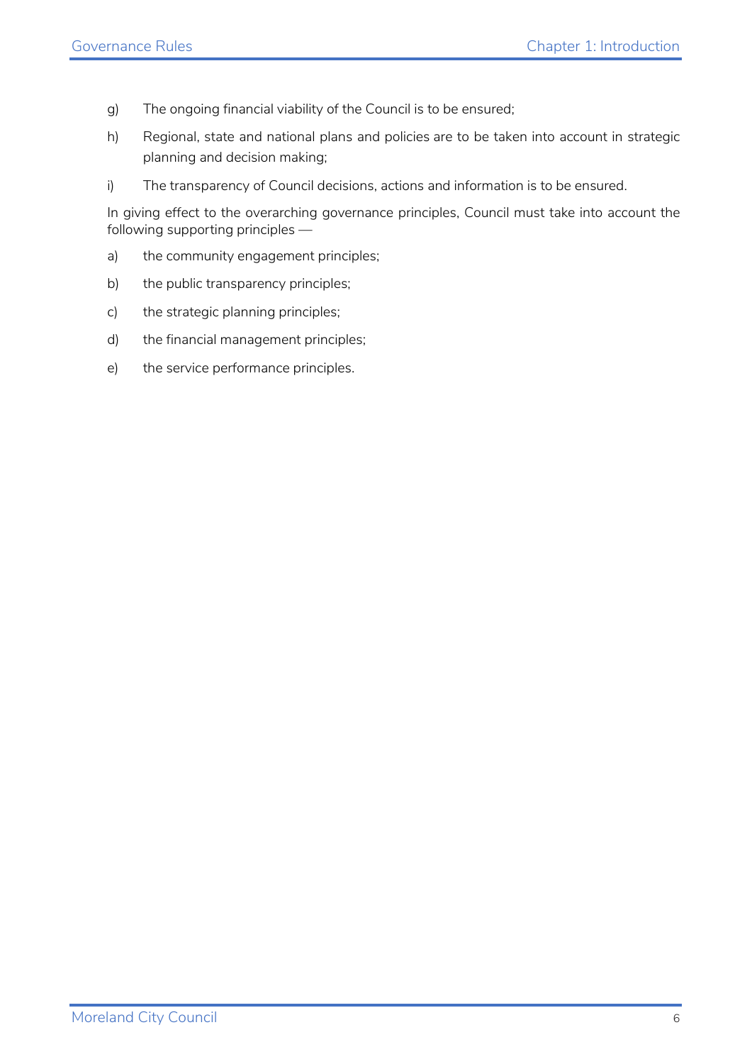g) The ongoing financial viability of the Council is to be ensured;

h) Regional, state and national plans and policies are to be taken into account in strategic planning and decision making;

i) The transparency of Council decisions, actions and information is to be ensured.

In giving effect to the overarching governance principles, Council must take into account the following supporting principles —

a) the community engagement principles;

b) the public transparency principles;

c) the strategic planning principles;

d) the financial management principles;

e) the service performance principles.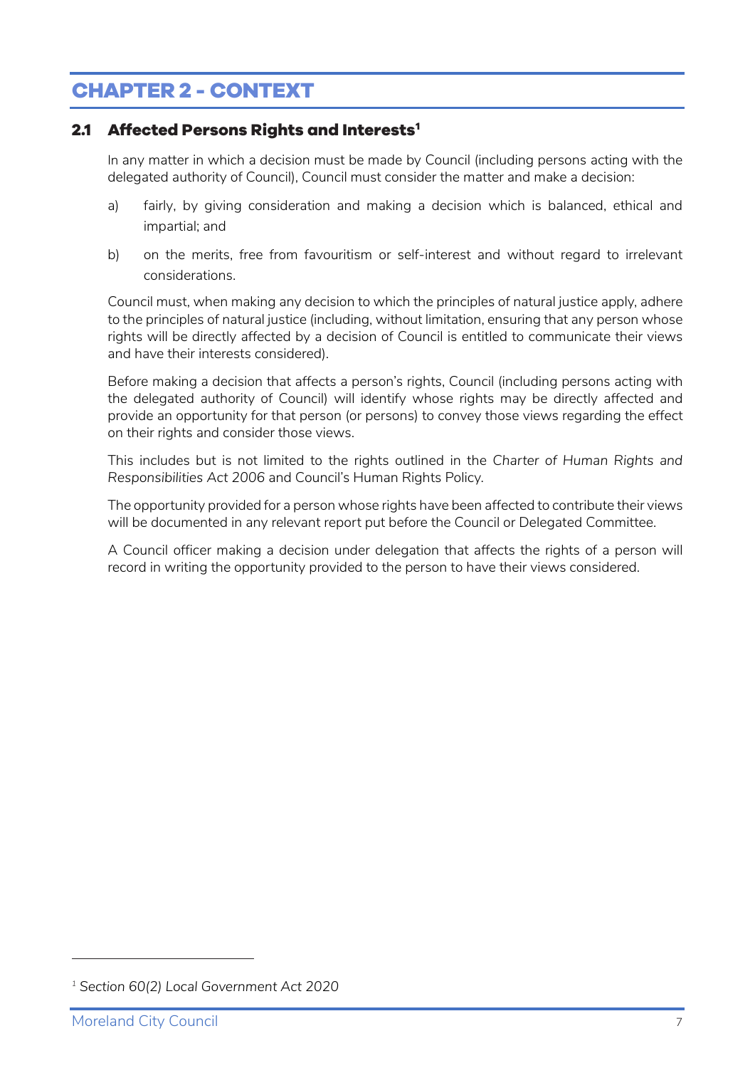# CHAPTER 2 - CONTEXT

## 2.1 Affected Persons Rights and Interests[1]

In any matter in which a decision must be made by Council (including persons acting with the delegated authority of Council), Council must consider the matter and make a decision:

a) fairly, by giving consideration and making a decision which is balanced, ethical and impartial; and

b) on the merits, free from favouritism or self-interest and without regard to irrelevant considerations.

Council must, when making any decision to which the principles of natural justice apply, adhere to the principles of natural justice (including, without limitation, ensuring that any person whose rights will be directly affected by a decision of Council is entitled to communicate their views and have their interests considered).

Before making a decision that affects a person's rights, Council (including persons acting with the delegated authority of Council) will identify whose rights may be directly affected and provide an opportunity for that person (or persons) to convey those views regarding the effect on their rights and consider those views.

This includes but is not limited to the rights outlined in the *Charter of Human Rights and Responsibilities Act 2006* and Council's Human Rights Policy.

The opportunity provided for a person whose rights have been affected to contribute their views will be documented in any relevant report put before the Council or Delegated Committee.

A Council officer making a decision under delegation that affects the rights of a person will record in writing the opportunity provided to the person to have their views considered.

---

[1] *Section 60(2) Local Government Act 2020*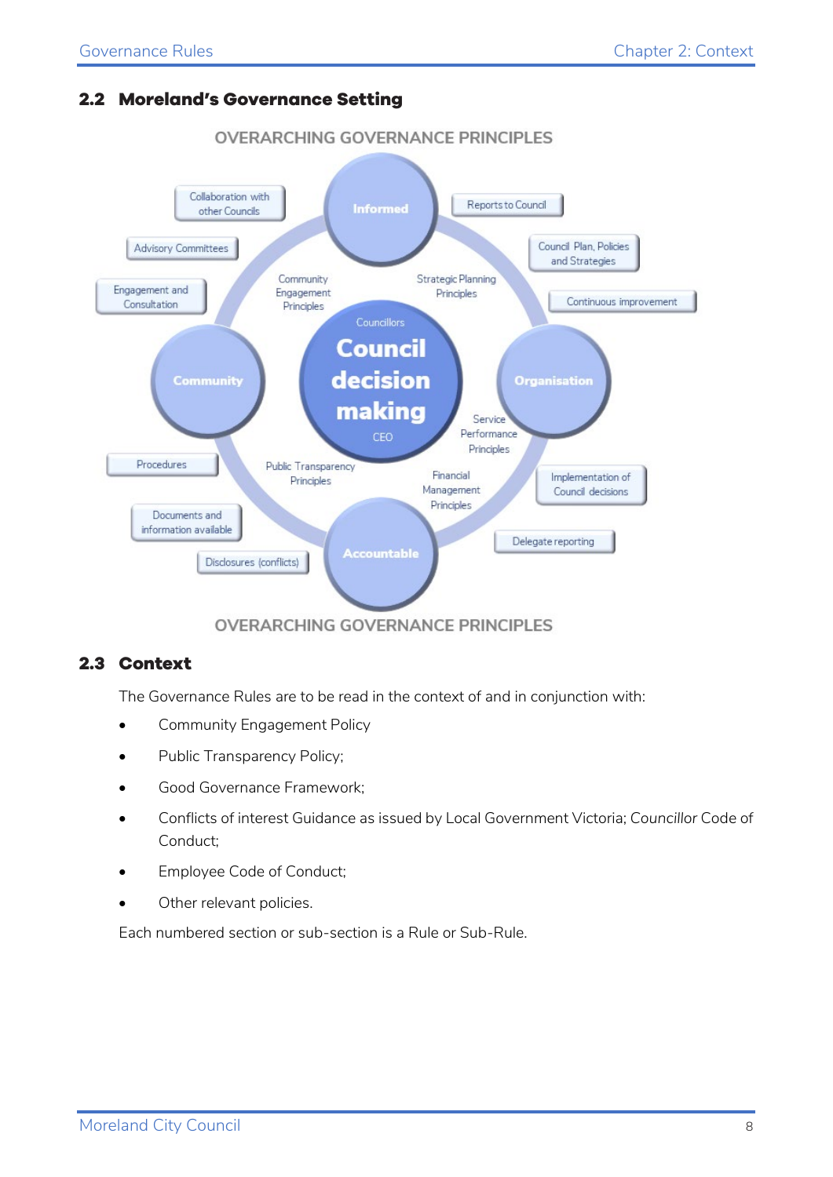## 2.2 Moreland's Governance Setting

OVERARCHING GOVERNANCE PRINCIPLES

Informed

Collaboration with other Councils

Advisory Committees

Engagement and Consultation

Reports to Council

Council Plan, Policies and Strategies

Continuous improvement

Community Engagement Principles

Strategic Planning Principles

Councillors

Council decision making

CEO

Community

Organisation

Service Performance Principles

Procedures

Public Transparency Principles

Financial Management Principles

Implementation of Council decisions

Documents and information available

Delegate reporting

Disclosures (conflicts)

Accountable

OVERARCHING GOVERNANCE PRINCIPLES

## 2.3 Context

The Governance Rules are to be read in the context of and in conjunction with:

- Community Engagement Policy
- Public Transparency Policy;
- Good Governance Framework;
- Conflicts of interest Guidance as issued by Local Government Victoria; *Councillor* Code of Conduct;
- Employee Code of Conduct;
- Other relevant policies.

Each numbered section or sub-section is a Rule or Sub-Rule.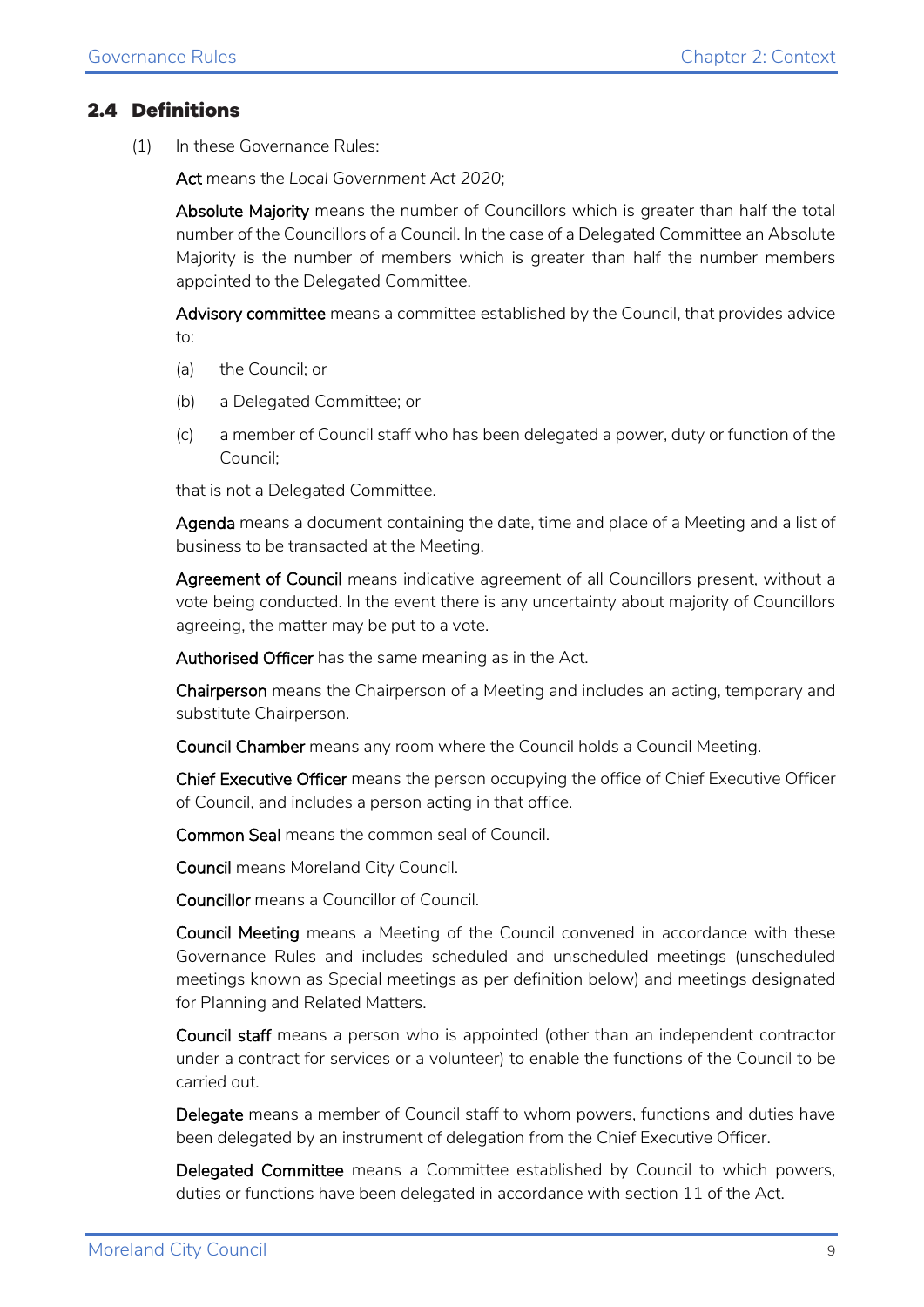## 2.4 Definitions

(1) In these Governance Rules:

**Act** means the *Local Government Act 2020*;

**Absolute Majority** means the number of Councillors which is greater than half the total number of the Councillors of a Council. In the case of a Delegated Committee an Absolute Majority is the number of members which is greater than half the number members appointed to the Delegated Committee.

**Advisory committee** means a committee established by the Council, that provides advice to:

(a) the Council; or

(b) a Delegated Committee; or

(c) a member of Council staff who has been delegated a power, duty or function of the Council;

that is not a Delegated Committee.

**Agenda** means a document containing the date, time and place of a Meeting and a list of business to be transacted at the Meeting.

**Agreement of Council** means indicative agreement of all Councillors present, without a vote being conducted. In the event there is any uncertainty about majority of Councillors agreeing, the matter may be put to a vote.

**Authorised Officer** has the same meaning as in the Act.

**Chairperson** means the Chairperson of a Meeting and includes an acting, temporary and substitute Chairperson.

**Council Chamber** means any room where the Council holds a Council Meeting.

**Chief Executive Officer** means the person occupying the office of Chief Executive Officer of Council, and includes a person acting in that office.

**Common Seal** means the common seal of Council.

**Council** means Moreland City Council.

**Councillor** means a Councillor of Council.

**Council Meeting** means a Meeting of the Council convened in accordance with these Governance Rules and includes scheduled and unscheduled meetings (unscheduled meetings known as Special meetings as per definition below) and meetings designated for Planning and Related Matters.

**Council staff** means a person who is appointed (other than an independent contractor under a contract for services or a volunteer) to enable the functions of the Council to be carried out.

**Delegate** means a member of Council staff to whom powers, functions and duties have been delegated by an instrument of delegation from the Chief Executive Officer.

**Delegated Committee** means a Committee established by Council to which powers, duties or functions have been delegated in accordance with section 11 of the Act.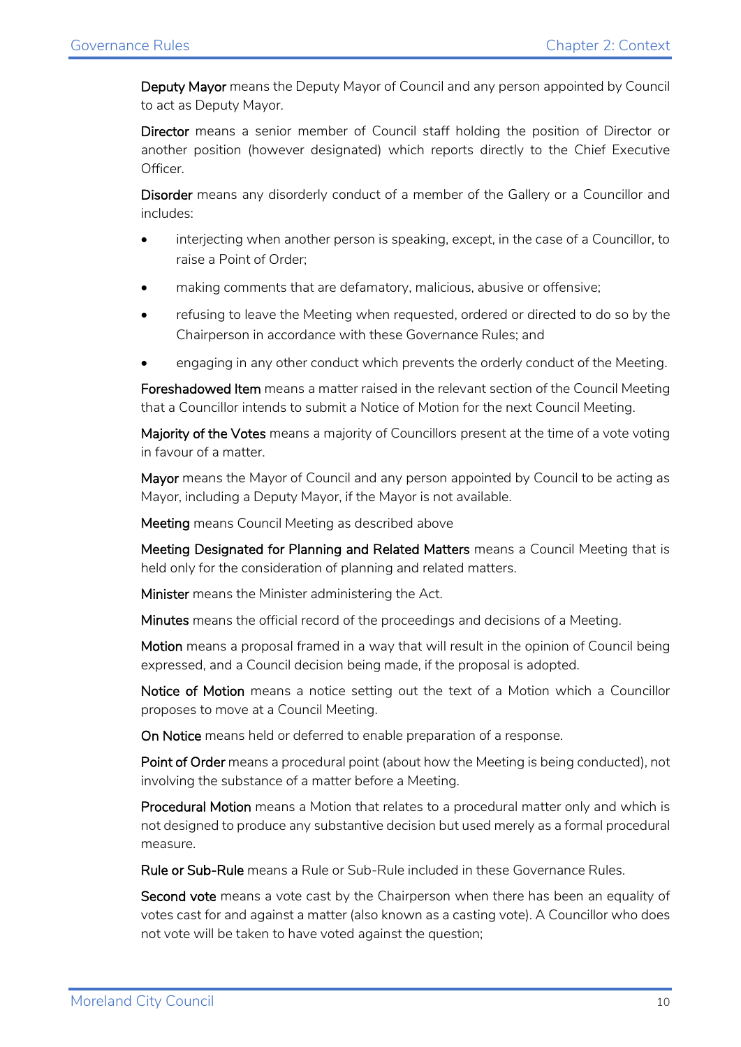**Deputy Mayor** means the Deputy Mayor of Council and any person appointed by Council to act as Deputy Mayor.

**Director** means a senior member of Council staff holding the position of Director or another position (however designated) which reports directly to the Chief Executive Officer.

**Disorder** means any disorderly conduct of a member of the Gallery or a Councillor and includes:

- interjecting when another person is speaking, except, in the case of a Councillor, to raise a Point of Order;
- making comments that are defamatory, malicious, abusive or offensive;
- refusing to leave the Meeting when requested, ordered or directed to do so by the Chairperson in accordance with these Governance Rules; and
- engaging in any other conduct which prevents the orderly conduct of the Meeting.

**Foreshadowed Item** means a matter raised in the relevant section of the Council Meeting that a Councillor intends to submit a Notice of Motion for the next Council Meeting.

**Majority of the Votes** means a majority of Councillors present at the time of a vote voting in favour of a matter.

**Mayor** means the Mayor of Council and any person appointed by Council to be acting as Mayor, including a Deputy Mayor, if the Mayor is not available.

**Meeting** means Council Meeting as described above

**Meeting Designated for Planning and Related Matters** means a Council Meeting that is held only for the consideration of planning and related matters.

**Minister** means the Minister administering the Act.

**Minutes** means the official record of the proceedings and decisions of a Meeting.

**Motion** means a proposal framed in a way that will result in the opinion of Council being expressed, and a Council decision being made, if the proposal is adopted.

**Notice of Motion** means a notice setting out the text of a Motion which a Councillor proposes to move at a Council Meeting.

**On Notice** means held or deferred to enable preparation of a response.

**Point of Order** means a procedural point (about how the Meeting is being conducted), not involving the substance of a matter before a Meeting.

**Procedural Motion** means a Motion that relates to a procedural matter only and which is not designed to produce any substantive decision but used merely as a formal procedural measure.

**Rule or Sub-Rule** means a Rule or Sub-Rule included in these Governance Rules.

**Second vote** means a vote cast by the Chairperson when there has been an equality of votes cast for and against a matter (also known as a casting vote). A Councillor who does not vote will be taken to have voted against the question;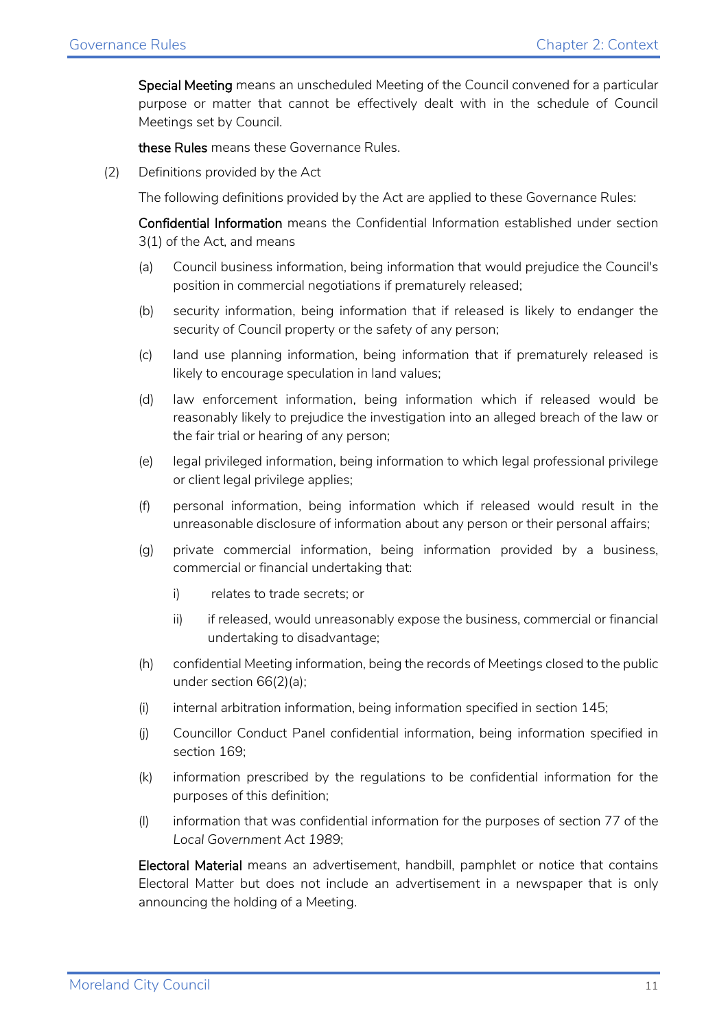**Special Meeting** means an unscheduled Meeting of the Council convened for a particular purpose or matter that cannot be effectively dealt with in the schedule of Council Meetings set by Council.

**these Rules** means these Governance Rules.

(2) Definitions provided by the Act

The following definitions provided by the Act are applied to these Governance Rules:

**Confidential Information** means the Confidential Information established under section 3(1) of the Act, and means

(a) Council business information, being information that would prejudice the Council's position in commercial negotiations if prematurely released;

(b) security information, being information that if released is likely to endanger the security of Council property or the safety of any person;

(c) land use planning information, being information that if prematurely released is likely to encourage speculation in land values;

(d) law enforcement information, being information which if released would be reasonably likely to prejudice the investigation into an alleged breach of the law or the fair trial or hearing of any person;

(e) legal privileged information, being information to which legal professional privilege or client legal privilege applies;

(f) personal information, being information which if released would result in the unreasonable disclosure of information about any person or their personal affairs;

(g) private commercial information, being information provided by a business, commercial or financial undertaking that:

i) relates to trade secrets; or

ii) if released, would unreasonably expose the business, commercial or financial undertaking to disadvantage;

(h) confidential Meeting information, being the records of Meetings closed to the public under section 66(2)(a);

(i) internal arbitration information, being information specified in section 145;

(j) Councillor Conduct Panel confidential information, being information specified in section 169;

(k) information prescribed by the regulations to be confidential information for the purposes of this definition;

(l) information that was confidential information for the purposes of section 77 of the *Local Government Act 1989*;

**Electoral Material** means an advertisement, handbill, pamphlet or notice that contains Electoral Matter but does not include an advertisement in a newspaper that is only announcing the holding of a Meeting.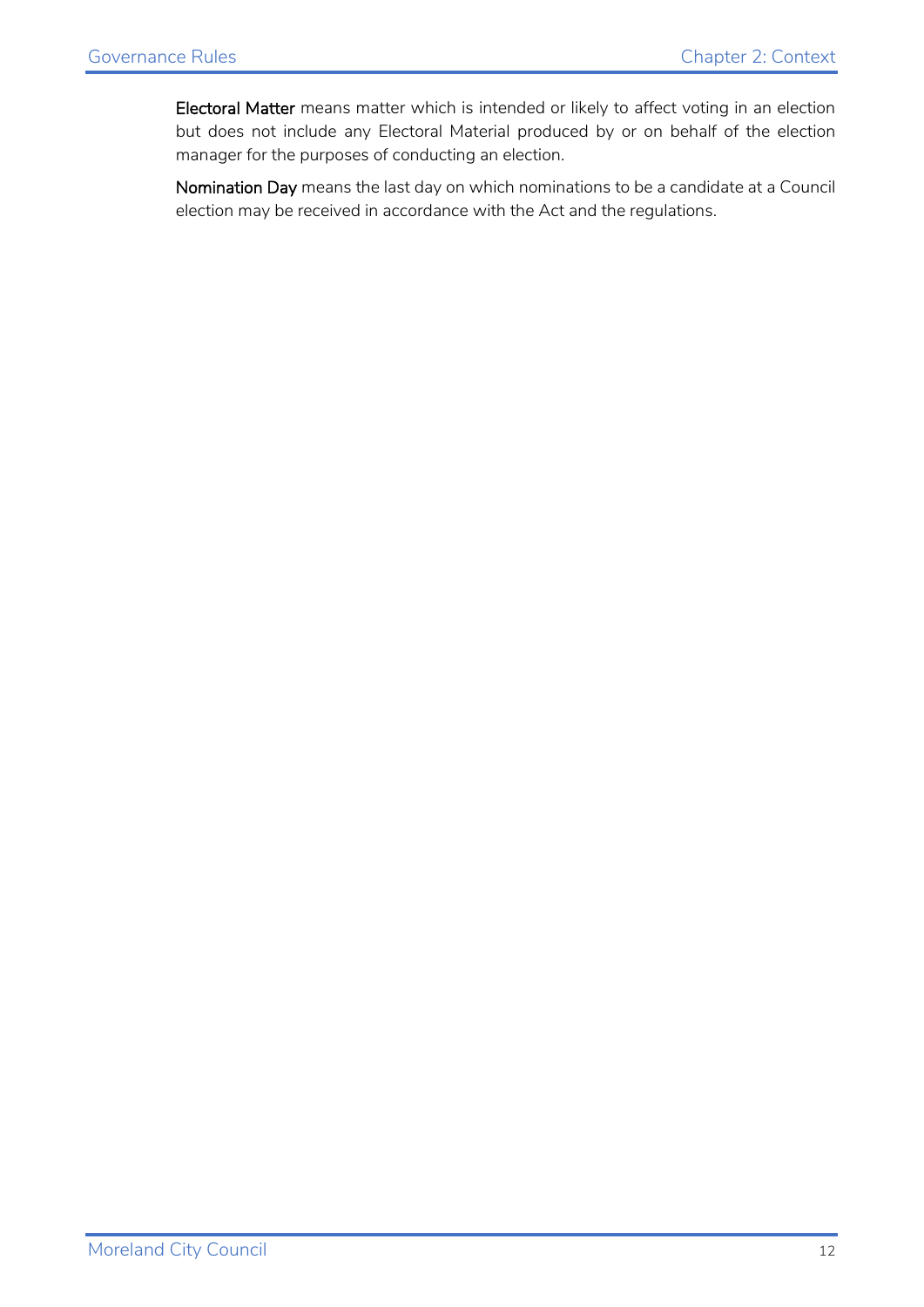**Electoral Matter** means matter which is intended or likely to affect voting in an election but does not include any Electoral Material produced by or on behalf of the election manager for the purposes of conducting an election.

**Nomination Day** means the last day on which nominations to be a candidate at a Council election may be received in accordance with the Act and the regulations.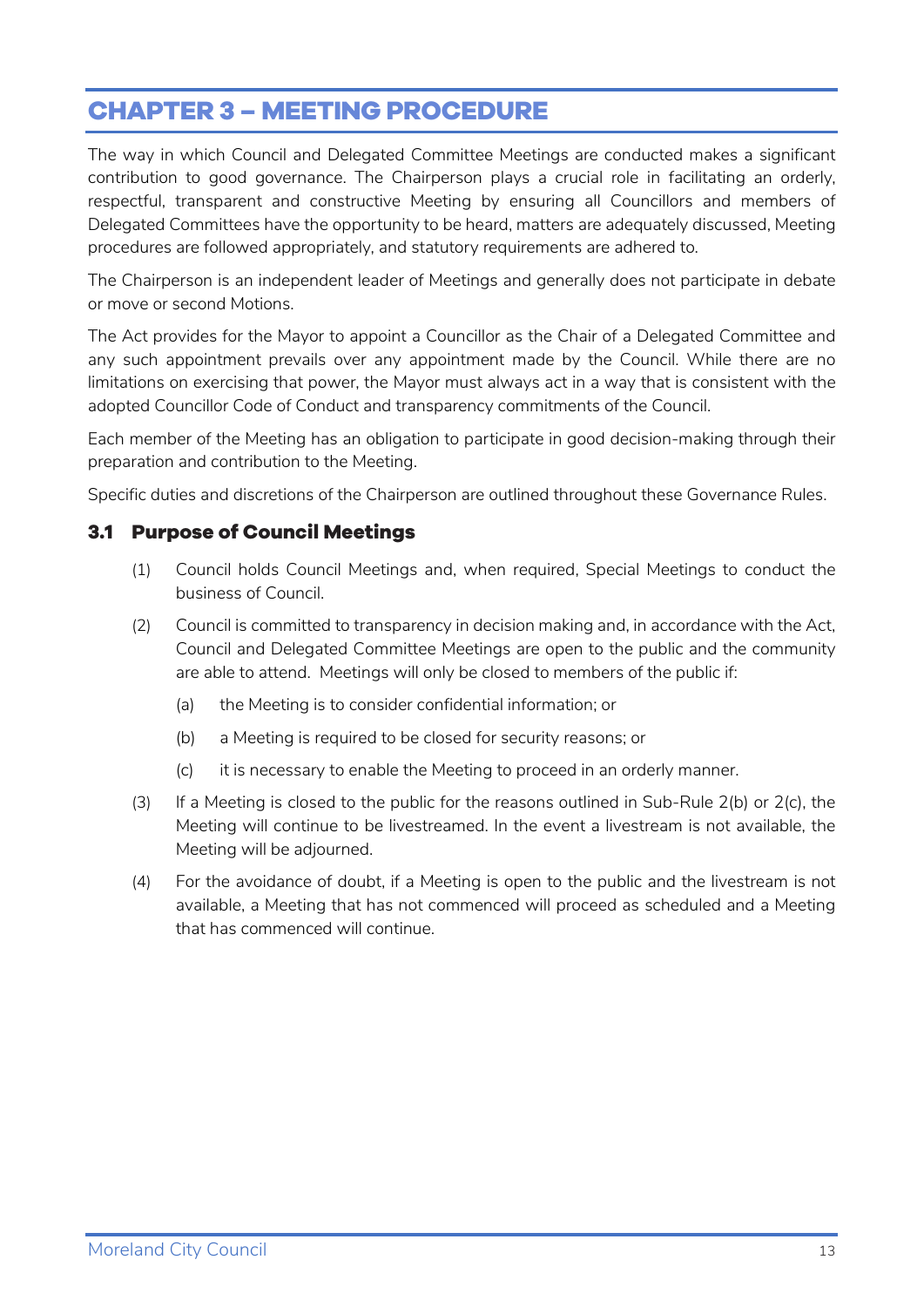# CHAPTER 3 – MEETING PROCEDURE

The way in which Council and Delegated Committee Meetings are conducted makes a significant contribution to good governance. The Chairperson plays a crucial role in facilitating an orderly, respectful, transparent and constructive Meeting by ensuring all Councillors and members of Delegated Committees have the opportunity to be heard, matters are adequately discussed, Meeting procedures are followed appropriately, and statutory requirements are adhered to.

The Chairperson is an independent leader of Meetings and generally does not participate in debate or move or second Motions.

The Act provides for the Mayor to appoint a Councillor as the Chair of a Delegated Committee and any such appointment prevails over any appointment made by the Council. While there are no limitations on exercising that power, the Mayor must always act in a way that is consistent with the adopted Councillor Code of Conduct and transparency commitments of the Council.

Each member of the Meeting has an obligation to participate in good decision-making through their preparation and contribution to the Meeting.

Specific duties and discretions of the Chairperson are outlined throughout these Governance Rules.

## 3.1 Purpose of Council Meetings

(1) Council holds Council Meetings and, when required, Special Meetings to conduct the business of Council.

(2) Council is committed to transparency in decision making and, in accordance with the Act, Council and Delegated Committee Meetings are open to the public and the community are able to attend. Meetings will only be closed to members of the public if:

  (a) the Meeting is to consider confidential information; or

  (b) a Meeting is required to be closed for security reasons; or

  (c) it is necessary to enable the Meeting to proceed in an orderly manner.

(3) If a Meeting is closed to the public for the reasons outlined in Sub-Rule 2(b) or 2(c), the Meeting will continue to be livestreamed. In the event a livestream is not available, the Meeting will be adjourned.

(4) For the avoidance of doubt, if a Meeting is open to the public and the livestream is not available, a Meeting that has not commenced will proceed as scheduled and a Meeting that has commenced will continue.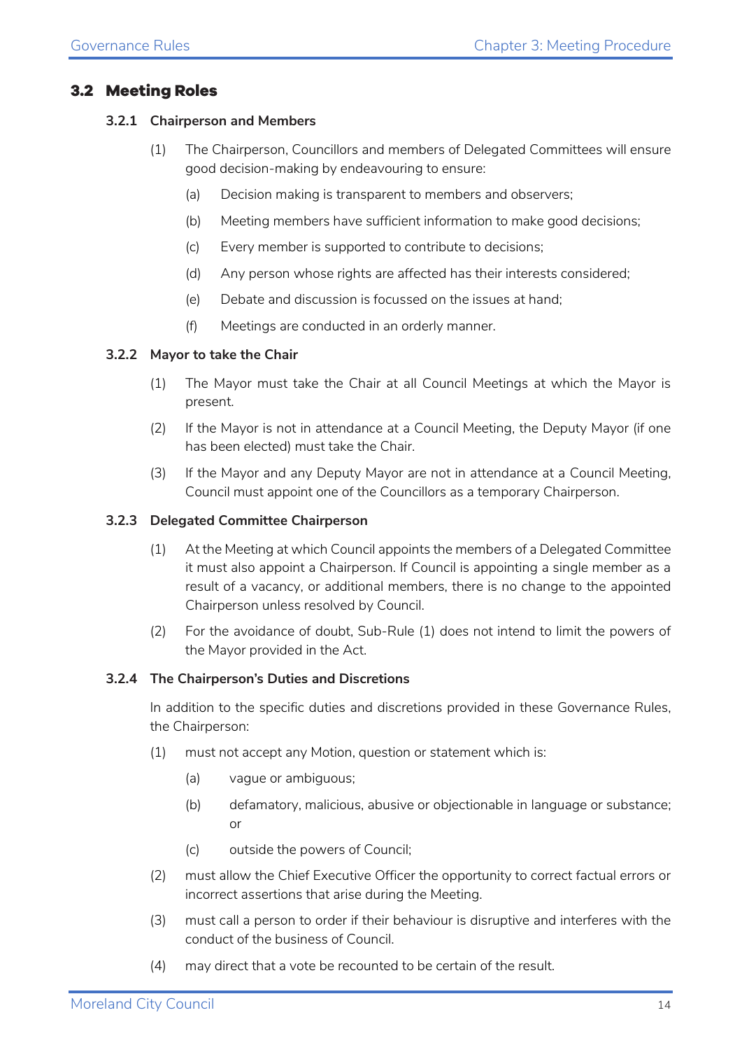## 3.2 Meeting Roles

### 3.2.1 Chairperson and Members

(1) The Chairperson, Councillors and members of Delegated Committees will ensure good decision-making by endeavouring to ensure:

(a) Decision making is transparent to members and observers;

(b) Meeting members have sufficient information to make good decisions;

(c) Every member is supported to contribute to decisions;

(d) Any person whose rights are affected has their interests considered;

(e) Debate and discussion is focussed on the issues at hand;

(f) Meetings are conducted in an orderly manner.

### 3.2.2 Mayor to take the Chair

(1) The Mayor must take the Chair at all Council Meetings at which the Mayor is present.

(2) If the Mayor is not in attendance at a Council Meeting, the Deputy Mayor (if one has been elected) must take the Chair.

(3) If the Mayor and any Deputy Mayor are not in attendance at a Council Meeting, Council must appoint one of the Councillors as a temporary Chairperson.

### 3.2.3 Delegated Committee Chairperson

(1) At the Meeting at which Council appoints the members of a Delegated Committee it must also appoint a Chairperson. If Council is appointing a single member as a result of a vacancy, or additional members, there is no change to the appointed Chairperson unless resolved by Council.

(2) For the avoidance of doubt, Sub-Rule (1) does not intend to limit the powers of the Mayor provided in the Act.

### 3.2.4 The Chairperson's Duties and Discretions

In addition to the specific duties and discretions provided in these Governance Rules, the Chairperson:

(1) must not accept any Motion, question or statement which is:

(a) vague or ambiguous;

(b) defamatory, malicious, abusive or objectionable in language or substance; or

(c) outside the powers of Council;

(2) must allow the Chief Executive Officer the opportunity to correct factual errors or incorrect assertions that arise during the Meeting.

(3) must call a person to order if their behaviour is disruptive and interferes with the conduct of the business of Council.

(4) may direct that a vote be recounted to be certain of the result.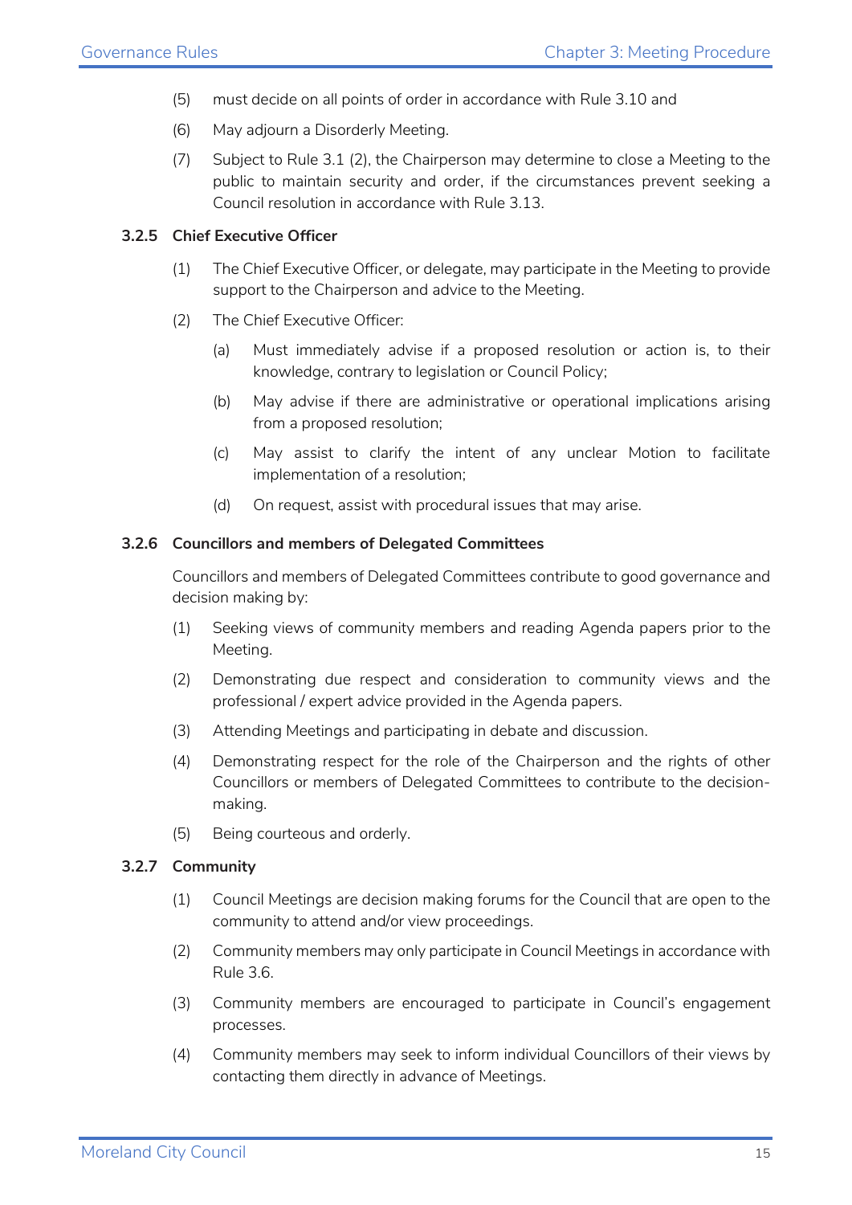(5) must decide on all points of order in accordance with Rule 3.10 and

(6) May adjourn a Disorderly Meeting.

(7) Subject to Rule 3.1 (2), the Chairperson may determine to close a Meeting to the public to maintain security and order, if the circumstances prevent seeking a Council resolution in accordance with Rule 3.13.

### 3.2.5 Chief Executive Officer

(1) The Chief Executive Officer, or delegate, may participate in the Meeting to provide support to the Chairperson and advice to the Meeting.

(2) The Chief Executive Officer:

  (a) Must immediately advise if a proposed resolution or action is, to their knowledge, contrary to legislation or Council Policy;

  (b) May advise if there are administrative or operational implications arising from a proposed resolution;

  (c) May assist to clarify the intent of any unclear Motion to facilitate implementation of a resolution;

  (d) On request, assist with procedural issues that may arise.

### 3.2.6 Councillors and members of Delegated Committees

Councillors and members of Delegated Committees contribute to good governance and decision making by:

(1) Seeking views of community members and reading Agenda papers prior to the Meeting.

(2) Demonstrating due respect and consideration to community views and the professional / expert advice provided in the Agenda papers.

(3) Attending Meetings and participating in debate and discussion.

(4) Demonstrating respect for the role of the Chairperson and the rights of other Councillors or members of Delegated Committees to contribute to the decision-making.

(5) Being courteous and orderly.

### 3.2.7 Community

(1) Council Meetings are decision making forums for the Council that are open to the community to attend and/or view proceedings.

(2) Community members may only participate in Council Meetings in accordance with Rule 3.6.

(3) Community members are encouraged to participate in Council's engagement processes.

(4) Community members may seek to inform individual Councillors of their views by contacting them directly in advance of Meetings.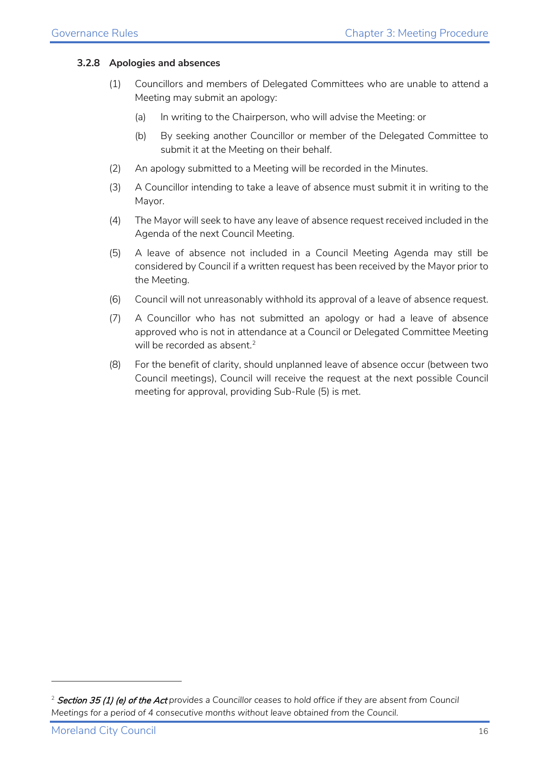### 3.2.8 Apologies and absences

(1) Councillors and members of Delegated Committees who are unable to attend a Meeting may submit an apology:

(a) In writing to the Chairperson, who will advise the Meeting: or

(b) By seeking another Councillor or member of the Delegated Committee to submit it at the Meeting on their behalf.

(2) An apology submitted to a Meeting will be recorded in the Minutes.

(3) A Councillor intending to take a leave of absence must submit it in writing to the Mayor.

(4) The Mayor will seek to have any leave of absence request received included in the Agenda of the next Council Meeting.

(5) A leave of absence not included in a Council Meeting Agenda may still be considered by Council if a written request has been received by the Mayor prior to the Meeting.

(6) Council will not unreasonably withhold its approval of a leave of absence request.

(7) A Councillor who has not submitted an apology or had a leave of absence approved who is not in attendance at a Council or Delegated Committee Meeting will be recorded as absent.[2]

(8) For the benefit of clarity, should unplanned leave of absence occur (between two Council meetings), Council will receive the request at the next possible Council meeting for approval, providing Sub-Rule (5) is met.

---

[2] *Section 35 (1) (e) of the Act provides a Councillor ceases to hold office if they are absent from Council Meetings for a period of 4 consecutive months without leave obtained from the Council.*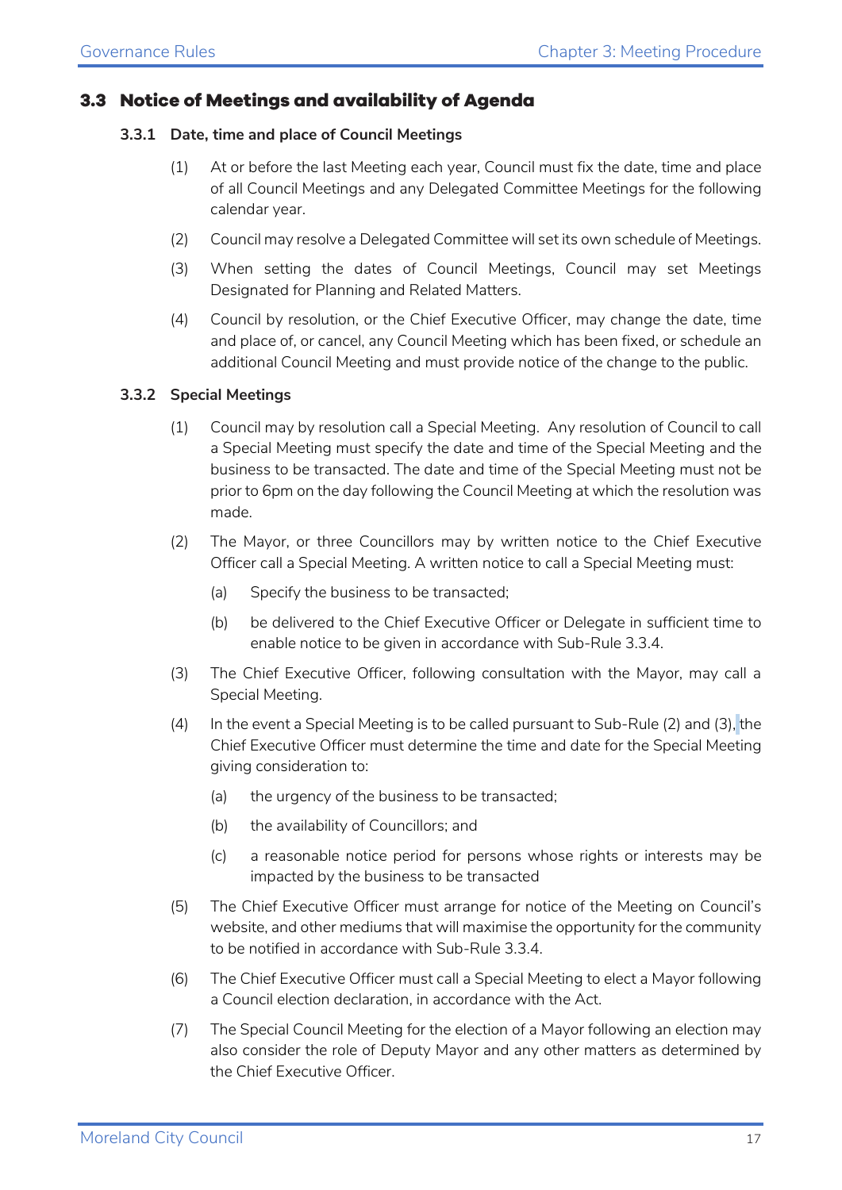## 3.3 Notice of Meetings and availability of Agenda

### 3.3.1 Date, time and place of Council Meetings

(1) At or before the last Meeting each year, Council must fix the date, time and place of all Council Meetings and any Delegated Committee Meetings for the following calendar year.

(2) Council may resolve a Delegated Committee will set its own schedule of Meetings.

(3) When setting the dates of Council Meetings, Council may set Meetings Designated for Planning and Related Matters.

(4) Council by resolution, or the Chief Executive Officer, may change the date, time and place of, or cancel, any Council Meeting which has been fixed, or schedule an additional Council Meeting and must provide notice of the change to the public.

### 3.3.2 Special Meetings

(1) Council may by resolution call a Special Meeting. Any resolution of Council to call a Special Meeting must specify the date and time of the Special Meeting and the business to be transacted. The date and time of the Special Meeting must not be prior to 6pm on the day following the Council Meeting at which the resolution was made.

(2) The Mayor, or three Councillors may by written notice to the Chief Executive Officer call a Special Meeting. A written notice to call a Special Meeting must:

   (a) Specify the business to be transacted;

   (b) be delivered to the Chief Executive Officer or Delegate in sufficient time to enable notice to be given in accordance with Sub-Rule 3.3.4.

(3) The Chief Executive Officer, following consultation with the Mayor, may call a Special Meeting.

(4) In the event a Special Meeting is to be called pursuant to Sub-Rule (2) and (3), the Chief Executive Officer must determine the time and date for the Special Meeting giving consideration to:

   (a) the urgency of the business to be transacted;

   (b) the availability of Councillors; and

   (c) a reasonable notice period for persons whose rights or interests may be impacted by the business to be transacted

(5) The Chief Executive Officer must arrange for notice of the Meeting on Council's website, and other mediums that will maximise the opportunity for the community to be notified in accordance with Sub-Rule 3.3.4.

(6) The Chief Executive Officer must call a Special Meeting to elect a Mayor following a Council election declaration, in accordance with the Act.

(7) The Special Council Meeting for the election of a Mayor following an election may also consider the role of Deputy Mayor and any other matters as determined by the Chief Executive Officer.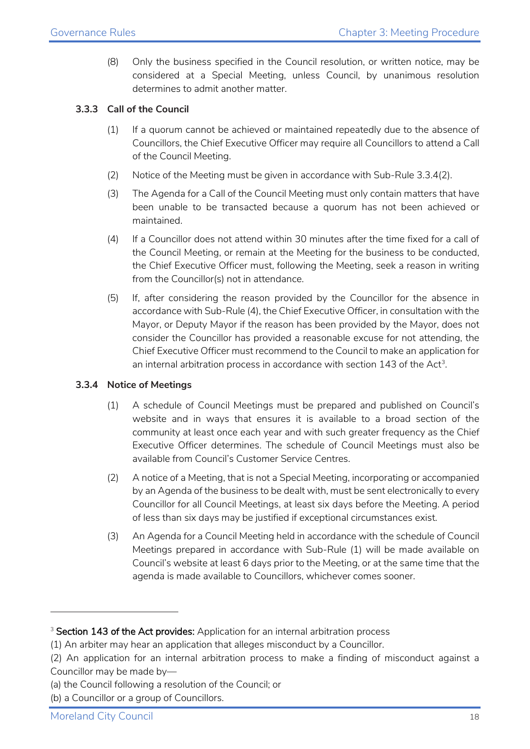(8) Only the business specified in the Council resolution, or written notice, may be considered at a Special Meeting, unless Council, by unanimous resolution determines to admit another matter.

### 3.3.3 Call of the Council

(1) If a quorum cannot be achieved or maintained repeatedly due to the absence of Councillors, the Chief Executive Officer may require all Councillors to attend a Call of the Council Meeting.

(2) Notice of the Meeting must be given in accordance with Sub-Rule 3.3.4(2).

(3) The Agenda for a Call of the Council Meeting must only contain matters that have been unable to be transacted because a quorum has not been achieved or maintained.

(4) If a Councillor does not attend within 30 minutes after the time fixed for a call of the Council Meeting, or remain at the Meeting for the business to be conducted, the Chief Executive Officer must, following the Meeting, seek a reason in writing from the Councillor(s) not in attendance.

(5) If, after considering the reason provided by the Councillor for the absence in accordance with Sub-Rule (4), the Chief Executive Officer, in consultation with the Mayor, or Deputy Mayor if the reason has been provided by the Mayor, does not consider the Councillor has provided a reasonable excuse for not attending, the Chief Executive Officer must recommend to the Council to make an application for an internal arbitration process in accordance with section 143 of the Act[3].

### 3.3.4 Notice of Meetings

(1) A schedule of Council Meetings must be prepared and published on Council's website and in ways that ensures it is available to a broad section of the community at least once each year and with such greater frequency as the Chief Executive Officer determines. The schedule of Council Meetings must also be available from Council's Customer Service Centres.

(2) A notice of a Meeting, that is not a Special Meeting, incorporating or accompanied by an Agenda of the business to be dealt with, must be sent electronically to every Councillor for all Council Meetings, at least six days before the Meeting. A period of less than six days may be justified if exceptional circumstances exist.

(3) An Agenda for a Council Meeting held in accordance with the schedule of Council Meetings prepared in accordance with Sub-Rule (1) will be made available on Council's website at least 6 days prior to the Meeting, or at the same time that the agenda is made available to Councillors, whichever comes sooner.

---

[3] **Section 143 of the Act provides:** Application for an internal arbitration process
(1) An arbiter may hear an application that alleges misconduct by a Councillor.
(2) An application for an internal arbitration process to make a finding of misconduct against a Councillor may be made by—
(a) the Council following a resolution of the Council; or
(b) a Councillor or a group of Councillors.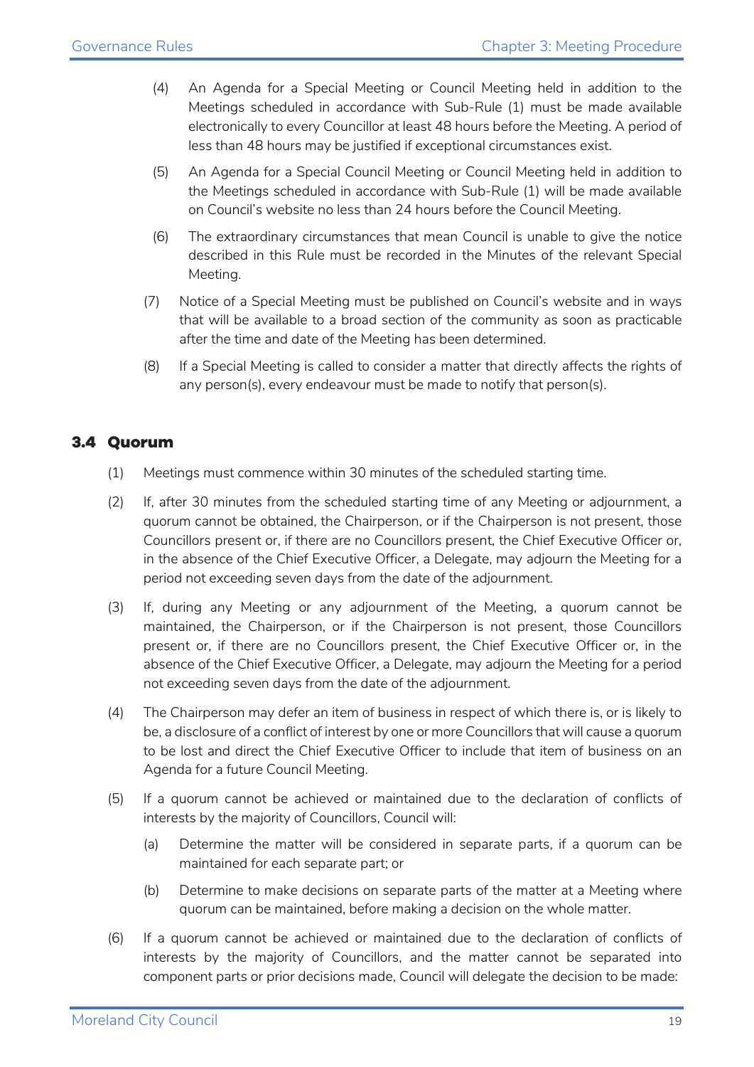(4) An Agenda for a Special Meeting or Council Meeting held in addition to the Meetings scheduled in accordance with Sub-Rule (1) must be made available electronically to every Councillor at least 48 hours before the Meeting. A period of less than 48 hours may be justified if exceptional circumstances exist.

(5) An Agenda for a Special Council Meeting or Council Meeting held in addition to the Meetings scheduled in accordance with Sub-Rule (1) will be made available on Council's website no less than 24 hours before the Council Meeting.

(6) The extraordinary circumstances that mean Council is unable to give the notice described in this Rule must be recorded in the Minutes of the relevant Special Meeting.

(7) Notice of a Special Meeting must be published on Council's website and in ways that will be available to a broad section of the community as soon as practicable after the time and date of the Meeting has been determined.

(8) If a Special Meeting is called to consider a matter that directly affects the rights of any person(s), every endeavour must be made to notify that person(s).

## 3.4 Quorum

(1) Meetings must commence within 30 minutes of the scheduled starting time.

(2) If, after 30 minutes from the scheduled starting time of any Meeting or adjournment, a quorum cannot be obtained, the Chairperson, or if the Chairperson is not present, those Councillors present or, if there are no Councillors present, the Chief Executive Officer or, in the absence of the Chief Executive Officer, a Delegate, may adjourn the Meeting for a period not exceeding seven days from the date of the adjournment.

(3) If, during any Meeting or any adjournment of the Meeting, a quorum cannot be maintained, the Chairperson, or if the Chairperson is not present, those Councillors present or, if there are no Councillors present, the Chief Executive Officer or, in the absence of the Chief Executive Officer, a Delegate, may adjourn the Meeting for a period not exceeding seven days from the date of the adjournment.

(4) The Chairperson may defer an item of business in respect of which there is, or is likely to be, a disclosure of a conflict of interest by one or more Councillors that will cause a quorum to be lost and direct the Chief Executive Officer to include that item of business on an Agenda for a future Council Meeting.

(5) If a quorum cannot be achieved or maintained due to the declaration of conflicts of interests by the majority of Councillors, Council will:

   (a) Determine the matter will be considered in separate parts, if a quorum can be maintained for each separate part; or

   (b) Determine to make decisions on separate parts of the matter at a Meeting where quorum can be maintained, before making a decision on the whole matter.

(6) If a quorum cannot be achieved or maintained due to the declaration of conflicts of interests by the majority of Councillors, and the matter cannot be separated into component parts or prior decisions made, Council will delegate the decision to be made: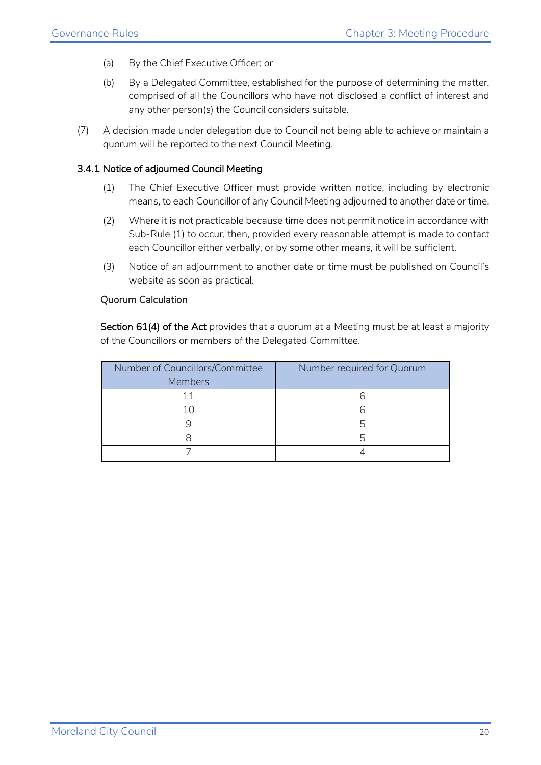(a) By the Chief Executive Officer; or

(b) By a Delegated Committee, established for the purpose of determining the matter, comprised of all the Councillors who have not disclosed a conflict of interest and any other person(s) the Council considers suitable.

(7) A decision made under delegation due to Council not being able to achieve or maintain a quorum will be reported to the next Council Meeting.

### 3.4.1 Notice of adjourned Council Meeting

(1) The Chief Executive Officer must provide written notice, including by electronic means, to each Councillor of any Council Meeting adjourned to another date or time.

(2) Where it is not practicable because time does not permit notice in accordance with Sub-Rule (1) to occur, then, provided every reasonable attempt is made to contact each Councillor either verbally, or by some other means, it will be sufficient.

(3) Notice of an adjournment to another date or time must be published on Council's website as soon as practical.

#### Quorum Calculation

**Section 61(4) of the Act** provides that a quorum at a Meeting must be at least a majority of the Councillors or members of the Delegated Committee.

| Number of Councillors/Committee Members | Number required for Quorum |
|---|---|
| 11 | 6 |
| 10 | 6 |
| 9 | 5 |
| 8 | 5 |
| 7 | 4 |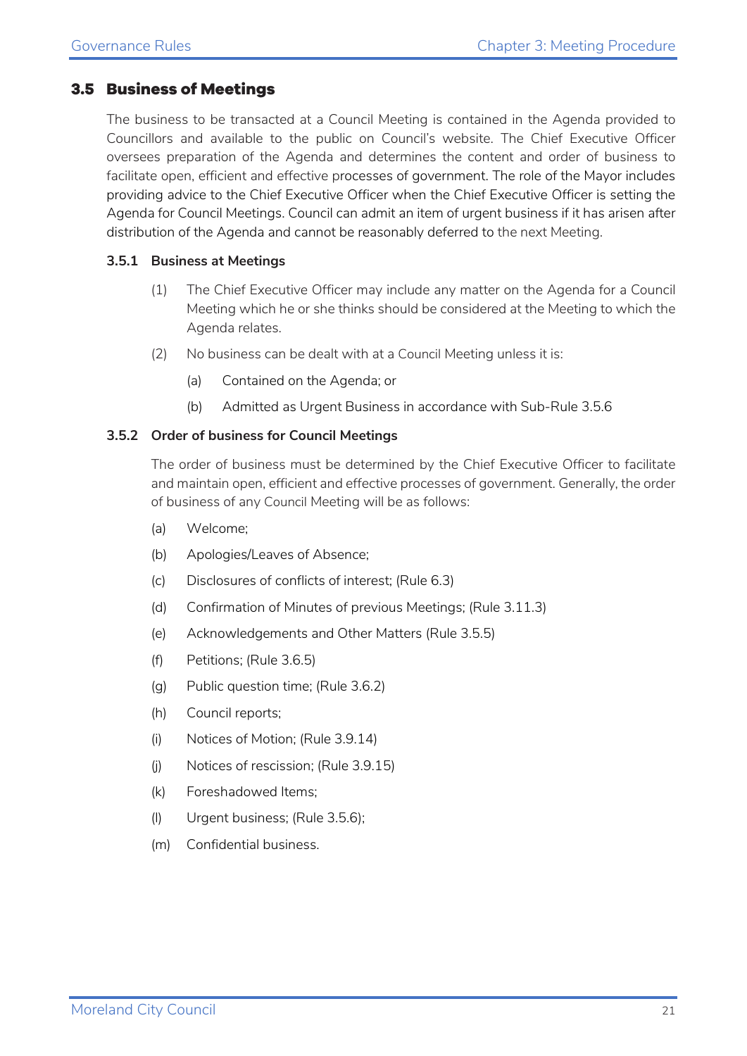## 3.5 Business of Meetings

The business to be transacted at a Council Meeting is contained in the Agenda provided to Councillors and available to the public on Council's website. The Chief Executive Officer oversees preparation of the Agenda and determines the content and order of business to facilitate open, efficient and effective processes of government. The role of the Mayor includes providing advice to the Chief Executive Officer when the Chief Executive Officer is setting the Agenda for Council Meetings. Council can admit an item of urgent business if it has arisen after distribution of the Agenda and cannot be reasonably deferred to the next Meeting.

### 3.5.1 Business at Meetings

(1) The Chief Executive Officer may include any matter on the Agenda for a Council Meeting which he or she thinks should be considered at the Meeting to which the Agenda relates.

(2) No business can be dealt with at a Council Meeting unless it is:

- (a) Contained on the Agenda; or
- (b) Admitted as Urgent Business in accordance with Sub-Rule 3.5.6

### 3.5.2 Order of business for Council Meetings

The order of business must be determined by the Chief Executive Officer to facilitate and maintain open, efficient and effective processes of government. Generally, the order of business of any Council Meeting will be as follows:

- (a) Welcome;
- (b) Apologies/Leaves of Absence;
- (c) Disclosures of conflicts of interest; (Rule 6.3)
- (d) Confirmation of Minutes of previous Meetings; (Rule 3.11.3)
- (e) Acknowledgements and Other Matters (Rule 3.5.5)
- (f) Petitions; (Rule 3.6.5)
- (g) Public question time; (Rule 3.6.2)
- (h) Council reports;
- (i) Notices of Motion; (Rule 3.9.14)
- (j) Notices of rescission; (Rule 3.9.15)
- (k) Foreshadowed Items;
- (l) Urgent business; (Rule 3.5.6);
- (m) Confidential business.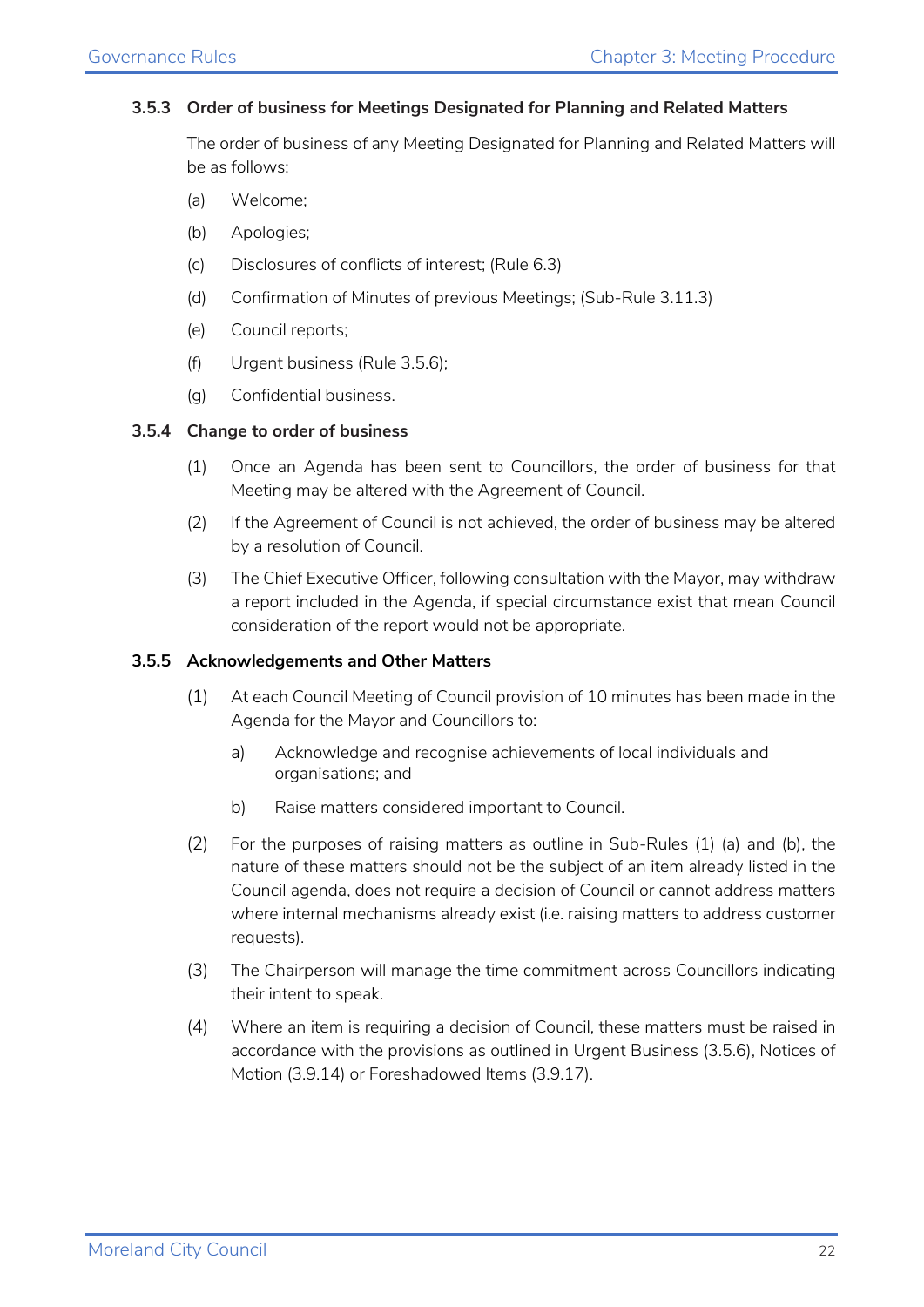#### 3.5.3 Order of business for Meetings Designated for Planning and Related Matters

The order of business of any Meeting Designated for Planning and Related Matters will be as follows:

(a) Welcome;

(b) Apologies;

(c) Disclosures of conflicts of interest; (Rule 6.3)

(d) Confirmation of Minutes of previous Meetings; (Sub-Rule 3.11.3)

(e) Council reports;

(f) Urgent business (Rule 3.5.6);

(g) Confidential business.

#### 3.5.4 Change to order of business

(1) Once an Agenda has been sent to Councillors, the order of business for that Meeting may be altered with the Agreement of Council.

(2) If the Agreement of Council is not achieved, the order of business may be altered by a resolution of Council.

(3) The Chief Executive Officer, following consultation with the Mayor, may withdraw a report included in the Agenda, if special circumstance exist that mean Council consideration of the report would not be appropriate.

#### 3.5.5 Acknowledgements and Other Matters

(1) At each Council Meeting of Council provision of 10 minutes has been made in the Agenda for the Mayor and Councillors to:

a) Acknowledge and recognise achievements of local individuals and organisations; and

b) Raise matters considered important to Council.

(2) For the purposes of raising matters as outline in Sub-Rules (1) (a) and (b), the nature of these matters should not be the subject of an item already listed in the Council agenda, does not require a decision of Council or cannot address matters where internal mechanisms already exist (i.e. raising matters to address customer requests).

(3) The Chairperson will manage the time commitment across Councillors indicating their intent to speak.

(4) Where an item is requiring a decision of Council, these matters must be raised in accordance with the provisions as outlined in Urgent Business (3.5.6), Notices of Motion (3.9.14) or Foreshadowed Items (3.9.17).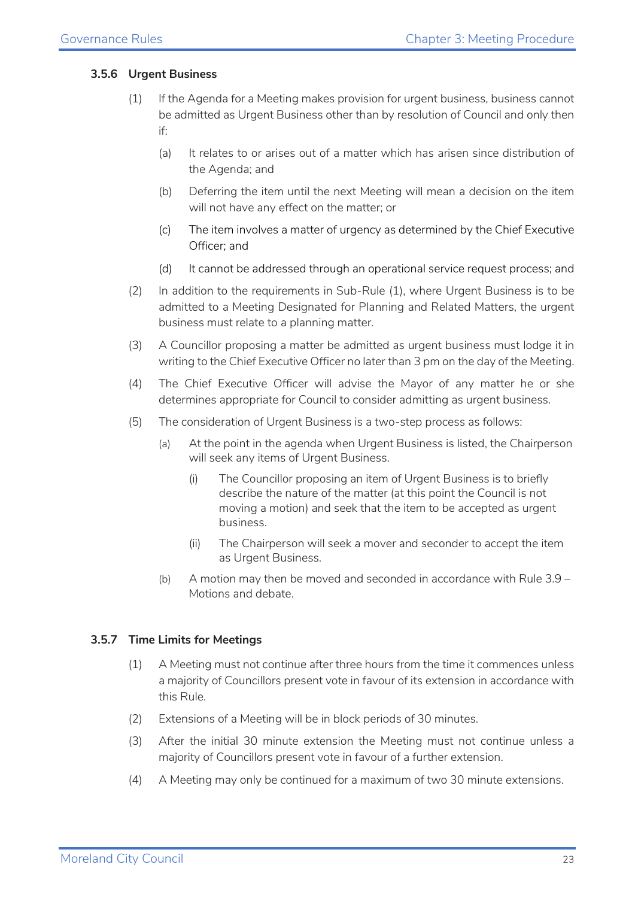### 3.5.6 Urgent Business

(1) If the Agenda for a Meeting makes provision for urgent business, business cannot be admitted as Urgent Business other than by resolution of Council and only then if:

(a) It relates to or arises out of a matter which has arisen since distribution of the Agenda; and

(b) Deferring the item until the next Meeting will mean a decision on the item will not have any effect on the matter; or

(c) The item involves a matter of urgency as determined by the Chief Executive Officer; and

(d) It cannot be addressed through an operational service request process; and

(2) In addition to the requirements in Sub-Rule (1), where Urgent Business is to be admitted to a Meeting Designated for Planning and Related Matters, the urgent business must relate to a planning matter.

(3) A Councillor proposing a matter be admitted as urgent business must lodge it in writing to the Chief Executive Officer no later than 3 pm on the day of the Meeting.

(4) The Chief Executive Officer will advise the Mayor of any matter he or she determines appropriate for Council to consider admitting as urgent business.

(5) The consideration of Urgent Business is a two-step process as follows:

(a) At the point in the agenda when Urgent Business is listed, the Chairperson will seek any items of Urgent Business.

(i) The Councillor proposing an item of Urgent Business is to briefly describe the nature of the matter (at this point the Council is not moving a motion) and seek that the item to be accepted as urgent business.

(ii) The Chairperson will seek a mover and seconder to accept the item as Urgent Business.

(b) A motion may then be moved and seconded in accordance with Rule 3.9 – Motions and debate.

### 3.5.7 Time Limits for Meetings

(1) A Meeting must not continue after three hours from the time it commences unless a majority of Councillors present vote in favour of its extension in accordance with this Rule.

(2) Extensions of a Meeting will be in block periods of 30 minutes.

(3) After the initial 30 minute extension the Meeting must not continue unless a majority of Councillors present vote in favour of a further extension.

(4) A Meeting may only be continued for a maximum of two 30 minute extensions.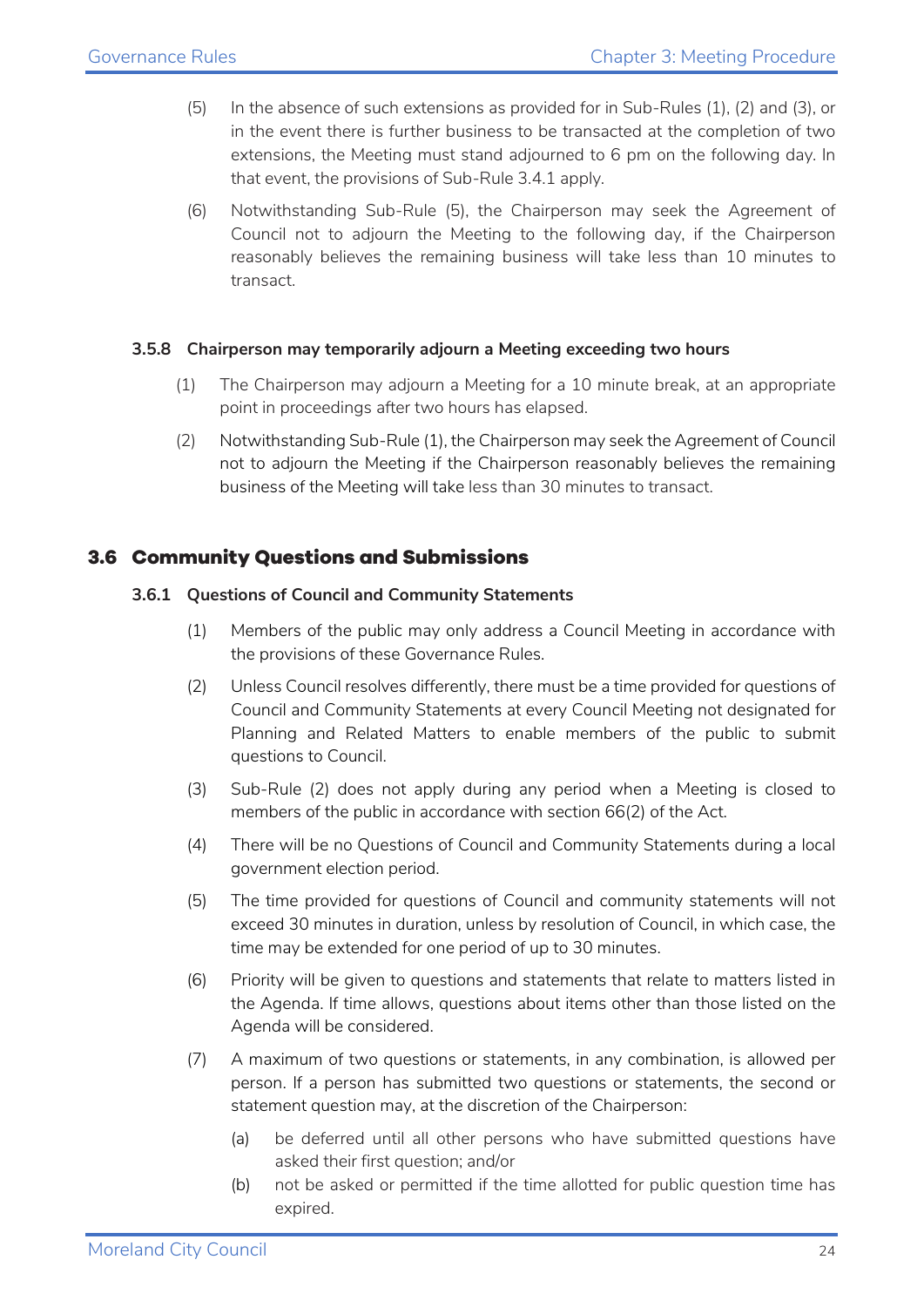(5) In the absence of such extensions as provided for in Sub-Rules (1), (2) and (3), or in the event there is further business to be transacted at the completion of two extensions, the Meeting must stand adjourned to 6 pm on the following day. In that event, the provisions of Sub-Rule 3.4.1 apply.

(6) Notwithstanding Sub-Rule (5), the Chairperson may seek the Agreement of Council not to adjourn the Meeting to the following day, if the Chairperson reasonably believes the remaining business will take less than 10 minutes to transact.

#### 3.5.8 Chairperson may temporarily adjourn a Meeting exceeding two hours

(1) The Chairperson may adjourn a Meeting for a 10 minute break, at an appropriate point in proceedings after two hours has elapsed.

(2) Notwithstanding Sub-Rule (1), the Chairperson may seek the Agreement of Council not to adjourn the Meeting if the Chairperson reasonably believes the remaining business of the Meeting will take less than 30 minutes to transact.

## 3.6 Community Questions and Submissions

#### 3.6.1 Questions of Council and Community Statements

(1) Members of the public may only address a Council Meeting in accordance with the provisions of these Governance Rules.

(2) Unless Council resolves differently, there must be a time provided for questions of Council and Community Statements at every Council Meeting not designated for Planning and Related Matters to enable members of the public to submit questions to Council.

(3) Sub-Rule (2) does not apply during any period when a Meeting is closed to members of the public in accordance with section 66(2) of the Act.

(4) There will be no Questions of Council and Community Statements during a local government election period.

(5) The time provided for questions of Council and community statements will not exceed 30 minutes in duration, unless by resolution of Council, in which case, the time may be extended for one period of up to 30 minutes.

(6) Priority will be given to questions and statements that relate to matters listed in the Agenda. If time allows, questions about items other than those listed on the Agenda will be considered.

(7) A maximum of two questions or statements, in any combination, is allowed per person. If a person has submitted two questions or statements, the second or statement question may, at the discretion of the Chairperson:

   (a) be deferred until all other persons who have submitted questions have asked their first question; and/or

   (b) not be asked or permitted if the time allotted for public question time has expired.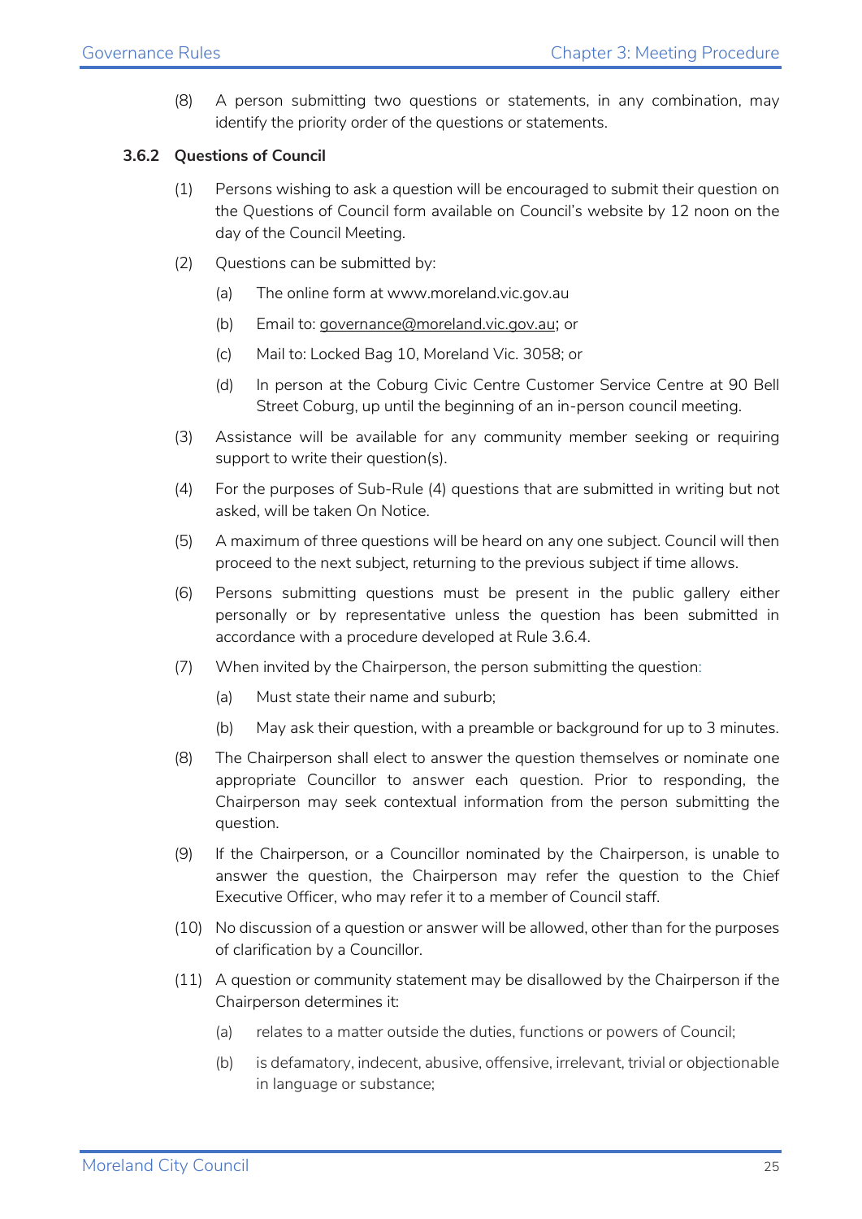(8) A person submitting two questions or statements, in any combination, may identify the priority order of the questions or statements.

### 3.6.2 Questions of Council

(1) Persons wishing to ask a question will be encouraged to submit their question on the Questions of Council form available on Council's website by 12 noon on the day of the Council Meeting.

(2) Questions can be submitted by:

  (a) The online form at www.moreland.vic.gov.au

  (b) Email to: governance@moreland.vic.gov.au; or

  (c) Mail to: Locked Bag 10, Moreland Vic. 3058; or

  (d) In person at the Coburg Civic Centre Customer Service Centre at 90 Bell Street Coburg, up until the beginning of an in-person council meeting.

(3) Assistance will be available for any community member seeking or requiring support to write their question(s).

(4) For the purposes of Sub-Rule (4) questions that are submitted in writing but not asked, will be taken On Notice.

(5) A maximum of three questions will be heard on any one subject. Council will then proceed to the next subject, returning to the previous subject if time allows.

(6) Persons submitting questions must be present in the public gallery either personally or by representative unless the question has been submitted in accordance with a procedure developed at Rule 3.6.4.

(7) When invited by the Chairperson, the person submitting the question:

  (a) Must state their name and suburb;

  (b) May ask their question, with a preamble or background for up to 3 minutes.

(8) The Chairperson shall elect to answer the question themselves or nominate one appropriate Councillor to answer each question. Prior to responding, the Chairperson may seek contextual information from the person submitting the question.

(9) If the Chairperson, or a Councillor nominated by the Chairperson, is unable to answer the question, the Chairperson may refer the question to the Chief Executive Officer, who may refer it to a member of Council staff.

(10) No discussion of a question or answer will be allowed, other than for the purposes of clarification by a Councillor.

(11) A question or community statement may be disallowed by the Chairperson if the Chairperson determines it:

  (a) relates to a matter outside the duties, functions or powers of Council;

  (b) is defamatory, indecent, abusive, offensive, irrelevant, trivial or objectionable in language or substance;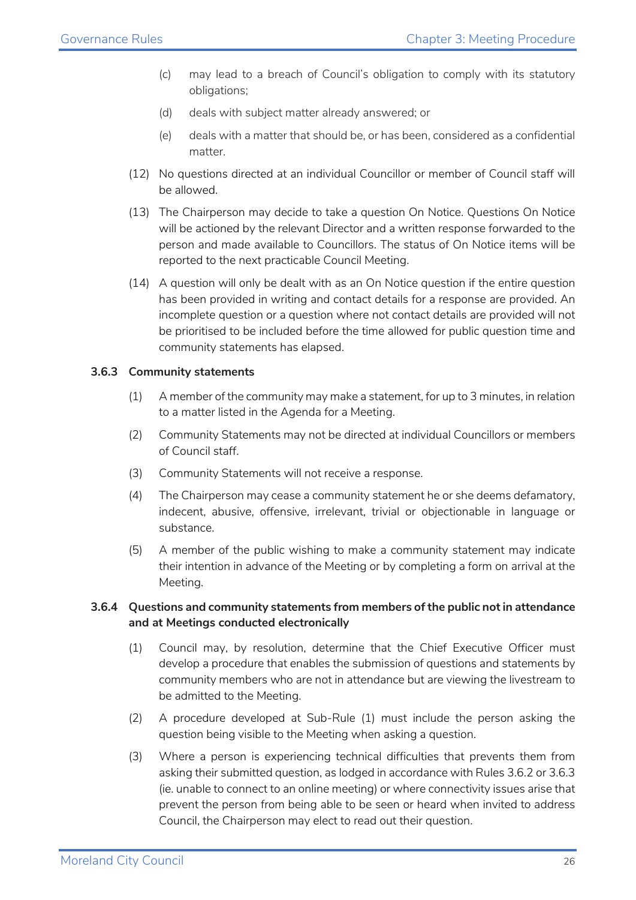(c) may lead to a breach of Council's obligation to comply with its statutory obligations;

(d) deals with subject matter already answered; or

(e) deals with a matter that should be, or has been, considered as a confidential matter.

(12) No questions directed at an individual Councillor or member of Council staff will be allowed.

(13) The Chairperson may decide to take a question On Notice. Questions On Notice will be actioned by the relevant Director and a written response forwarded to the person and made available to Councillors. The status of On Notice items will be reported to the next practicable Council Meeting.

(14) A question will only be dealt with as an On Notice question if the entire question has been provided in writing and contact details for a response are provided. An incomplete question or a question where not contact details are provided will not be prioritised to be included before the time allowed for public question time and community statements has elapsed.

### 3.6.3 Community statements

(1) A member of the community may make a statement, for up to 3 minutes, in relation to a matter listed in the Agenda for a Meeting.

(2) Community Statements may not be directed at individual Councillors or members of Council staff.

(3) Community Statements will not receive a response.

(4) The Chairperson may cease a community statement he or she deems defamatory, indecent, abusive, offensive, irrelevant, trivial or objectionable in language or substance.

(5) A member of the public wishing to make a community statement may indicate their intention in advance of the Meeting or by completing a form on arrival at the Meeting.

### 3.6.4 Questions and community statements from members of the public not in attendance and at Meetings conducted electronically

(1) Council may, by resolution, determine that the Chief Executive Officer must develop a procedure that enables the submission of questions and statements by community members who are not in attendance but are viewing the livestream to be admitted to the Meeting.

(2) A procedure developed at Sub-Rule (1) must include the person asking the question being visible to the Meeting when asking a question.

(3) Where a person is experiencing technical difficulties that prevents them from asking their submitted question, as lodged in accordance with Rules 3.6.2 or 3.6.3 (ie. unable to connect to an online meeting) or where connectivity issues arise that prevent the person from being able to be seen or heard when invited to address Council, the Chairperson may elect to read out their question.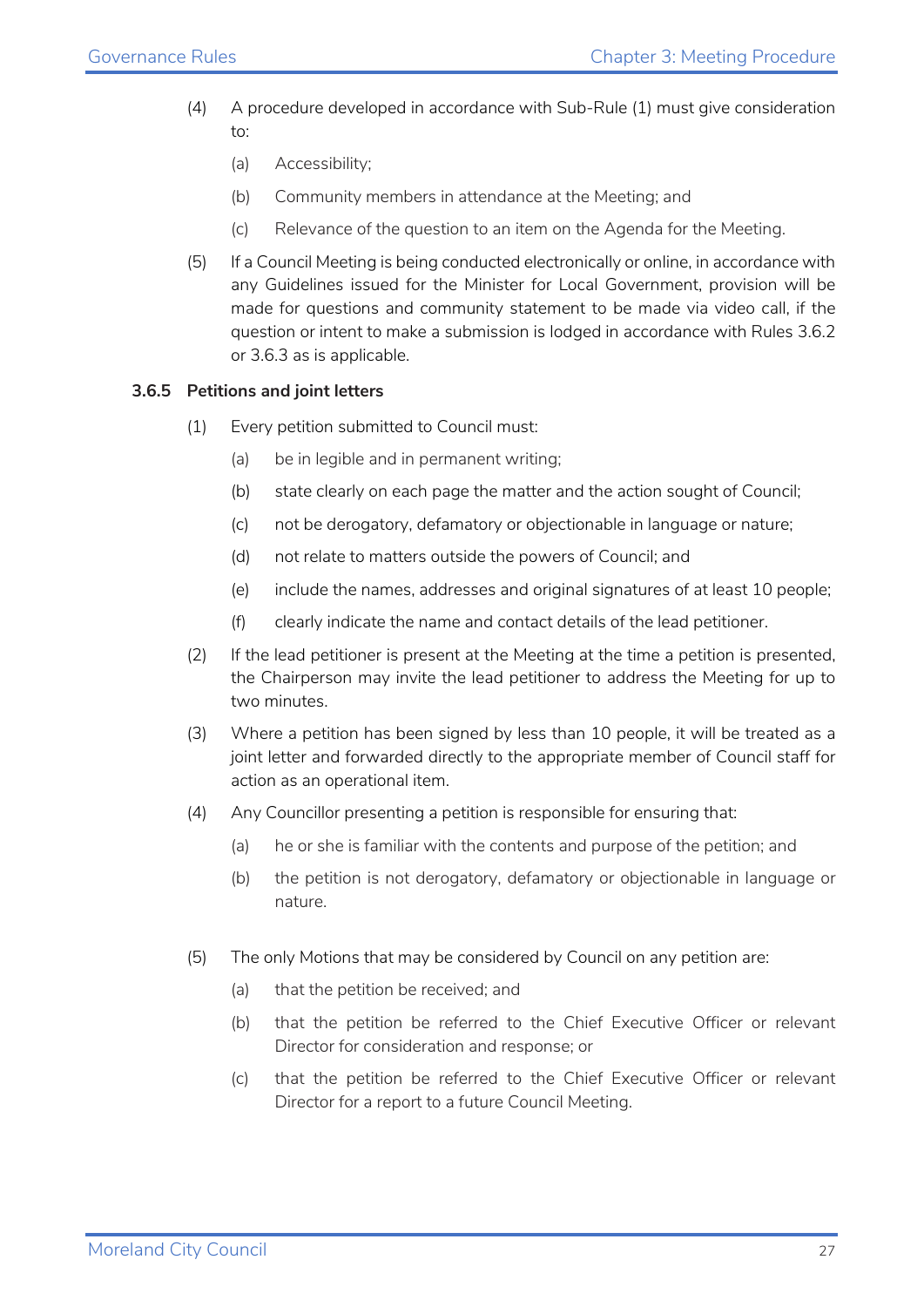(4) A procedure developed in accordance with Sub-Rule (1) must give consideration to:

   (a) Accessibility;

   (b) Community members in attendance at the Meeting; and

   (c) Relevance of the question to an item on the Agenda for the Meeting.

(5) If a Council Meeting is being conducted electronically or online, in accordance with any Guidelines issued for the Minister for Local Government, provision will be made for questions and community statement to be made via video call, if the question or intent to make a submission is lodged in accordance with Rules 3.6.2 or 3.6.3 as is applicable.

### 3.6.5 Petitions and joint letters

(1) Every petition submitted to Council must:

   (a) be in legible and in permanent writing;

   (b) state clearly on each page the matter and the action sought of Council;

   (c) not be derogatory, defamatory or objectionable in language or nature;

   (d) not relate to matters outside the powers of Council; and

   (e) include the names, addresses and original signatures of at least 10 people;

   (f) clearly indicate the name and contact details of the lead petitioner.

(2) If the lead petitioner is present at the Meeting at the time a petition is presented, the Chairperson may invite the lead petitioner to address the Meeting for up to two minutes.

(3) Where a petition has been signed by less than 10 people, it will be treated as a joint letter and forwarded directly to the appropriate member of Council staff for action as an operational item.

(4) Any Councillor presenting a petition is responsible for ensuring that:

   (a) he or she is familiar with the contents and purpose of the petition; and

   (b) the petition is not derogatory, defamatory or objectionable in language or nature.

(5) The only Motions that may be considered by Council on any petition are:

   (a) that the petition be received; and

   (b) that the petition be referred to the Chief Executive Officer or relevant Director for consideration and response; or

   (c) that the petition be referred to the Chief Executive Officer or relevant Director for a report to a future Council Meeting.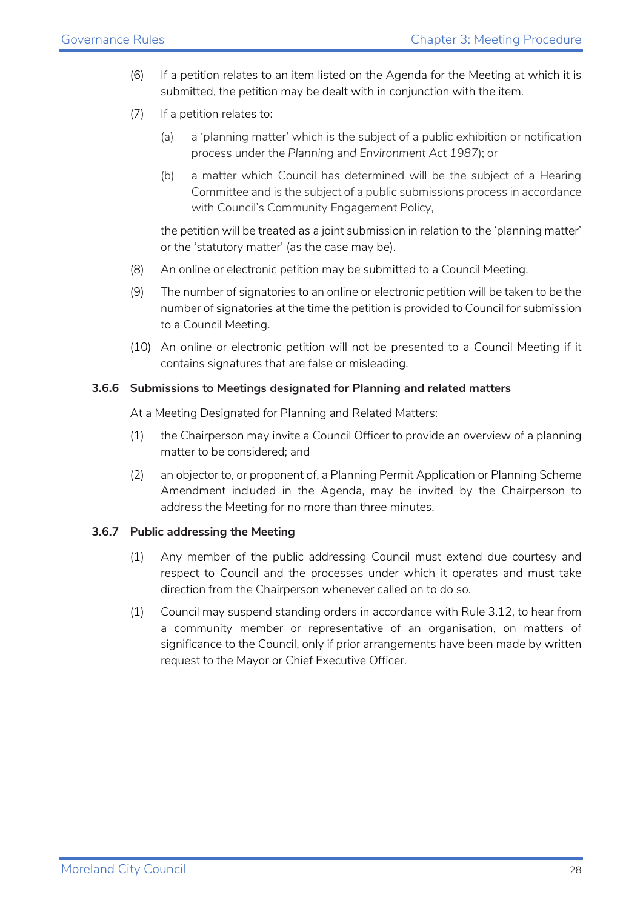(6) If a petition relates to an item listed on the Agenda for the Meeting at which it is submitted, the petition may be dealt with in conjunction with the item.

(7) If a petition relates to:

  (a) a 'planning matter' which is the subject of a public exhibition or notification process under the *Planning and Environment Act 1987*); or

  (b) a matter which Council has determined will be the subject of a Hearing Committee and is the subject of a public submissions process in accordance with Council's Community Engagement Policy,

  the petition will be treated as a joint submission in relation to the 'planning matter' or the 'statutory matter' (as the case may be).

(8) An online or electronic petition may be submitted to a Council Meeting.

(9) The number of signatories to an online or electronic petition will be taken to be the number of signatories at the time the petition is provided to Council for submission to a Council Meeting.

(10) An online or electronic petition will not be presented to a Council Meeting if it contains signatures that are false or misleading.

### 3.6.6 Submissions to Meetings designated for Planning and related matters

At a Meeting Designated for Planning and Related Matters:

(1) the Chairperson may invite a Council Officer to provide an overview of a planning matter to be considered; and

(2) an objector to, or proponent of, a Planning Permit Application or Planning Scheme Amendment included in the Agenda, may be invited by the Chairperson to address the Meeting for no more than three minutes.

### 3.6.7 Public addressing the Meeting

(1) Any member of the public addressing Council must extend due courtesy and respect to Council and the processes under which it operates and must take direction from the Chairperson whenever called on to do so.

(1) Council may suspend standing orders in accordance with Rule 3.12, to hear from a community member or representative of an organisation, on matters of significance to the Council, only if prior arrangements have been made by written request to the Mayor or Chief Executive Officer.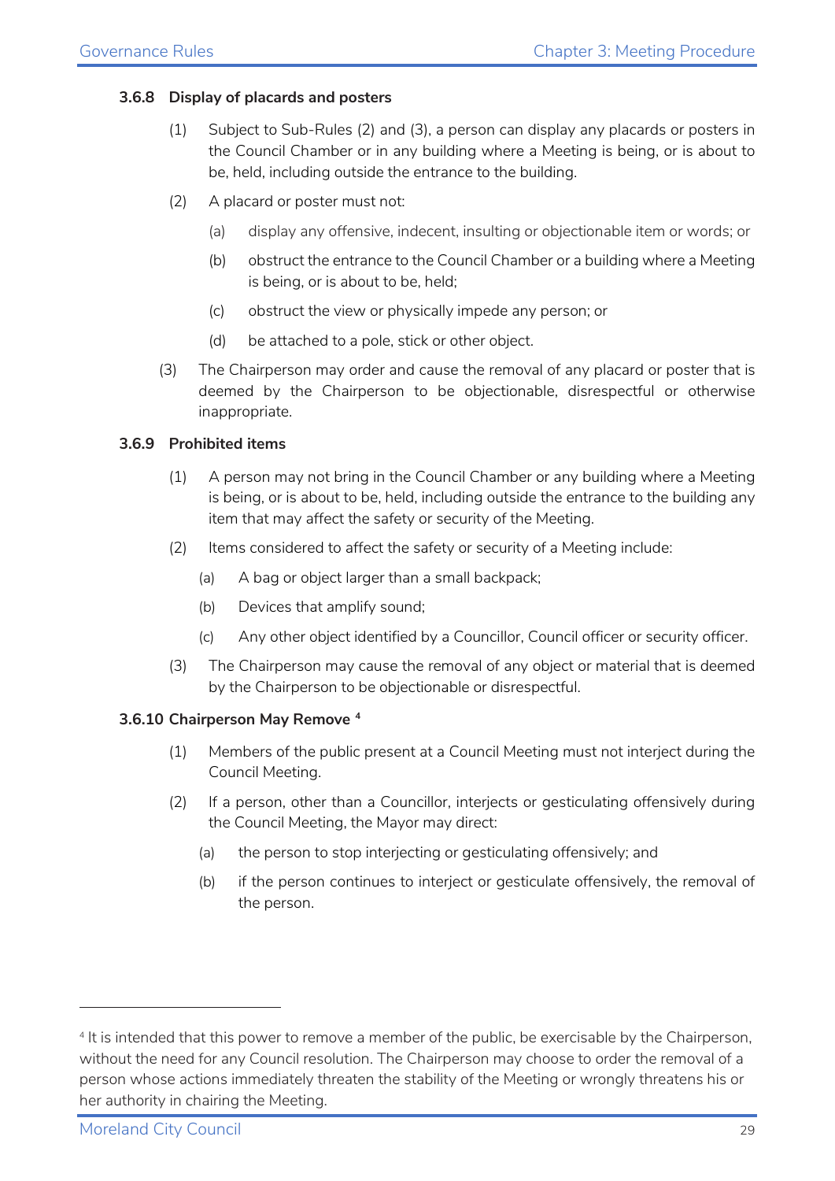### 3.6.8 Display of placards and posters

(1) Subject to Sub-Rules (2) and (3), a person can display any placards or posters in the Council Chamber or in any building where a Meeting is being, or is about to be, held, including outside the entrance to the building.

(2) A placard or poster must not:

(a) display any offensive, indecent, insulting or objectionable item or words; or

(b) obstruct the entrance to the Council Chamber or a building where a Meeting is being, or is about to be, held;

(c) obstruct the view or physically impede any person; or

(d) be attached to a pole, stick or other object.

(3) The Chairperson may order and cause the removal of any placard or poster that is deemed by the Chairperson to be objectionable, disrespectful or otherwise inappropriate.

### 3.6.9 Prohibited items

(1) A person may not bring in the Council Chamber or any building where a Meeting is being, or is about to be, held, including outside the entrance to the building any item that may affect the safety or security of the Meeting.

(2) Items considered to affect the safety or security of a Meeting include:

(a) A bag or object larger than a small backpack;

(b) Devices that amplify sound;

(c) Any other object identified by a Councillor, Council officer or security officer.

(3) The Chairperson may cause the removal of any object or material that is deemed by the Chairperson to be objectionable or disrespectful.

### 3.6.10 Chairperson May Remove [4]

(1) Members of the public present at a Council Meeting must not interject during the Council Meeting.

(2) If a person, other than a Councillor, interjects or gesticulating offensively during the Council Meeting, the Mayor may direct:

(a) the person to stop interjecting or gesticulating offensively; and

(b) if the person continues to interject or gesticulate offensively, the removal of the person.

---

[4] It is intended that this power to remove a member of the public, be exercisable by the Chairperson, without the need for any Council resolution. The Chairperson may choose to order the removal of a person whose actions immediately threaten the stability of the Meeting or wrongly threatens his or her authority in chairing the Meeting.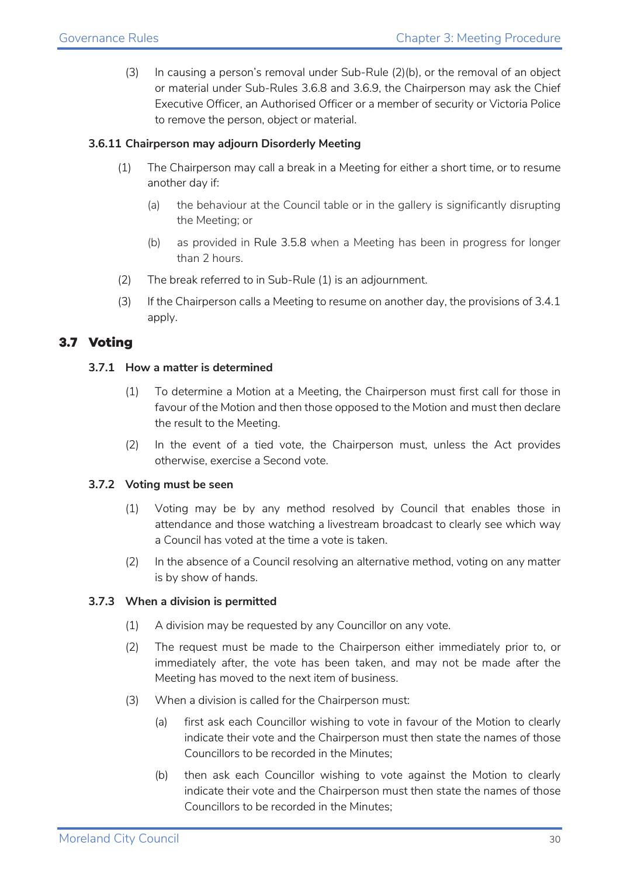(3) In causing a person's removal under Sub-Rule (2)(b), or the removal of an object or material under Sub-Rules 3.6.8 and 3.6.9, the Chairperson may ask the Chief Executive Officer, an Authorised Officer or a member of security or Victoria Police to remove the person, object or material.

#### 3.6.11 Chairperson may adjourn Disorderly Meeting

(1) The Chairperson may call a break in a Meeting for either a short time, or to resume another day if:

   (a) the behaviour at the Council table or in the gallery is significantly disrupting the Meeting; or

   (b) as provided in Rule 3.5.8 when a Meeting has been in progress for longer than 2 hours.

(2) The break referred to in Sub-Rule (1) is an adjournment.

(3) If the Chairperson calls a Meeting to resume on another day, the provisions of 3.4.1 apply.

## 3.7 Voting

#### 3.7.1 How a matter is determined

(1) To determine a Motion at a Meeting, the Chairperson must first call for those in favour of the Motion and then those opposed to the Motion and must then declare the result to the Meeting.

(2) In the event of a tied vote, the Chairperson must, unless the Act provides otherwise, exercise a Second vote.

#### 3.7.2 Voting must be seen

(1) Voting may be by any method resolved by Council that enables those in attendance and those watching a livestream broadcast to clearly see which way a Council has voted at the time a vote is taken.

(2) In the absence of a Council resolving an alternative method, voting on any matter is by show of hands.

#### 3.7.3 When a division is permitted

(1) A division may be requested by any Councillor on any vote.

(2) The request must be made to the Chairperson either immediately prior to, or immediately after, the vote has been taken, and may not be made after the Meeting has moved to the next item of business.

(3) When a division is called for the Chairperson must:

   (a) first ask each Councillor wishing to vote in favour of the Motion to clearly indicate their vote and the Chairperson must then state the names of those Councillors to be recorded in the Minutes;

   (b) then ask each Councillor wishing to vote against the Motion to clearly indicate their vote and the Chairperson must then state the names of those Councillors to be recorded in the Minutes;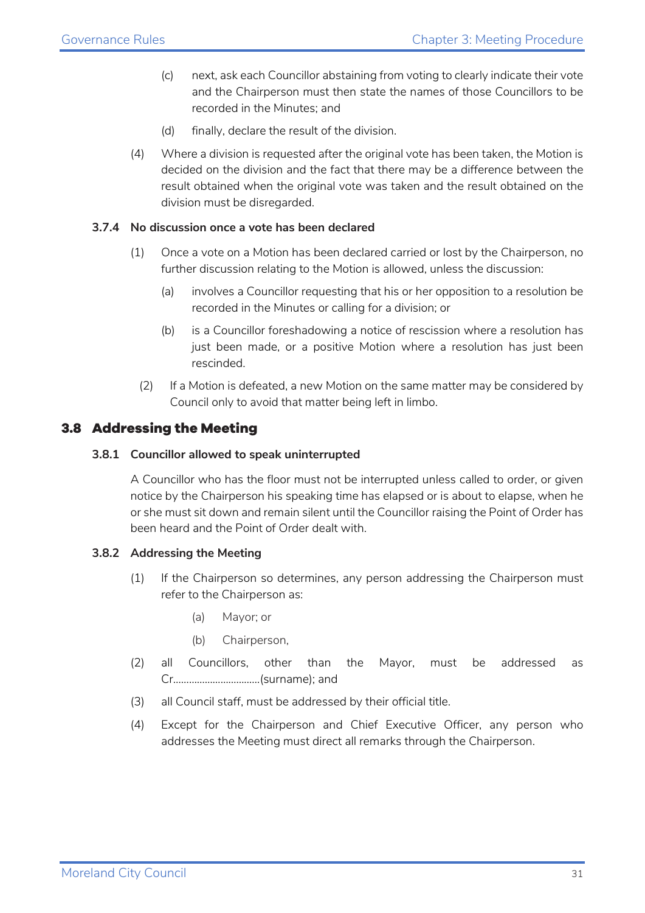(c) next, ask each Councillor abstaining from voting to clearly indicate their vote and the Chairperson must then state the names of those Councillors to be recorded in the Minutes; and

(d) finally, declare the result of the division.

(4) Where a division is requested after the original vote has been taken, the Motion is decided on the division and the fact that there may be a difference between the result obtained when the original vote was taken and the result obtained on the division must be disregarded.

#### 3.7.4 No discussion once a vote has been declared

(1) Once a vote on a Motion has been declared carried or lost by the Chairperson, no further discussion relating to the Motion is allowed, unless the discussion:

(a) involves a Councillor requesting that his or her opposition to a resolution be recorded in the Minutes or calling for a division; or

(b) is a Councillor foreshadowing a notice of rescission where a resolution has just been made, or a positive Motion where a resolution has just been rescinded.

(2) If a Motion is defeated, a new Motion on the same matter may be considered by Council only to avoid that matter being left in limbo.

## 3.8 Addressing the Meeting

#### 3.8.1 Councillor allowed to speak uninterrupted

A Councillor who has the floor must not be interrupted unless called to order, or given notice by the Chairperson his speaking time has elapsed or is about to elapse, when he or she must sit down and remain silent until the Councillor raising the Point of Order has been heard and the Point of Order dealt with.

#### 3.8.2 Addressing the Meeting

(1) If the Chairperson so determines, any person addressing the Chairperson must refer to the Chairperson as:

(a) Mayor; or

(b) Chairperson,

(2) all Councillors, other than the Mayor, must be addressed as Cr................................(surname); and

(3) all Council staff, must be addressed by their official title.

(4) Except for the Chairperson and Chief Executive Officer, any person who addresses the Meeting must direct all remarks through the Chairperson.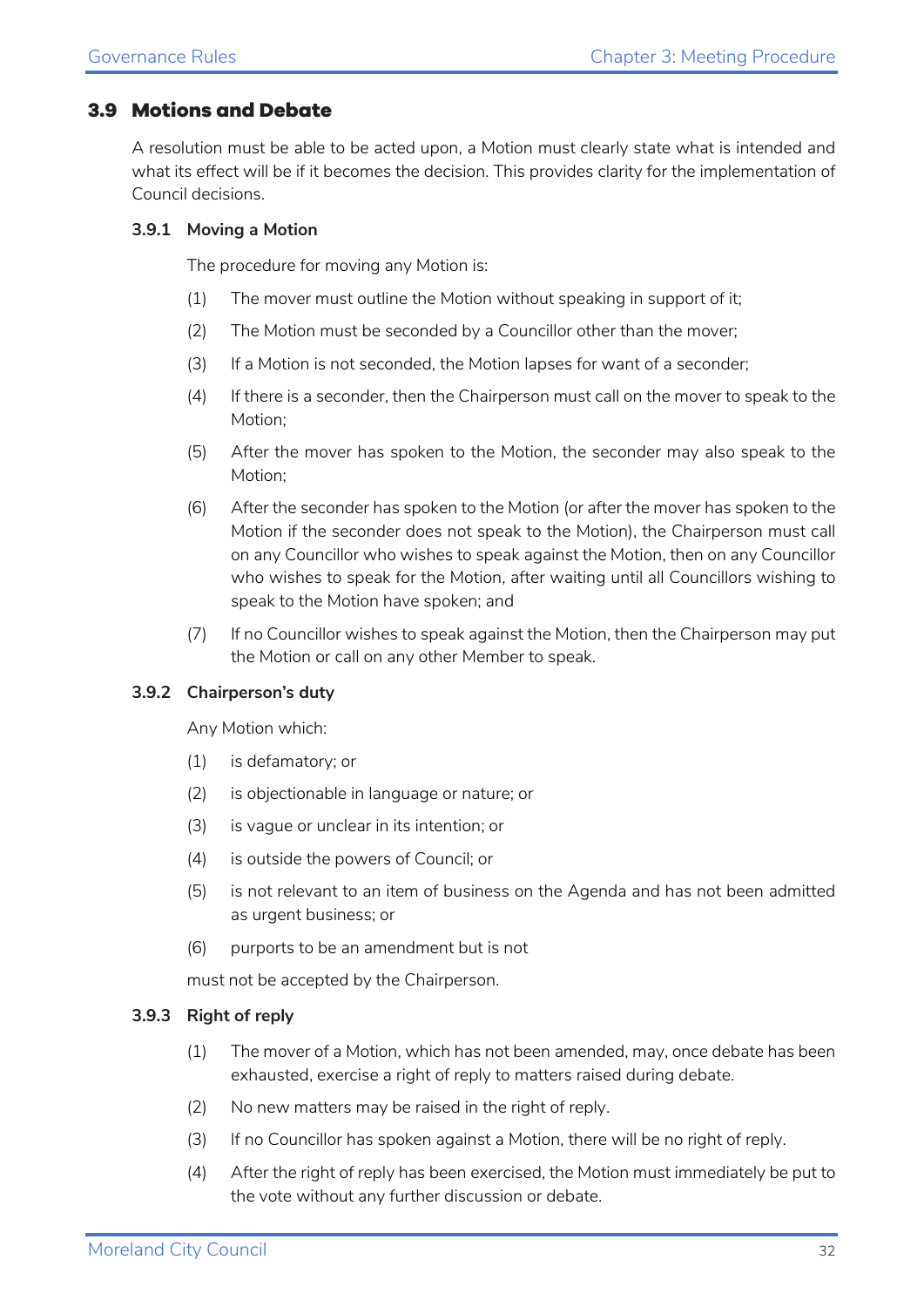## 3.9 Motions and Debate

A resolution must be able to be acted upon, a Motion must clearly state what is intended and what its effect will be if it becomes the decision. This provides clarity for the implementation of Council decisions.

### 3.9.1 Moving a Motion

The procedure for moving any Motion is:

(1) The mover must outline the Motion without speaking in support of it;

(2) The Motion must be seconded by a Councillor other than the mover;

(3) If a Motion is not seconded, the Motion lapses for want of a seconder;

(4) If there is a seconder, then the Chairperson must call on the mover to speak to the Motion;

(5) After the mover has spoken to the Motion, the seconder may also speak to the Motion;

(6) After the seconder has spoken to the Motion (or after the mover has spoken to the Motion if the seconder does not speak to the Motion), the Chairperson must call on any Councillor who wishes to speak against the Motion, then on any Councillor who wishes to speak for the Motion, after waiting until all Councillors wishing to speak to the Motion have spoken; and

(7) If no Councillor wishes to speak against the Motion, then the Chairperson may put the Motion or call on any other Member to speak.

### 3.9.2 Chairperson's duty

Any Motion which:

(1) is defamatory; or

(2) is objectionable in language or nature; or

(3) is vague or unclear in its intention; or

(4) is outside the powers of Council; or

(5) is not relevant to an item of business on the Agenda and has not been admitted as urgent business; or

(6) purports to be an amendment but is not

must not be accepted by the Chairperson.

### 3.9.3 Right of reply

(1) The mover of a Motion, which has not been amended, may, once debate has been exhausted, exercise a right of reply to matters raised during debate.

(2) No new matters may be raised in the right of reply.

(3) If no Councillor has spoken against a Motion, there will be no right of reply.

(4) After the right of reply has been exercised, the Motion must immediately be put to the vote without any further discussion or debate.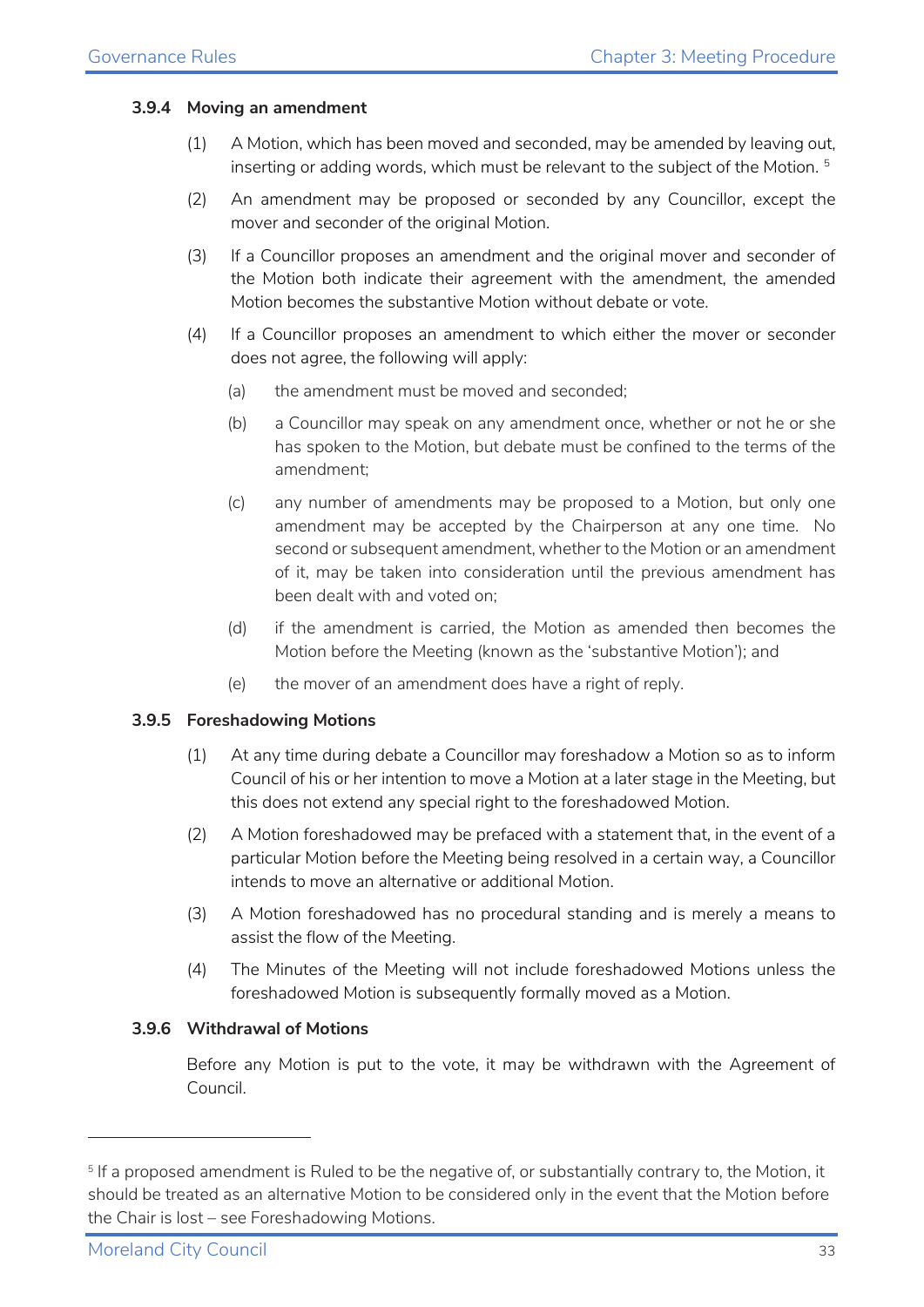### 3.9.4 Moving an amendment

(1) A Motion, which has been moved and seconded, may be amended by leaving out, inserting or adding words, which must be relevant to the subject of the Motion. [5]

(2) An amendment may be proposed or seconded by any Councillor, except the mover and seconder of the original Motion.

(3) If a Councillor proposes an amendment and the original mover and seconder of the Motion both indicate their agreement with the amendment, the amended Motion becomes the substantive Motion without debate or vote.

(4) If a Councillor proposes an amendment to which either the mover or seconder does not agree, the following will apply:

   (a) the amendment must be moved and seconded;

   (b) a Councillor may speak on any amendment once, whether or not he or she has spoken to the Motion, but debate must be confined to the terms of the amendment;

   (c) any number of amendments may be proposed to a Motion, but only one amendment may be accepted by the Chairperson at any one time. No second or subsequent amendment, whether to the Motion or an amendment of it, may be taken into consideration until the previous amendment has been dealt with and voted on;

   (d) if the amendment is carried, the Motion as amended then becomes the Motion before the Meeting (known as the 'substantive Motion'); and

   (e) the mover of an amendment does have a right of reply.

### 3.9.5 Foreshadowing Motions

(1) At any time during debate a Councillor may foreshadow a Motion so as to inform Council of his or her intention to move a Motion at a later stage in the Meeting, but this does not extend any special right to the foreshadowed Motion.

(2) A Motion foreshadowed may be prefaced with a statement that, in the event of a particular Motion before the Meeting being resolved in a certain way, a Councillor intends to move an alternative or additional Motion.

(3) A Motion foreshadowed has no procedural standing and is merely a means to assist the flow of the Meeting.

(4) The Minutes of the Meeting will not include foreshadowed Motions unless the foreshadowed Motion is subsequently formally moved as a Motion.

### 3.9.6 Withdrawal of Motions

Before any Motion is put to the vote, it may be withdrawn with the Agreement of Council.

---

[5] If a proposed amendment is Ruled to be the negative of, or substantially contrary to, the Motion, it should be treated as an alternative Motion to be considered only in the event that the Motion before the Chair is lost – see Foreshadowing Motions.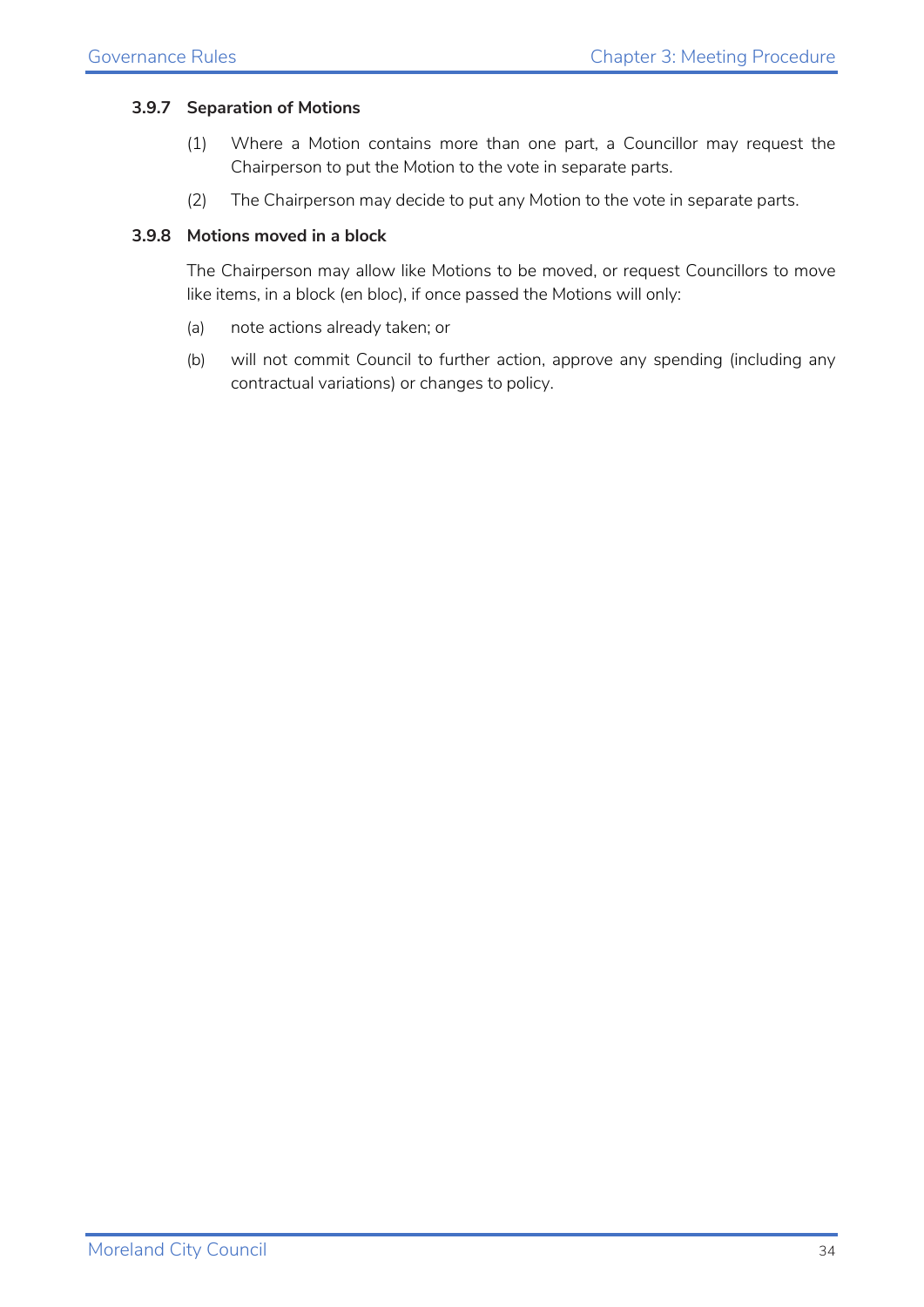### 3.9.7 Separation of Motions

(1) Where a Motion contains more than one part, a Councillor may request the Chairperson to put the Motion to the vote in separate parts.

(2) The Chairperson may decide to put any Motion to the vote in separate parts.

### 3.9.8 Motions moved in a block

The Chairperson may allow like Motions to be moved, or request Councillors to move like items, in a block (en bloc), if once passed the Motions will only:

(a) note actions already taken; or

(b) will not commit Council to further action, approve any spending (including any contractual variations) or changes to policy.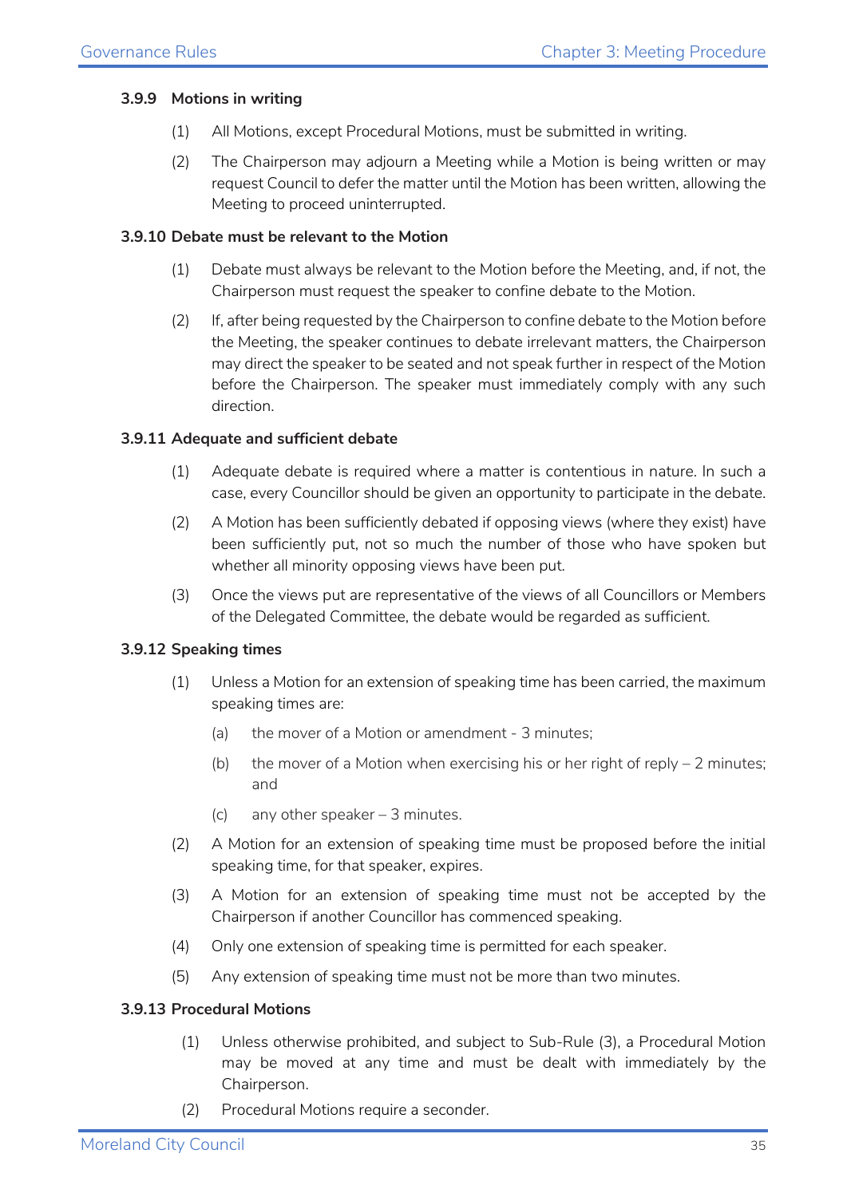#### 3.9.9 Motions in writing

(1) All Motions, except Procedural Motions, must be submitted in writing.

(2) The Chairperson may adjourn a Meeting while a Motion is being written or may request Council to defer the matter until the Motion has been written, allowing the Meeting to proceed uninterrupted.

#### 3.9.10 Debate must be relevant to the Motion

(1) Debate must always be relevant to the Motion before the Meeting, and, if not, the Chairperson must request the speaker to confine debate to the Motion.

(2) If, after being requested by the Chairperson to confine debate to the Motion before the Meeting, the speaker continues to debate irrelevant matters, the Chairperson may direct the speaker to be seated and not speak further in respect of the Motion before the Chairperson. The speaker must immediately comply with any such direction.

#### 3.9.11 Adequate and sufficient debate

(1) Adequate debate is required where a matter is contentious in nature. In such a case, every Councillor should be given an opportunity to participate in the debate.

(2) A Motion has been sufficiently debated if opposing views (where they exist) have been sufficiently put, not so much the number of those who have spoken but whether all minority opposing views have been put.

(3) Once the views put are representative of the views of all Councillors or Members of the Delegated Committee, the debate would be regarded as sufficient.

#### 3.9.12 Speaking times

(1) Unless a Motion for an extension of speaking time has been carried, the maximum speaking times are:

   (a) the mover of a Motion or amendment - 3 minutes;

   (b) the mover of a Motion when exercising his or her right of reply – 2 minutes; and

   (c) any other speaker – 3 minutes.

(2) A Motion for an extension of speaking time must be proposed before the initial speaking time, for that speaker, expires.

(3) A Motion for an extension of speaking time must not be accepted by the Chairperson if another Councillor has commenced speaking.

(4) Only one extension of speaking time is permitted for each speaker.

(5) Any extension of speaking time must not be more than two minutes.

#### 3.9.13 Procedural Motions

(1) Unless otherwise prohibited, and subject to Sub-Rule (3), a Procedural Motion may be moved at any time and must be dealt with immediately by the Chairperson.

(2) Procedural Motions require a seconder.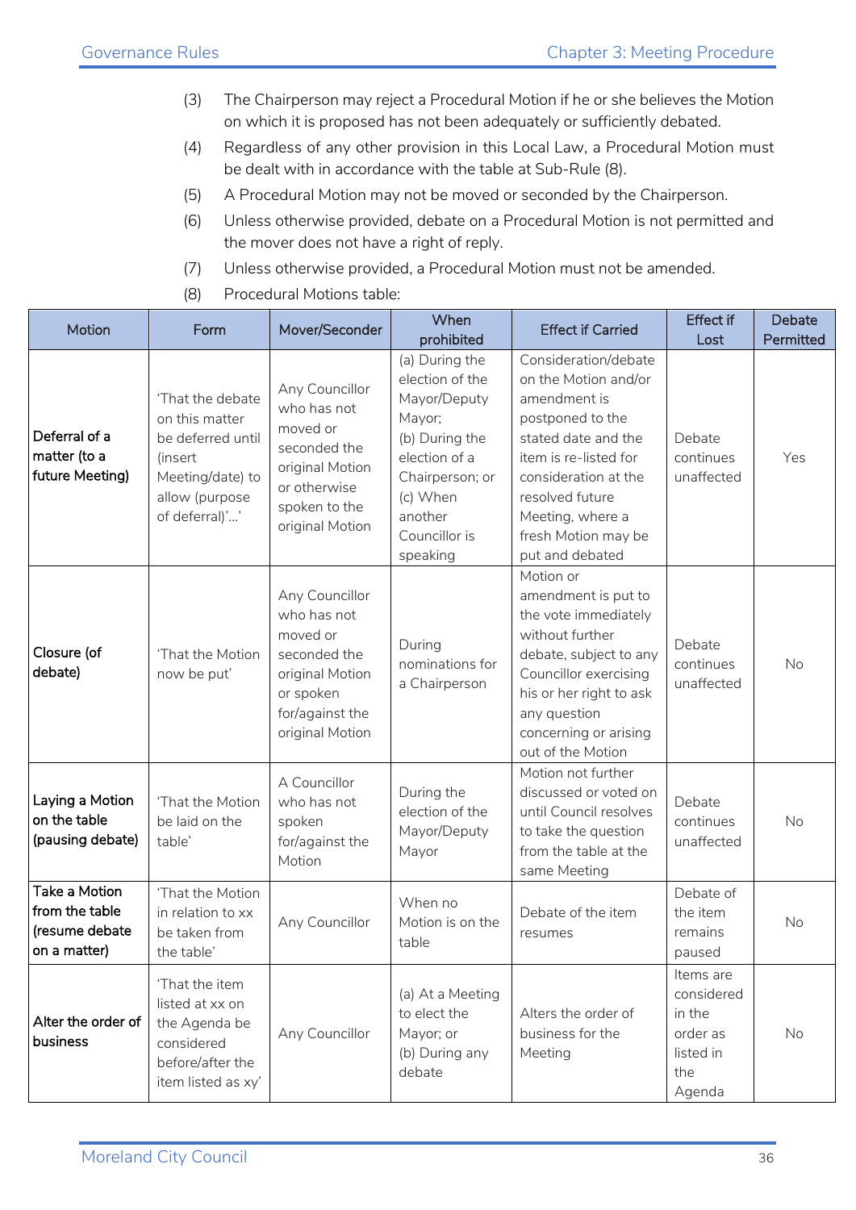(3) The Chairperson may reject a Procedural Motion if he or she believes the Motion on which it is proposed has not been adequately or sufficiently debated.

(4) Regardless of any other provision in this Local Law, a Procedural Motion must be dealt with in accordance with the table at Sub-Rule (8).

(5) A Procedural Motion may not be moved or seconded by the Chairperson.

(6) Unless otherwise provided, debate on a Procedural Motion is not permitted and the mover does not have a right of reply.

(7) Unless otherwise provided, a Procedural Motion must not be amended.

(8) Procedural Motions table:

| Motion | Form | Mover/Seconder | When prohibited | Effect if Carried | Effect if Lost | Debate Permitted |
|---|---|---|---|---|---|---|
| **Deferral of a matter (to a future Meeting)** | 'That the debate on this matter be deferred until (insert Meeting/date) to allow (purpose of deferral)'…' | Any Councillor who has not moved or seconded the original Motion or otherwise spoken to the original Motion | (a) During the election of the Mayor/Deputy Mayor; (b) During the election of a Chairperson; or (c) When another Councillor is speaking | Consideration/debate on the Motion and/or amendment is postponed to the stated date and the item is re-listed for consideration at the resolved future Meeting, where a fresh Motion may be put and debated | Debate continues unaffected | Yes |
| **Closure (of debate)** | 'That the Motion now be put' | Any Councillor who has not moved or seconded the original Motion or spoken for/against the original Motion | During nominations for a Chairperson | Motion or amendment is put to the vote immediately without further debate, subject to any Councillor exercising his or her right to ask any question concerning or arising out of the Motion | Debate continues unaffected | No |
| **Laying a Motion on the table (pausing debate)** | 'That the Motion be laid on the table' | A Councillor who has not spoken for/against the Motion | During the election of the Mayor/Deputy Mayor | Motion not further discussed or voted on until Council resolves to take the question from the table at the same Meeting | Debate continues unaffected | No |
| **Take a Motion from the table (resume debate on a matter)** | 'That the Motion in relation to xx be taken from the table' | Any Councillor | When no Motion is on the table | Debate of the item resumes | Debate of the item remains paused | No |
| **Alter the order of business** | 'That the item listed at xx on the Agenda be considered before/after the item listed as xy' | Any Councillor | (a) At a Meeting to elect the Mayor; or (b) During any debate | Alters the order of business for the Meeting | Items are considered in the order as listed in the Agenda | No |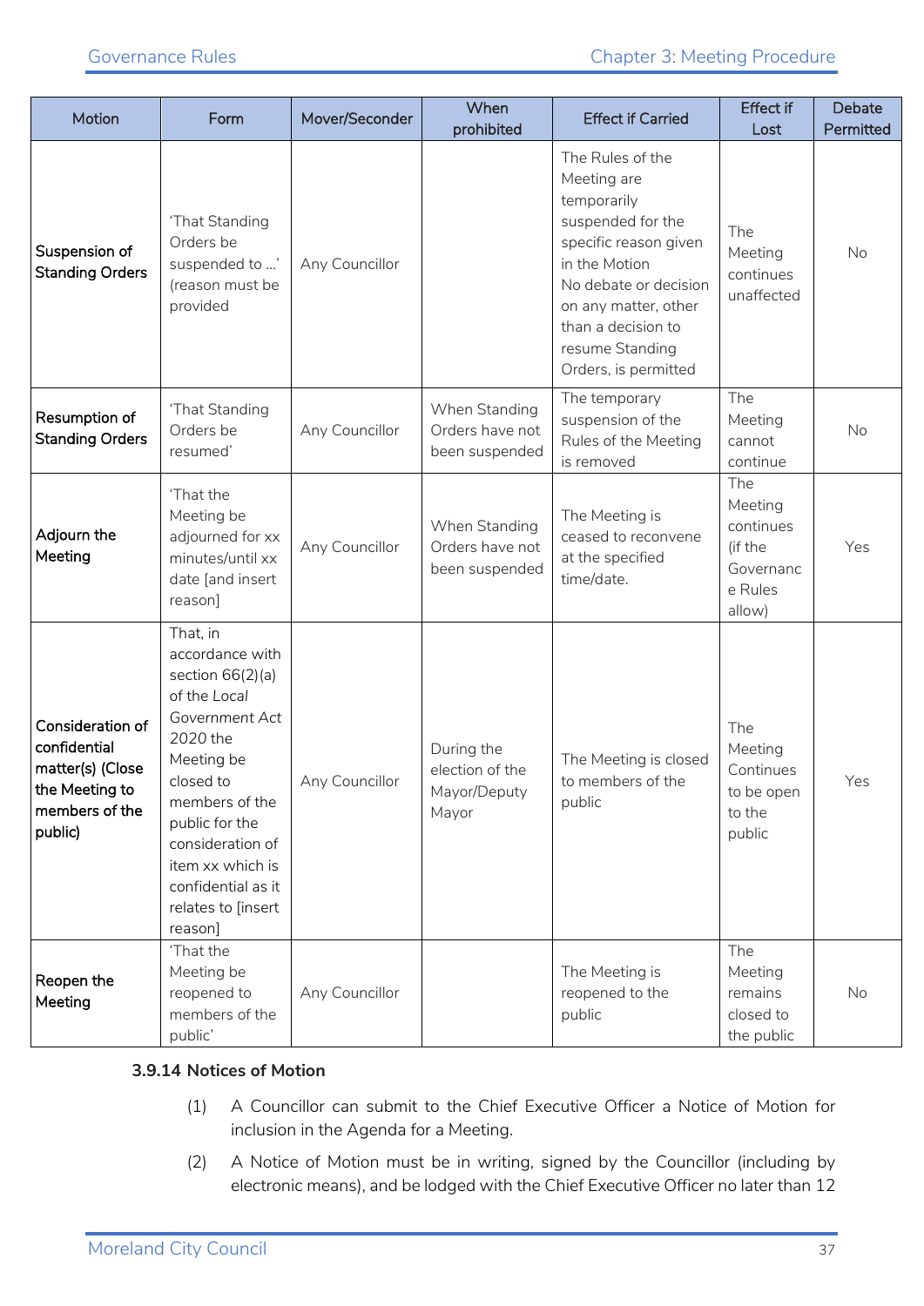| Motion | Form | Mover/Seconder | When prohibited | Effect if Carried | Effect if Lost | Debate Permitted |
|---|---|---|---|---|---|---|
| **Suspension of Standing Orders** | 'That Standing Orders be suspended to …' (reason must be provided | Any Councillor | | The Rules of the Meeting are temporarily suspended for the specific reason given in the Motion No debate or decision on any matter, other than a decision to resume Standing Orders, is permitted | The Meeting continues unaffected | No |
| **Resumption of Standing Orders** | 'That Standing Orders be resumed' | Any Councillor | When Standing Orders have not been suspended | The temporary suspension of the Rules of the Meeting is removed | The Meeting cannot continue | No |
| **Adjourn the Meeting** | 'That the Meeting be adjourned for xx minutes/until xx date [and insert reason] | Any Councillor | When Standing Orders have not been suspended | The Meeting is ceased to reconvene at the specified time/date. | The Meeting continues (if the Governance Rules allow) | Yes |
| **Consideration of confidential matter(s) (Close the Meeting to members of the public)** | That, in accordance with section 66(2)(a) of the *Local Government Act* 2020 the Meeting be closed to members of the public for the consideration of item xx which is confidential as it relates to [insert reason] | Any Councillor | During the election of the Mayor/Deputy Mayor | The Meeting is closed to members of the public | The Meeting Continues to be open to the public | Yes |
| **Reopen the Meeting** | 'That the Meeting be reopened to members of the public' | Any Councillor | | The Meeting is reopened to the public | The Meeting remains closed to the public | No |

### 3.9.14 Notices of Motion

(1) A Councillor can submit to the Chief Executive Officer a Notice of Motion for inclusion in the Agenda for a Meeting.

(2) A Notice of Motion must be in writing, signed by the Councillor (including by electronic means), and be lodged with the Chief Executive Officer no later than 12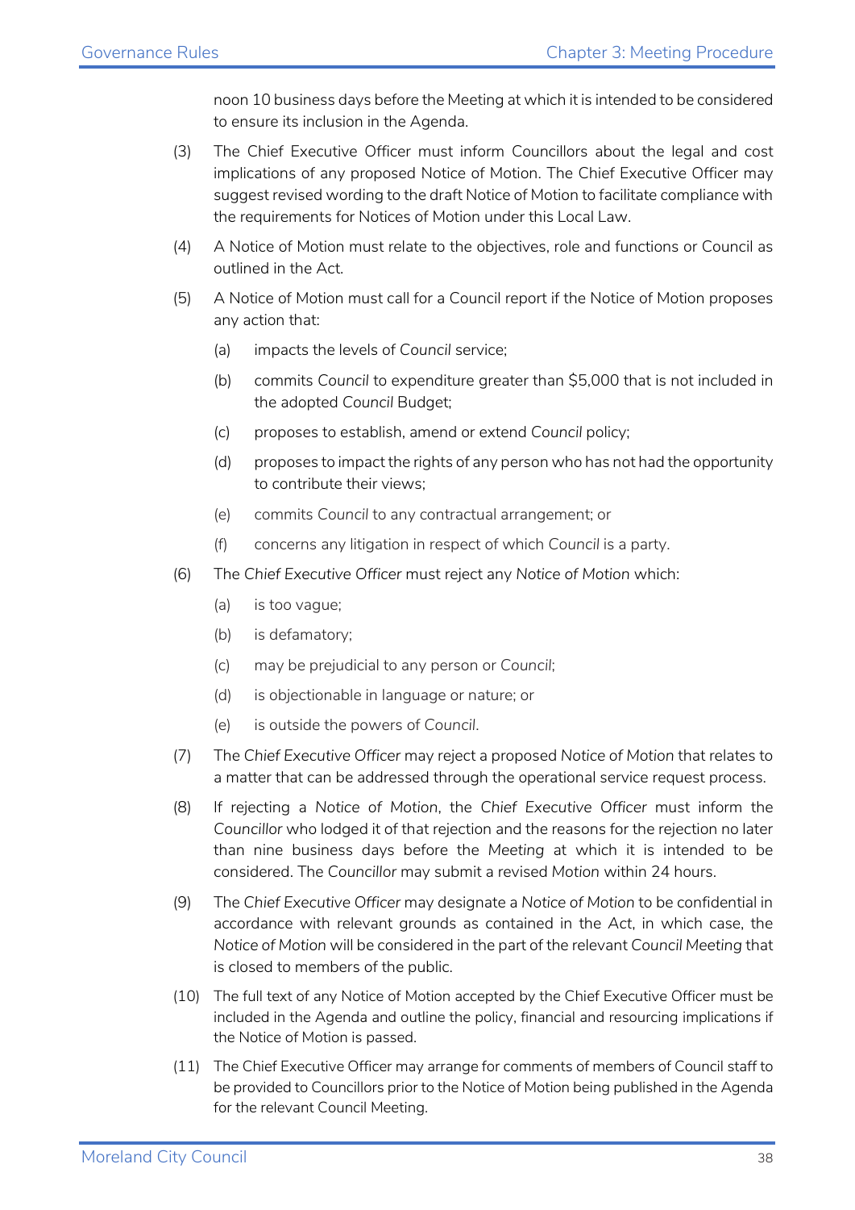noon 10 business days before the Meeting at which it is intended to be considered to ensure its inclusion in the Agenda.

(3) The Chief Executive Officer must inform Councillors about the legal and cost implications of any proposed Notice of Motion. The Chief Executive Officer may suggest revised wording to the draft Notice of Motion to facilitate compliance with the requirements for Notices of Motion under this Local Law.

(4) A Notice of Motion must relate to the objectives, role and functions or Council as outlined in the Act.

(5) A Notice of Motion must call for a Council report if the Notice of Motion proposes any action that:

(a) impacts the levels of *Council* service;

(b) commits *Council* to expenditure greater than $5,000 that is not included in the adopted *Council* Budget;

(c) proposes to establish, amend or extend *Council* policy;

(d) proposes to impact the rights of any person who has not had the opportunity to contribute their views;

(e) commits *Council* to any contractual arrangement; or

(f) concerns any litigation in respect of which *Council* is a party.

(6) The *Chief Executive Officer* must reject any *Notice of Motion* which:

(a) is too vague;

(b) is defamatory;

(c) may be prejudicial to any person or *Council*;

(d) is objectionable in language or nature; or

(e) is outside the powers of *Council*.

(7) The *Chief Executive Officer* may reject a proposed *Notice of Motion* that relates to a matter that can be addressed through the operational service request process.

(8) If rejecting a *Notice of Motion*, the *Chief Executive Officer* must inform the *Councillor* who lodged it of that rejection and the reasons for the rejection no later than nine business days before the *Meeting* at which it is intended to be considered. The *Councillor* may submit a revised *Motion* within 24 hours.

(9) The *Chief Executive Officer* may designate a *Notice of Motion* to be confidential in accordance with relevant grounds as contained in the *Act*, in which case, the *Notice of Motion* will be considered in the part of the relevant *Council Meeting* that is closed to members of the public.

(10) The full text of any Notice of Motion accepted by the Chief Executive Officer must be included in the Agenda and outline the policy, financial and resourcing implications if the Notice of Motion is passed.

(11) The Chief Executive Officer may arrange for comments of members of Council staff to be provided to Councillors prior to the Notice of Motion being published in the Agenda for the relevant Council Meeting.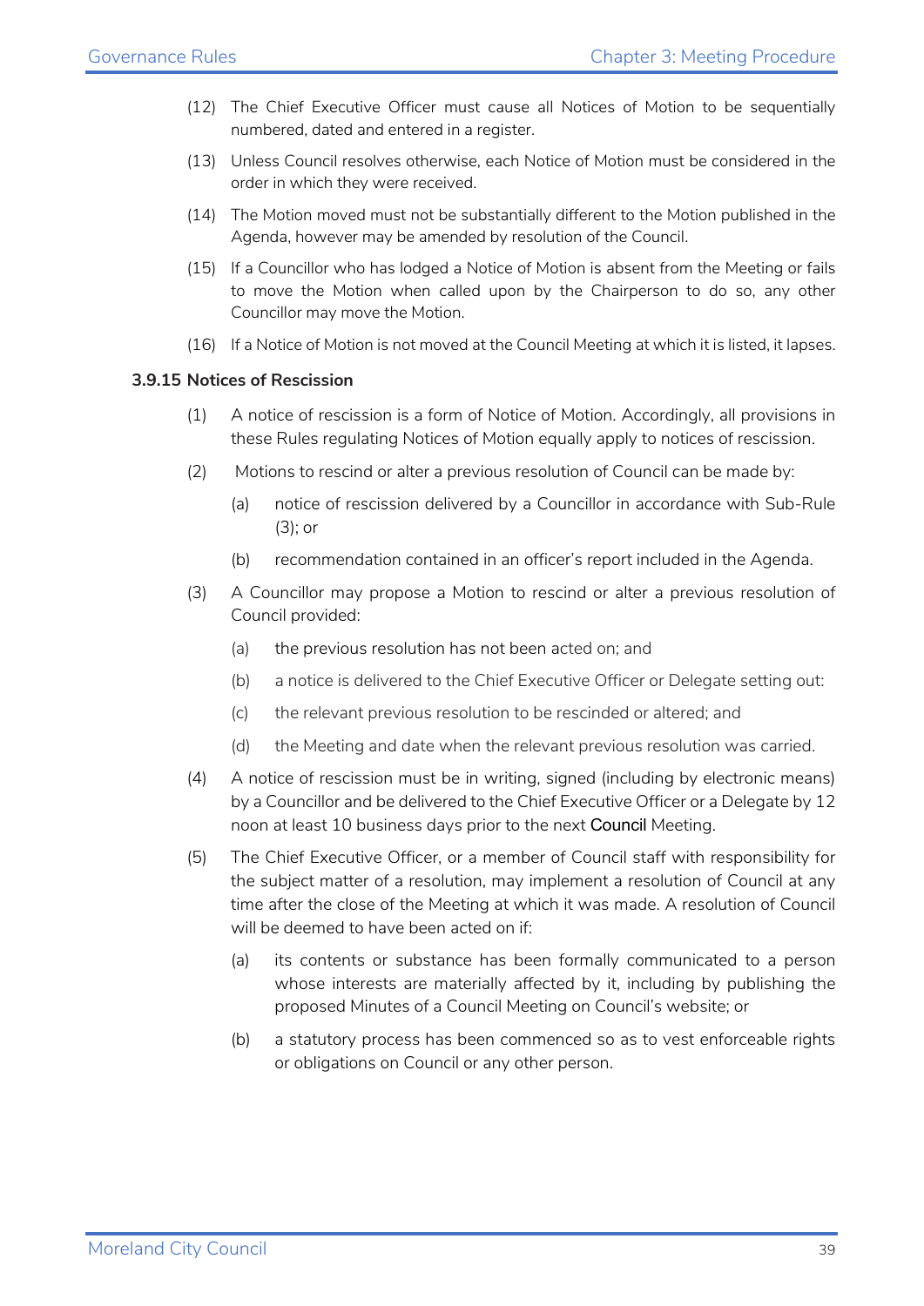(12) The Chief Executive Officer must cause all Notices of Motion to be sequentially numbered, dated and entered in a register.

(13) Unless Council resolves otherwise, each Notice of Motion must be considered in the order in which they were received.

(14) The Motion moved must not be substantially different to the Motion published in the Agenda, however may be amended by resolution of the Council.

(15) If a Councillor who has lodged a Notice of Motion is absent from the Meeting or fails to move the Motion when called upon by the Chairperson to do so, any other Councillor may move the Motion.

(16) If a Notice of Motion is not moved at the Council Meeting at which it is listed, it lapses.

#### 3.9.15 Notices of Rescission

(1) A notice of rescission is a form of Notice of Motion. Accordingly, all provisions in these Rules regulating Notices of Motion equally apply to notices of rescission.

(2) Motions to rescind or alter a previous resolution of Council can be made by:

- (a) notice of rescission delivered by a Councillor in accordance with Sub-Rule (3); or
- (b) recommendation contained in an officer's report included in the Agenda.

(3) A Councillor may propose a Motion to rescind or alter a previous resolution of Council provided:

- (a) the previous resolution has not been acted on; and
- (b) a notice is delivered to the Chief Executive Officer or Delegate setting out:
- (c) the relevant previous resolution to be rescinded or altered; and
- (d) the Meeting and date when the relevant previous resolution was carried.

(4) A notice of rescission must be in writing, signed (including by electronic means) by a Councillor and be delivered to the Chief Executive Officer or a Delegate by 12 noon at least 10 business days prior to the next Council Meeting.

(5) The Chief Executive Officer, or a member of Council staff with responsibility for the subject matter of a resolution, may implement a resolution of Council at any time after the close of the Meeting at which it was made. A resolution of Council will be deemed to have been acted on if:

- (a) its contents or substance has been formally communicated to a person whose interests are materially affected by it, including by publishing the proposed Minutes of a Council Meeting on Council's website; or
- (b) a statutory process has been commenced so as to vest enforceable rights or obligations on Council or any other person.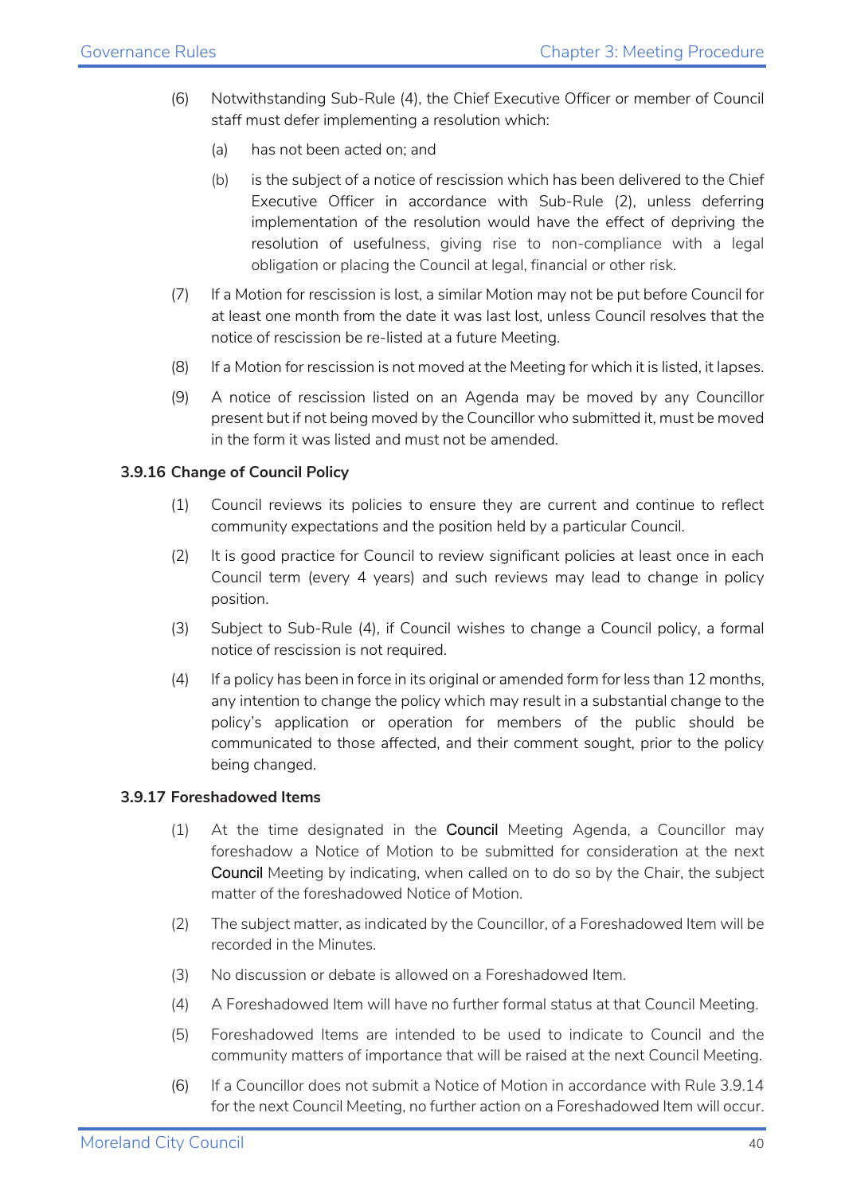(6) Notwithstanding Sub-Rule (4), the Chief Executive Officer or member of Council staff must defer implementing a resolution which:

(a) has not been acted on; and

(b) is the subject of a notice of rescission which has been delivered to the Chief Executive Officer in accordance with Sub-Rule (2), unless deferring implementation of the resolution would have the effect of depriving the resolution of usefulness, giving rise to non-compliance with a legal obligation or placing the Council at legal, financial or other risk.

(7) If a Motion for rescission is lost, a similar Motion may not be put before Council for at least one month from the date it was last lost, unless Council resolves that the notice of rescission be re-listed at a future Meeting.

(8) If a Motion for rescission is not moved at the Meeting for which it is listed, it lapses.

(9) A notice of rescission listed on an Agenda may be moved by any Councillor present but if not being moved by the Councillor who submitted it, must be moved in the form it was listed and must not be amended.

### 3.9.16 Change of Council Policy

(1) Council reviews its policies to ensure they are current and continue to reflect community expectations and the position held by a particular Council.

(2) It is good practice for Council to review significant policies at least once in each Council term (every 4 years) and such reviews may lead to change in policy position.

(3) Subject to Sub-Rule (4), if Council wishes to change a Council policy, a formal notice of rescission is not required.

(4) If a policy has been in force in its original or amended form for less than 12 months, any intention to change the policy which may result in a substantial change to the policy's application or operation for members of the public should be communicated to those affected, and their comment sought, prior to the policy being changed.

### 3.9.17 Foreshadowed Items

(1) At the time designated in the Council Meeting Agenda, a Councillor may foreshadow a Notice of Motion to be submitted for consideration at the next Council Meeting by indicating, when called on to do so by the Chair, the subject matter of the foreshadowed Notice of Motion.

(2) The subject matter, as indicated by the Councillor, of a Foreshadowed Item will be recorded in the Minutes.

(3) No discussion or debate is allowed on a Foreshadowed Item.

(4) A Foreshadowed Item will have no further formal status at that Council Meeting.

(5) Foreshadowed Items are intended to be used to indicate to Council and the community matters of importance that will be raised at the next Council Meeting.

(6) If a Councillor does not submit a Notice of Motion in accordance with Rule 3.9.14 for the next Council Meeting, no further action on a Foreshadowed Item will occur.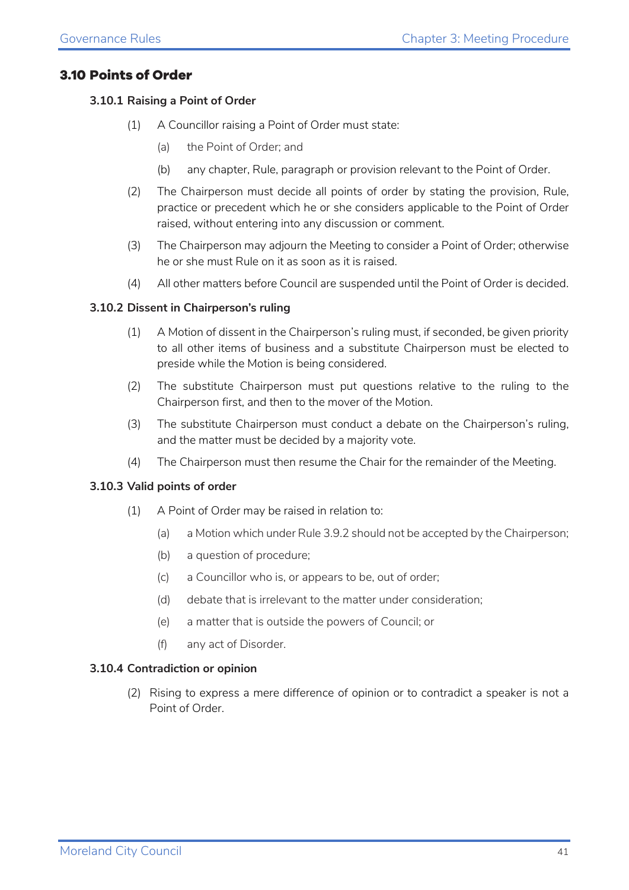## 3.10 Points of Order

### 3.10.1 Raising a Point of Order

(1) A Councillor raising a Point of Order must state:

(a) the Point of Order; and

(b) any chapter, Rule, paragraph or provision relevant to the Point of Order.

(2) The Chairperson must decide all points of order by stating the provision, Rule, practice or precedent which he or she considers applicable to the Point of Order raised, without entering into any discussion or comment.

(3) The Chairperson may adjourn the Meeting to consider a Point of Order; otherwise he or she must Rule on it as soon as it is raised.

(4) All other matters before Council are suspended until the Point of Order is decided.

### 3.10.2 Dissent in Chairperson's ruling

(1) A Motion of dissent in the Chairperson's ruling must, if seconded, be given priority to all other items of business and a substitute Chairperson must be elected to preside while the Motion is being considered.

(2) The substitute Chairperson must put questions relative to the ruling to the Chairperson first, and then to the mover of the Motion.

(3) The substitute Chairperson must conduct a debate on the Chairperson's ruling, and the matter must be decided by a majority vote.

(4) The Chairperson must then resume the Chair for the remainder of the Meeting.

### 3.10.3 Valid points of order

(1) A Point of Order may be raised in relation to:

(a) a Motion which under Rule 3.9.2 should not be accepted by the Chairperson;

(b) a question of procedure;

(c) a Councillor who is, or appears to be, out of order;

(d) debate that is irrelevant to the matter under consideration;

(e) a matter that is outside the powers of Council; or

(f) any act of Disorder.

### 3.10.4 Contradiction or opinion

(2) Rising to express a mere difference of opinion or to contradict a speaker is not a Point of Order.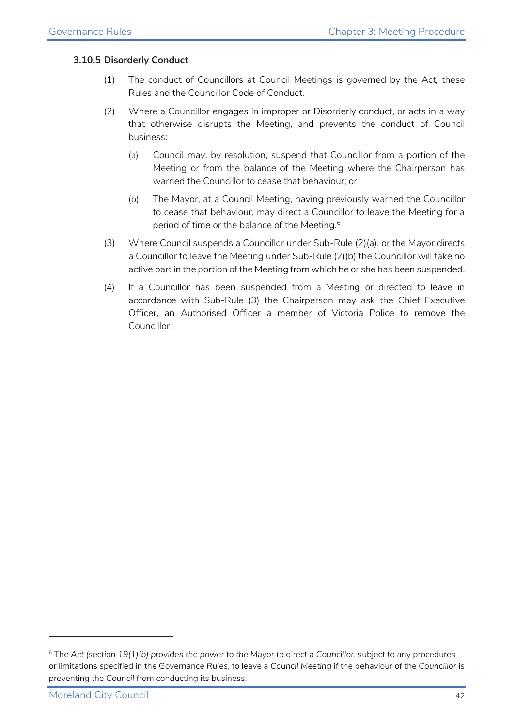### 3.10.5 Disorderly Conduct

(1) The conduct of Councillors at Council Meetings is governed by the Act, these Rules and the Councillor Code of Conduct.

(2) Where a Councillor engages in improper or Disorderly conduct, or acts in a way that otherwise disrupts the Meeting, and prevents the conduct of Council business:

   (a) Council may, by resolution, suspend that Councillor from a portion of the Meeting or from the balance of the Meeting where the Chairperson has warned the Councillor to cease that behaviour; or

   (b) The Mayor, at a Council Meeting, having previously warned the Councillor to cease that behaviour, may direct a Councillor to leave the Meeting for a period of time or the balance of the Meeting.[6]

(3) Where Council suspends a Councillor under Sub-Rule (2)(a), or the Mayor directs a Councillor to leave the Meeting under Sub-Rule (2)(b) the Councillor will take no active part in the portion of the Meeting from which he or she has been suspended.

(4) If a Councillor has been suspended from a Meeting or directed to leave in accordance with Sub-Rule (3) the Chairperson may ask the Chief Executive Officer, an Authorised Officer a member of Victoria Police to remove the Councillor.

---

[6] The *Act (section 19(1)(b) provides the power to the Mayor* to direct a *Councillor*, subject to any procedures or limitations specified in the Governance *Rules*, to leave a *Council Meeting* if the behaviour of the *Councillor* is preventing the *Council* from conducting its business.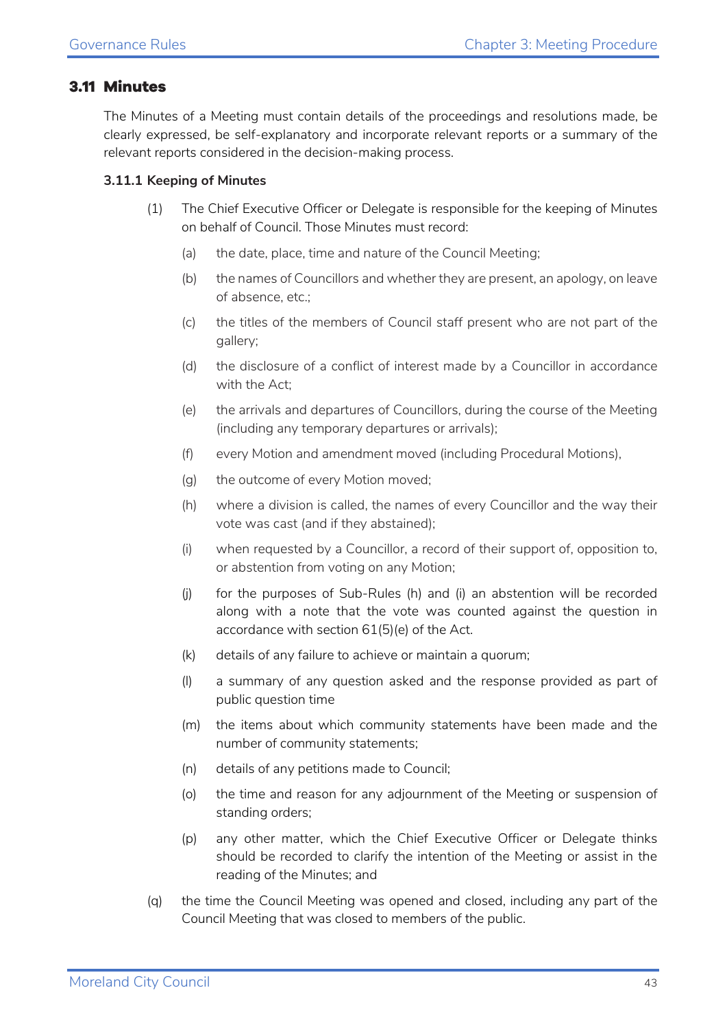## 3.11 Minutes

The Minutes of a Meeting must contain details of the proceedings and resolutions made, be clearly expressed, be self-explanatory and incorporate relevant reports or a summary of the relevant reports considered in the decision-making process.

### 3.11.1 Keeping of Minutes

(1) The Chief Executive Officer or Delegate is responsible for the keeping of Minutes on behalf of Council. Those Minutes must record:

   (a) the date, place, time and nature of the Council Meeting;

   (b) the names of Councillors and whether they are present, an apology, on leave of absence, etc.;

   (c) the titles of the members of Council staff present who are not part of the gallery;

   (d) the disclosure of a conflict of interest made by a Councillor in accordance with the Act;

   (e) the arrivals and departures of Councillors, during the course of the Meeting (including any temporary departures or arrivals);

   (f) every Motion and amendment moved (including Procedural Motions),

   (g) the outcome of every Motion moved;

   (h) where a division is called, the names of every Councillor and the way their vote was cast (and if they abstained);

   (i) when requested by a Councillor, a record of their support of, opposition to, or abstention from voting on any Motion;

   (j) for the purposes of Sub-Rules (h) and (i) an abstention will be recorded along with a note that the vote was counted against the question in accordance with section 61(5)(e) of the Act.

   (k) details of any failure to achieve or maintain a quorum;

   (l) a summary of any question asked and the response provided as part of public question time

   (m) the items about which community statements have been made and the number of community statements;

   (n) details of any petitions made to Council;

   (o) the time and reason for any adjournment of the Meeting or suspension of standing orders;

   (p) any other matter, which the Chief Executive Officer or Delegate thinks should be recorded to clarify the intention of the Meeting or assist in the reading of the Minutes; and

(q) the time the Council Meeting was opened and closed, including any part of the Council Meeting that was closed to members of the public.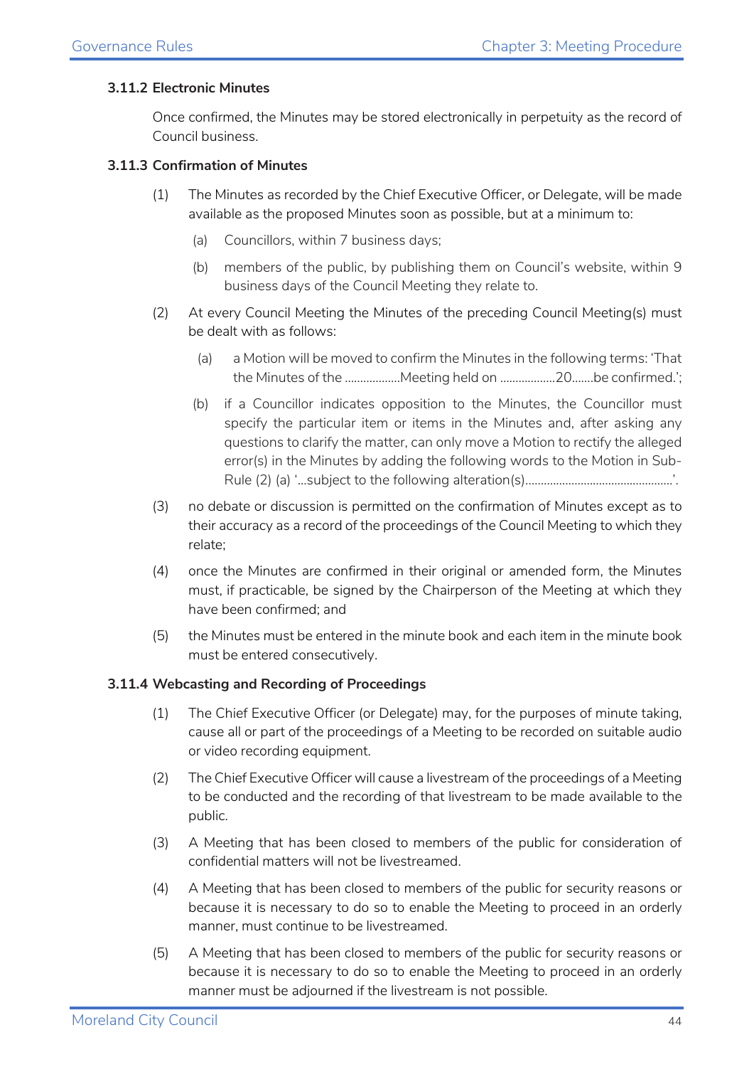### 3.11.2 Electronic Minutes

Once confirmed, the Minutes may be stored electronically in perpetuity as the record of Council business.

### 3.11.3 Confirmation of Minutes

(1) The Minutes as recorded by the Chief Executive Officer, or Delegate, will be made available as the proposed Minutes soon as possible, but at a minimum to:

  (a) Councillors, within 7 business days;

  (b) members of the public, by publishing them on Council's website, within 9 business days of the Council Meeting they relate to.

(2) At every Council Meeting the Minutes of the preceding Council Meeting(s) must be dealt with as follows:

  (a) a Motion will be moved to confirm the Minutes in the following terms: 'That the Minutes of the ..................Meeting held on ..................20.......be confirmed.';

  (b) if a Councillor indicates opposition to the Minutes, the Councillor must specify the particular item or items in the Minutes and, after asking any questions to clarify the matter, can only move a Motion to rectify the alleged error(s) in the Minutes by adding the following words to the Motion in Sub-Rule (2) (a) '...subject to the following alteration(s)...............................................'.

(3) no debate or discussion is permitted on the confirmation of Minutes except as to their accuracy as a record of the proceedings of the Council Meeting to which they relate;

(4) once the Minutes are confirmed in their original or amended form, the Minutes must, if practicable, be signed by the Chairperson of the Meeting at which they have been confirmed; and

(5) the Minutes must be entered in the minute book and each item in the minute book must be entered consecutively.

### 3.11.4 Webcasting and Recording of Proceedings

(1) The Chief Executive Officer (or Delegate) may, for the purposes of minute taking, cause all or part of the proceedings of a Meeting to be recorded on suitable audio or video recording equipment.

(2) The Chief Executive Officer will cause a livestream of the proceedings of a Meeting to be conducted and the recording of that livestream to be made available to the public.

(3) A Meeting that has been closed to members of the public for consideration of confidential matters will not be livestreamed.

(4) A Meeting that has been closed to members of the public for security reasons or because it is necessary to do so to enable the Meeting to proceed in an orderly manner, must continue to be livestreamed.

(5) A Meeting that has been closed to members of the public for security reasons or because it is necessary to do so to enable the Meeting to proceed in an orderly manner must be adjourned if the livestream is not possible.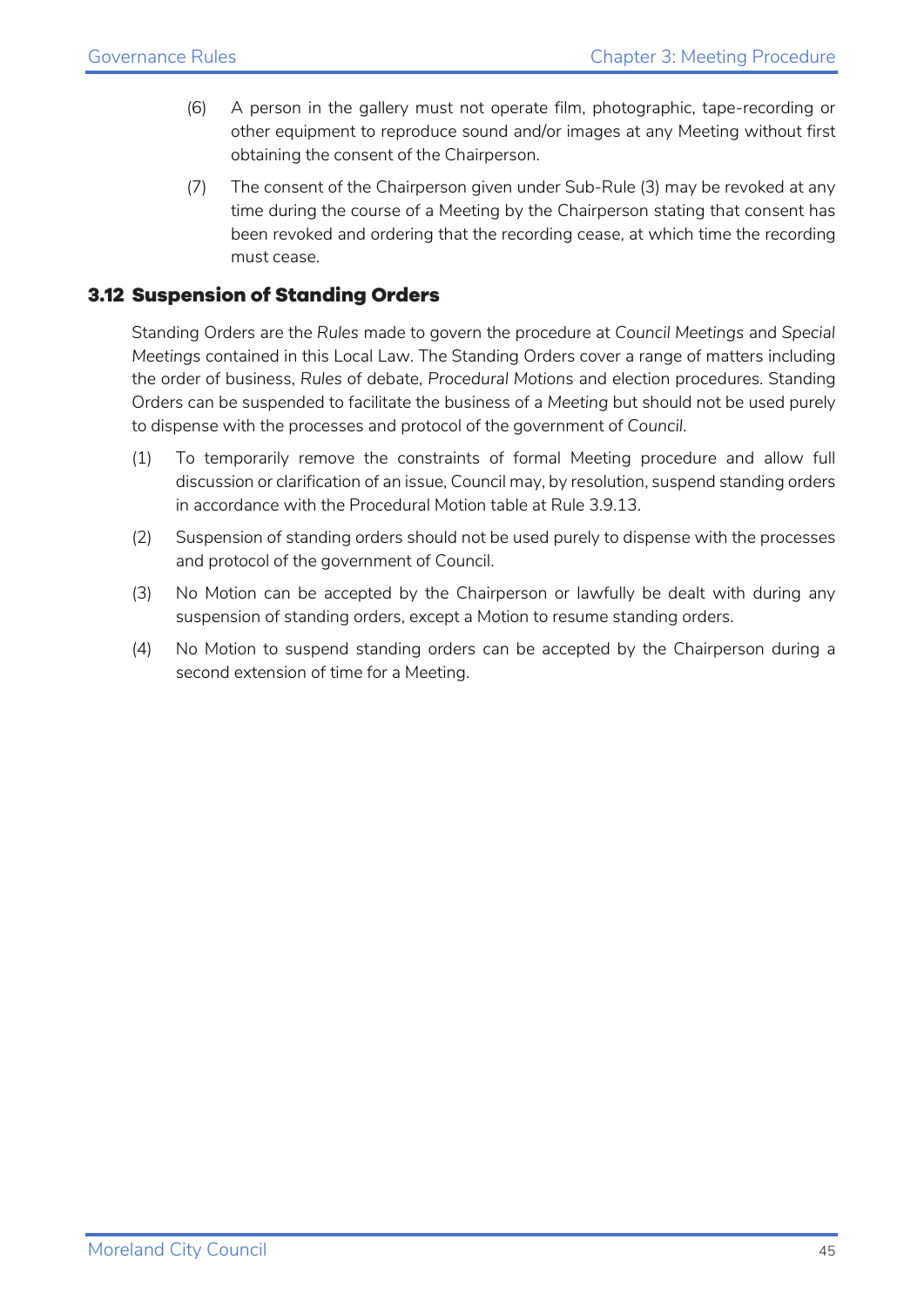(6) A person in the gallery must not operate film, photographic, tape-recording or other equipment to reproduce sound and/or images at any Meeting without first obtaining the consent of the Chairperson.

(7) The consent of the Chairperson given under Sub-Rule (3) may be revoked at any time during the course of a Meeting by the Chairperson stating that consent has been revoked and ordering that the recording cease, at which time the recording must cease.

### 3.12 Suspension of Standing Orders

Standing Orders are the *Rules* made to govern the procedure at *Council Meetings* and *Special Meetings* contained in this Local Law. The Standing Orders cover a range of matters including the order of business, *Rules* of debate, *Procedural Motions* and election procedures. Standing Orders can be suspended to facilitate the business of a *Meeting* but should not be used purely to dispense with the processes and protocol of the government of *Council*.

(1) To temporarily remove the constraints of formal Meeting procedure and allow full discussion or clarification of an issue, Council may, by resolution, suspend standing orders in accordance with the Procedural Motion table at Rule 3.9.13.

(2) Suspension of standing orders should not be used purely to dispense with the processes and protocol of the government of Council.

(3) No Motion can be accepted by the Chairperson or lawfully be dealt with during any suspension of standing orders, except a Motion to resume standing orders.

(4) No Motion to suspend standing orders can be accepted by the Chairperson during a second extension of time for a Meeting.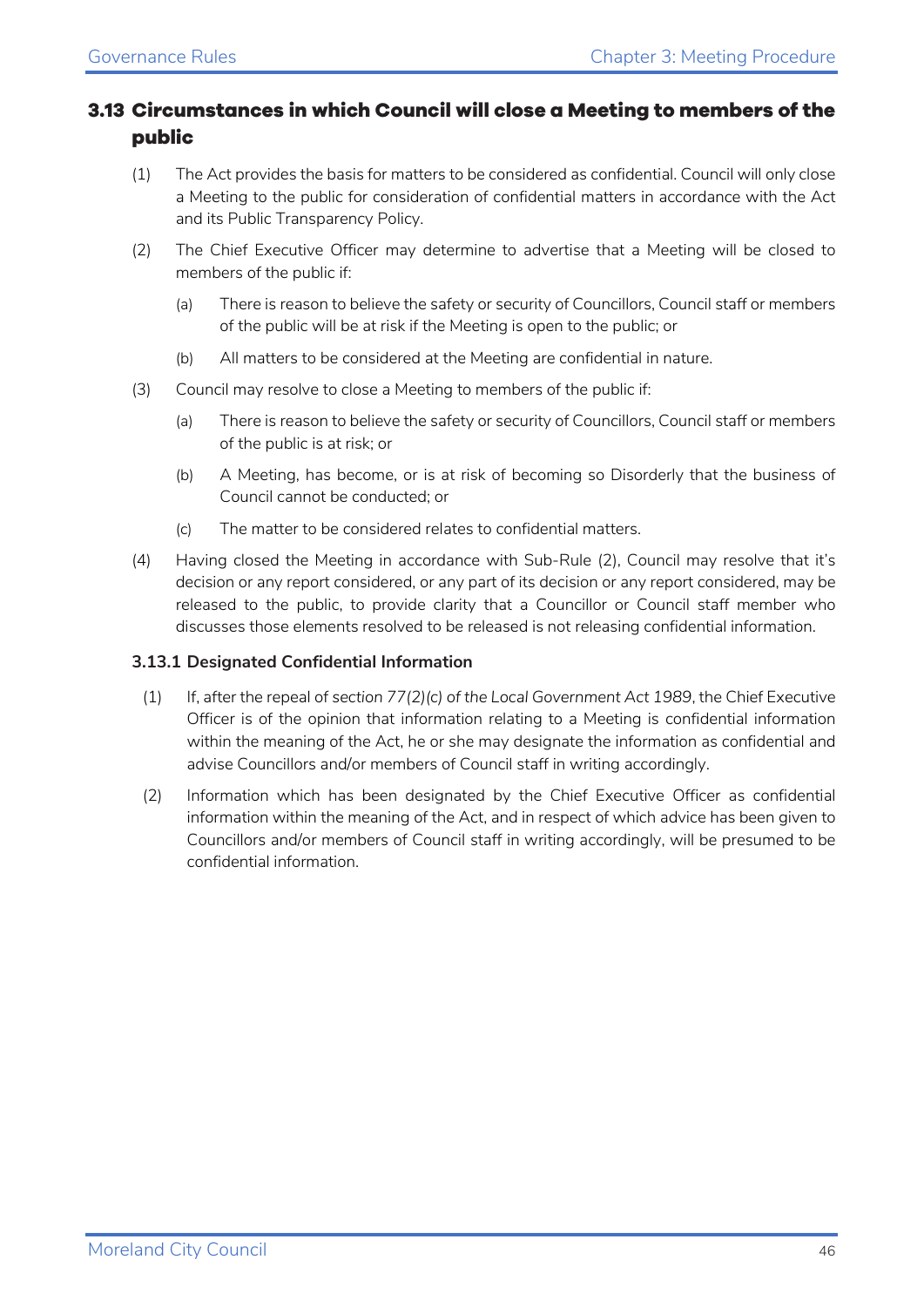## 3.13 Circumstances in which Council will close a Meeting to members of the public

(1) The Act provides the basis for matters to be considered as confidential. Council will only close a Meeting to the public for consideration of confidential matters in accordance with the Act and its Public Transparency Policy.

(2) The Chief Executive Officer may determine to advertise that a Meeting will be closed to members of the public if:

  (a) There is reason to believe the safety or security of Councillors, Council staff or members of the public will be at risk if the Meeting is open to the public; or

  (b) All matters to be considered at the Meeting are confidential in nature.

(3) Council may resolve to close a Meeting to members of the public if:

  (a) There is reason to believe the safety or security of Councillors, Council staff or members of the public is at risk; or

  (b) A Meeting, has become, or is at risk of becoming so Disorderly that the business of Council cannot be conducted; or

  (c) The matter to be considered relates to confidential matters.

(4) Having closed the Meeting in accordance with Sub-Rule (2), Council may resolve that it's decision or any report considered, or any part of its decision or any report considered, may be released to the public, to provide clarity that a Councillor or Council staff member who discusses those elements resolved to be released is not releasing confidential information.

### 3.13.1 Designated Confidential Information

(1) If, after the repeal of *section 77(2)(c) of the Local Government Act 1989*, the Chief Executive Officer is of the opinion that information relating to a Meeting is confidential information within the meaning of the Act, he or she may designate the information as confidential and advise Councillors and/or members of Council staff in writing accordingly.

(2) Information which has been designated by the Chief Executive Officer as confidential information within the meaning of the Act, and in respect of which advice has been given to Councillors and/or members of Council staff in writing accordingly, will be presumed to be confidential information.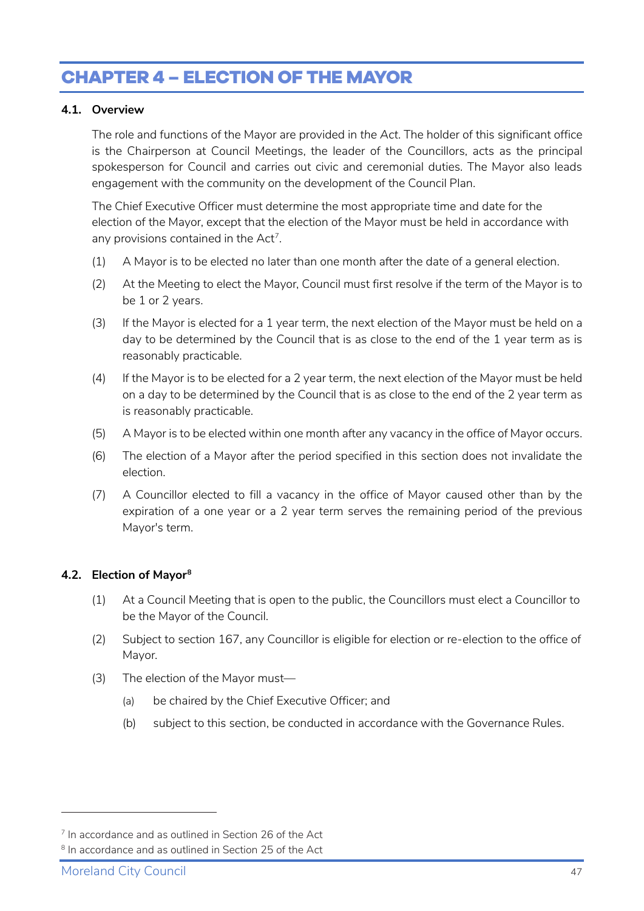# CHAPTER 4 – ELECTION OF THE MAYOR

## 4.1. Overview

The role and functions of the Mayor are provided in *the Act*. The holder of this significant office is the Chairperson at Council Meetings, the leader of the Councillors, acts as the principal spokesperson for Council and carries out civic and ceremonial duties. The Mayor also leads engagement with the community on the development of the Council Plan.

The Chief Executive Officer must determine the most appropriate time and date for the election of the Mayor, except that the election of the Mayor must be held in accordance with any provisions contained in the Act[7].

(1) A Mayor is to be elected no later than one month after the date of a general election.

(2) At the Meeting to elect the Mayor, Council must first resolve if the term of the Mayor is to be 1 or 2 years.

(3) If the Mayor is elected for a 1 year term, the next election of the Mayor must be held on a day to be determined by the Council that is as close to the end of the 1 year term as is reasonably practicable.

(4) If the Mayor is to be elected for a 2 year term, the next election of the Mayor must be held on a day to be determined by the Council that is as close to the end of the 2 year term as is reasonably practicable.

(5) A Mayor is to be elected within one month after any vacancy in the office of Mayor occurs.

(6) The election of a Mayor after the period specified in this section does not invalidate the election.

(7) A Councillor elected to fill a vacancy in the office of Mayor caused other than by the expiration of a one year or a 2 year term serves the remaining period of the previous Mayor's term.

## 4.2. Election of Mayor[8]

(1) At a Council Meeting that is open to the public, the Councillors must elect a Councillor to be the Mayor of the Council.

(2) Subject to section 167, any Councillor is eligible for election or re-election to the office of Mayor.

(3) The election of the Mayor must—

   (a) be chaired by the Chief Executive Officer; and

   (b) subject to this section, be conducted in accordance with the Governance Rules.

---

[7] In accordance and as outlined in Section 26 of the Act

[8] In accordance and as outlined in Section 25 of the Act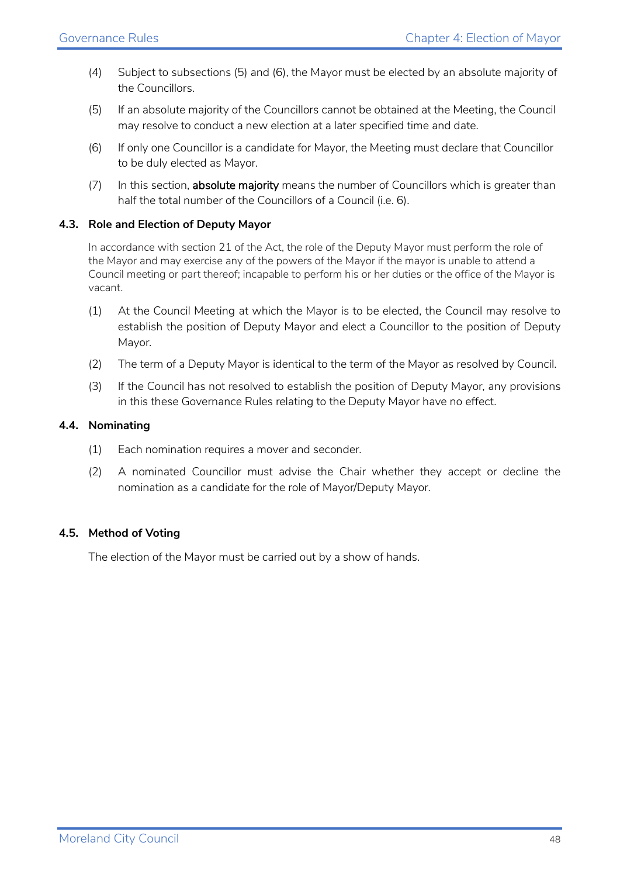(4) Subject to subsections (5) and (6), the Mayor must be elected by an absolute majority of the Councillors.

(5) If an absolute majority of the Councillors cannot be obtained at the Meeting, the Council may resolve to conduct a new election at a later specified time and date.

(6) If only one Councillor is a candidate for Mayor, the Meeting must declare that Councillor to be duly elected as Mayor.

(7) In this section, **absolute majority** means the number of Councillors which is greater than half the total number of the Councillors of a Council (i.e. 6).

### 4.3. Role and Election of Deputy Mayor

In accordance with section 21 of the Act, the role of the Deputy Mayor must perform the role of the Mayor and may exercise any of the powers of the Mayor if the mayor is unable to attend a Council meeting or part thereof; incapable to perform his or her duties or the office of the Mayor is vacant.

(1) At the Council Meeting at which the Mayor is to be elected, the Council may resolve to establish the position of Deputy Mayor and elect a Councillor to the position of Deputy Mayor.

(2) The term of a Deputy Mayor is identical to the term of the Mayor as resolved by Council.

(3) If the Council has not resolved to establish the position of Deputy Mayor, any provisions in this these Governance Rules relating to the Deputy Mayor have no effect.

### 4.4. Nominating

(1) Each nomination requires a mover and seconder.

(2) A nominated Councillor must advise the Chair whether they accept or decline the nomination as a candidate for the role of Mayor/Deputy Mayor.

### 4.5. Method of Voting

The election of the Mayor must be carried out by a show of hands.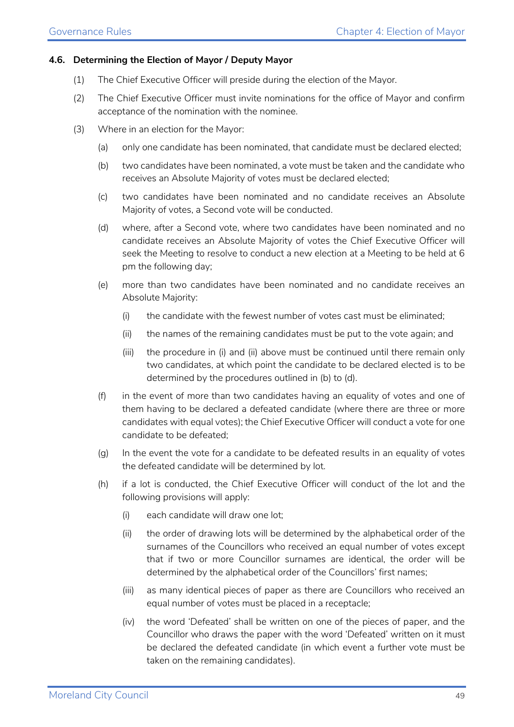### 4.6. Determining the Election of Mayor / Deputy Mayor

(1) The Chief Executive Officer will preside during the election of the Mayor.

(2) The Chief Executive Officer must invite nominations for the office of Mayor and confirm acceptance of the nomination with the nominee.

(3) Where in an election for the Mayor:

(a) only one candidate has been nominated, that candidate must be declared elected;

(b) two candidates have been nominated, a vote must be taken and the candidate who receives an Absolute Majority of votes must be declared elected;

(c) two candidates have been nominated and no candidate receives an Absolute Majority of votes, a Second vote will be conducted.

(d) where, after a Second vote, where two candidates have been nominated and no candidate receives an Absolute Majority of votes the Chief Executive Officer will seek the Meeting to resolve to conduct a new election at a Meeting to be held at 6 pm the following day;

(e) more than two candidates have been nominated and no candidate receives an Absolute Majority:

(i) the candidate with the fewest number of votes cast must be eliminated;

(ii) the names of the remaining candidates must be put to the vote again; and

(iii) the procedure in (i) and (ii) above must be continued until there remain only two candidates, at which point the candidate to be declared elected is to be determined by the procedures outlined in (b) to (d).

(f) in the event of more than two candidates having an equality of votes and one of them having to be declared a defeated candidate (where there are three or more candidates with equal votes); the Chief Executive Officer will conduct a vote for one candidate to be defeated;

(g) In the event the vote for a candidate to be defeated results in an equality of votes the defeated candidate will be determined by lot.

(h) if a lot is conducted, the Chief Executive Officer will conduct of the lot and the following provisions will apply:

(i) each candidate will draw one lot;

(ii) the order of drawing lots will be determined by the alphabetical order of the surnames of the Councillors who received an equal number of votes except that if two or more Councillor surnames are identical, the order will be determined by the alphabetical order of the Councillors' first names;

(iii) as many identical pieces of paper as there are Councillors who received an equal number of votes must be placed in a receptacle;

(iv) the word 'Defeated' shall be written on one of the pieces of paper, and the Councillor who draws the paper with the word 'Defeated' written on it must be declared the defeated candidate (in which event a further vote must be taken on the remaining candidates).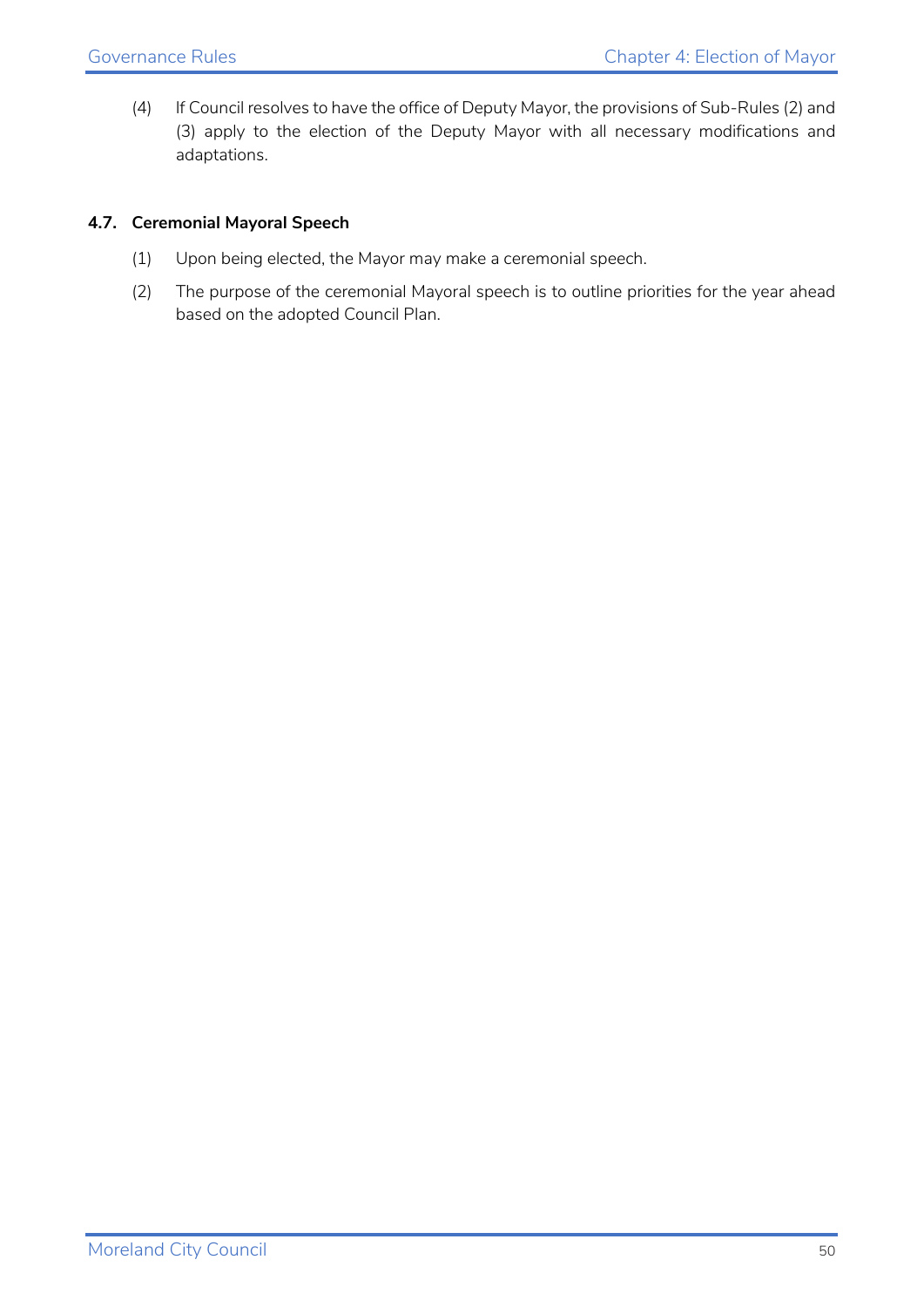(4) If Council resolves to have the office of Deputy Mayor, the provisions of Sub-Rules (2) and (3) apply to the election of the Deputy Mayor with all necessary modifications and adaptations.

### 4.7. Ceremonial Mayoral Speech

(1) Upon being elected, the Mayor may make a ceremonial speech.

(2) The purpose of the ceremonial Mayoral speech is to outline priorities for the year ahead based on the adopted Council Plan.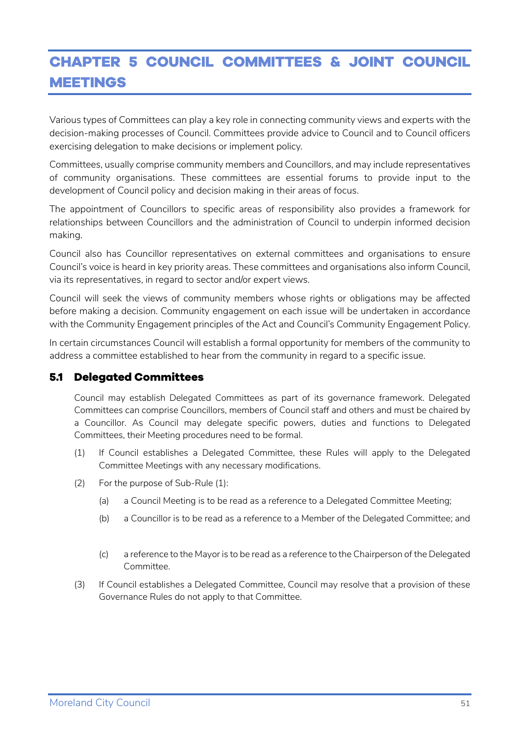# CHAPTER 5 COUNCIL COMMITTEES & JOINT COUNCIL MEETINGS

Various types of Committees can play a key role in connecting community views and experts with the decision-making processes of Council. Committees provide advice to Council and to Council officers exercising delegation to make decisions or implement policy.

Committees, usually comprise community members and Councillors, and may include representatives of community organisations. These committees are essential forums to provide input to the development of Council policy and decision making in their areas of focus.

The appointment of Councillors to specific areas of responsibility also provides a framework for relationships between Councillors and the administration of Council to underpin informed decision making.

Council also has Councillor representatives on external committees and organisations to ensure Council's voice is heard in key priority areas. These committees and organisations also inform Council, via its representatives, in regard to sector and/or expert views.

Council will seek the views of community members whose rights or obligations may be affected before making a decision. Community engagement on each issue will be undertaken in accordance with the Community Engagement principles of the Act and Council's Community Engagement Policy.

In certain circumstances Council will establish a formal opportunity for members of the community to address a committee established to hear from the community in regard to a specific issue.

## 5.1 Delegated Committees

Council may establish Delegated Committees as part of its governance framework. Delegated Committees can comprise Councillors, members of Council staff and others and must be chaired by a Councillor. As Council may delegate specific powers, duties and functions to Delegated Committees, their Meeting procedures need to be formal.

(1) If Council establishes a Delegated Committee, these Rules will apply to the Delegated Committee Meetings with any necessary modifications.

(2) For the purpose of Sub-Rule (1):

  (a) a Council Meeting is to be read as a reference to a Delegated Committee Meeting;

  (b) a Councillor is to be read as a reference to a Member of the Delegated Committee; and

  (c) a reference to the Mayor is to be read as a reference to the Chairperson of the Delegated Committee.

(3) If Council establishes a Delegated Committee, Council may resolve that a provision of these Governance Rules do not apply to that Committee.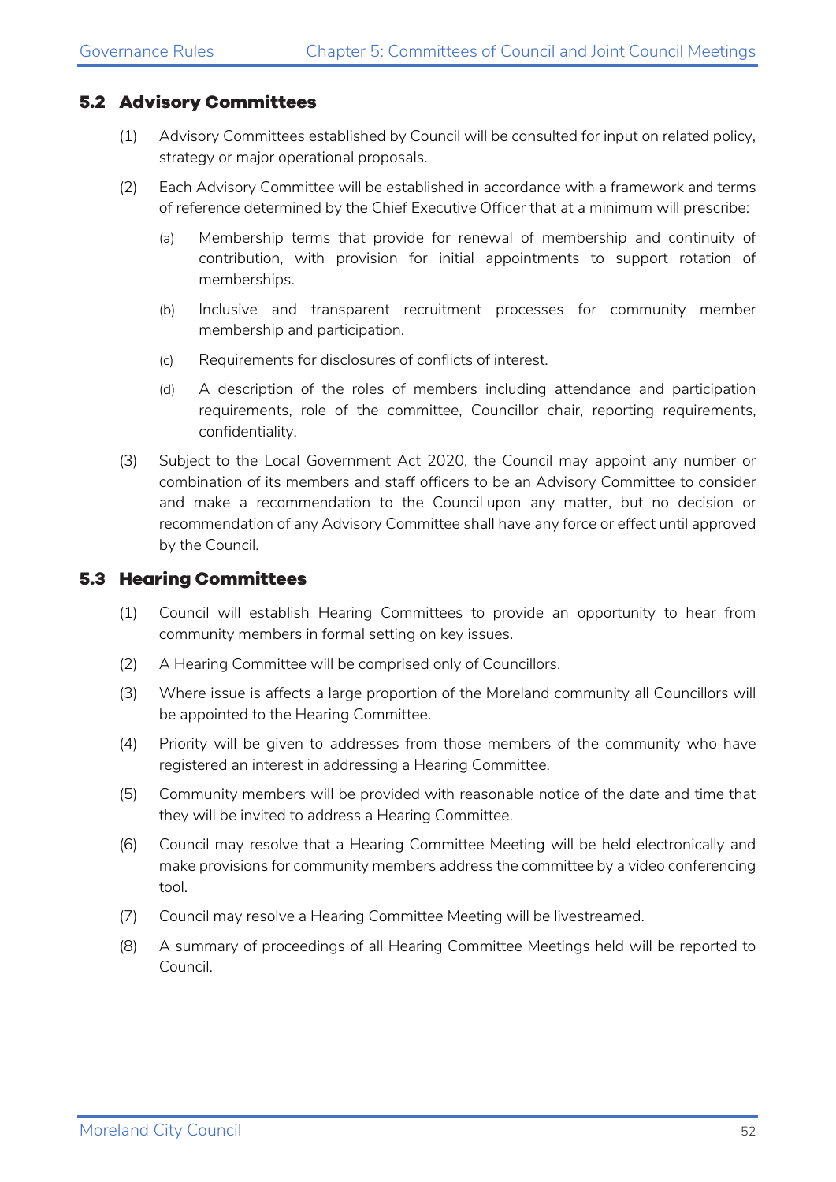## 5.2 Advisory Committees

(1) Advisory Committees established by Council will be consulted for input on related policy, strategy or major operational proposals.

(2) Each Advisory Committee will be established in accordance with a framework and terms of reference determined by the Chief Executive Officer that at a minimum will prescribe:

(a) Membership terms that provide for renewal of membership and continuity of contribution, with provision for initial appointments to support rotation of memberships.

(b) Inclusive and transparent recruitment processes for community member membership and participation.

(c) Requirements for disclosures of conflicts of interest.

(d) A description of the roles of members including attendance and participation requirements, role of the committee, Councillor chair, reporting requirements, confidentiality.

(3) Subject to the Local Government Act 2020, the Council may appoint any number or combination of its members and staff officers to be an Advisory Committee to consider and make a recommendation to the Council upon any matter, but no decision or recommendation of any Advisory Committee shall have any force or effect until approved by the Council.

## 5.3 Hearing Committees

(1) Council will establish Hearing Committees to provide an opportunity to hear from community members in formal setting on key issues.

(2) A Hearing Committee will be comprised only of Councillors.

(3) Where issue is affects a large proportion of the Moreland community all Councillors will be appointed to the Hearing Committee.

(4) Priority will be given to addresses from those members of the community who have registered an interest in addressing a Hearing Committee.

(5) Community members will be provided with reasonable notice of the date and time that they will be invited to address a Hearing Committee.

(6) Council may resolve that a Hearing Committee Meeting will be held electronically and make provisions for community members address the committee by a video conferencing tool.

(7) Council may resolve a Hearing Committee Meeting will be livestreamed.

(8) A summary of proceedings of all Hearing Committee Meetings held will be reported to Council.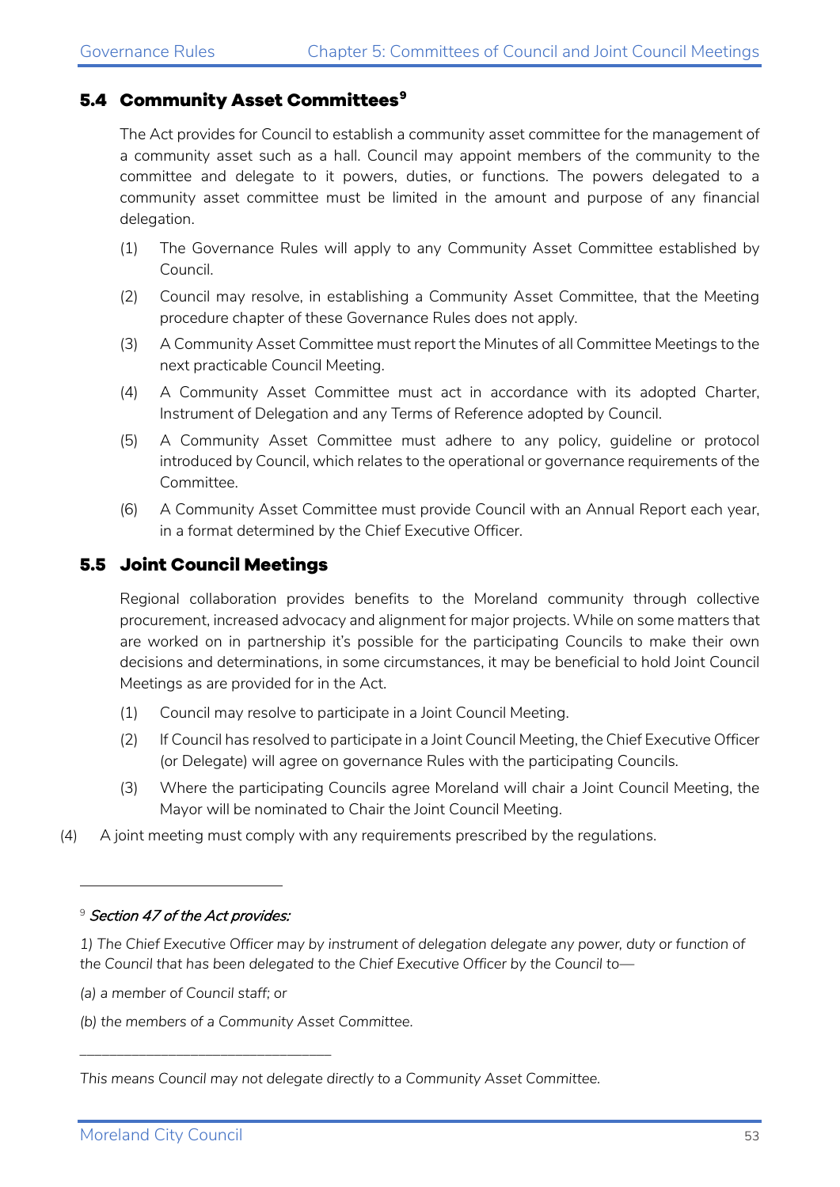## 5.4 Community Asset Committees[9]

The Act provides for Council to establish a community asset committee for the management of a community asset such as a hall. Council may appoint members of the community to the committee and delegate to it powers, duties, or functions. The powers delegated to a community asset committee must be limited in the amount and purpose of any financial delegation.

(1) The Governance Rules will apply to any Community Asset Committee established by Council.

(2) Council may resolve, in establishing a Community Asset Committee, that the Meeting procedure chapter of these Governance Rules does not apply.

(3) A Community Asset Committee must report the Minutes of all Committee Meetings to the next practicable Council Meeting.

(4) A Community Asset Committee must act in accordance with its adopted Charter, Instrument of Delegation and any Terms of Reference adopted by Council.

(5) A Community Asset Committee must adhere to any policy, guideline or protocol introduced by Council, which relates to the operational or governance requirements of the Committee.

(6) A Community Asset Committee must provide Council with an Annual Report each year, in a format determined by the Chief Executive Officer.

## 5.5 Joint Council Meetings

Regional collaboration provides benefits to the Moreland community through collective procurement, increased advocacy and alignment for major projects. While on some matters that are worked on in partnership it's possible for the participating Councils to make their own decisions and determinations, in some circumstances, it may be beneficial to hold Joint Council Meetings as are provided for in the Act.

(1) Council may resolve to participate in a Joint Council Meeting.

(2) If Council has resolved to participate in a Joint Council Meeting, the Chief Executive Officer (or Delegate) will agree on governance Rules with the participating Councils.

(3) Where the participating Councils agree Moreland will chair a Joint Council Meeting, the Mayor will be nominated to Chair the Joint Council Meeting.

(4) A joint meeting must comply with any requirements prescribed by the regulations.

---

[9] ***Section 47 of the Act provides:***

*1) The Chief Executive Officer may by instrument of delegation delegate any power, duty or function of the Council that has been delegated to the Chief Executive Officer by the Council to—*

*(a) a member of Council staff; or*

*(b) the members of a Community Asset Committee.*

---

*This means Council may not delegate directly to a Community Asset Committee.*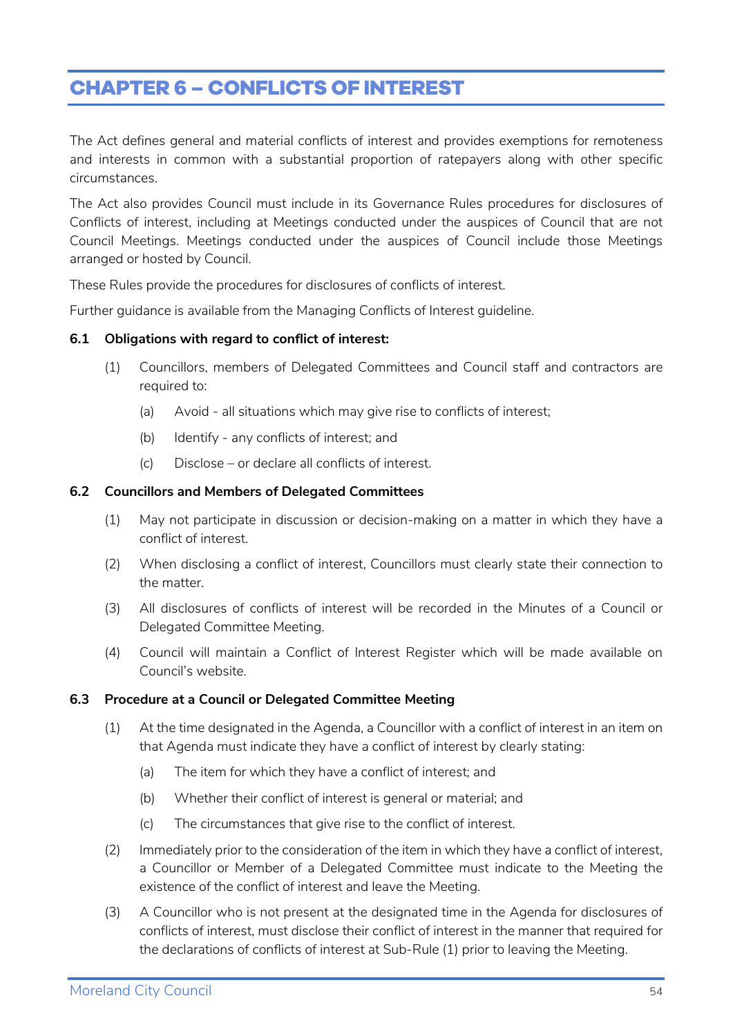# CHAPTER 6 – CONFLICTS OF INTEREST

The Act defines general and material conflicts of interest and provides exemptions for remoteness and interests in common with a substantial proportion of ratepayers along with other specific circumstances.

The Act also provides Council must include in its Governance Rules procedures for disclosures of Conflicts of interest, including at Meetings conducted under the auspices of Council that are not Council Meetings. Meetings conducted under the auspices of Council include those Meetings arranged or hosted by Council.

These Rules provide the procedures for disclosures of conflicts of interest.

Further guidance is available from the Managing Conflicts of Interest guideline.

### 6.1 Obligations with regard to conflict of interest:

(1) Councillors, members of Delegated Committees and Council staff and contractors are required to:

- (a) Avoid - all situations which may give rise to conflicts of interest;
- (b) Identify - any conflicts of interest; and
- (c) Disclose – or declare all conflicts of interest.

### 6.2 Councillors and Members of Delegated Committees

(1) May not participate in discussion or decision-making on a matter in which they have a conflict of interest.

(2) When disclosing a conflict of interest, Councillors must clearly state their connection to the matter.

(3) All disclosures of conflicts of interest will be recorded in the Minutes of a Council or Delegated Committee Meeting.

(4) Council will maintain a Conflict of Interest Register which will be made available on Council's website.

### 6.3 Procedure at a Council or Delegated Committee Meeting

(1) At the time designated in the Agenda, a Councillor with a conflict of interest in an item on that Agenda must indicate they have a conflict of interest by clearly stating:

- (a) The item for which they have a conflict of interest; and
- (b) Whether their conflict of interest is general or material; and
- (c) The circumstances that give rise to the conflict of interest.

(2) Immediately prior to the consideration of the item in which they have a conflict of interest, a Councillor or Member of a Delegated Committee must indicate to the Meeting the existence of the conflict of interest and leave the Meeting.

(3) A Councillor who is not present at the designated time in the Agenda for disclosures of conflicts of interest, must disclose their conflict of interest in the manner that required for the declarations of conflicts of interest at Sub-Rule (1) prior to leaving the Meeting.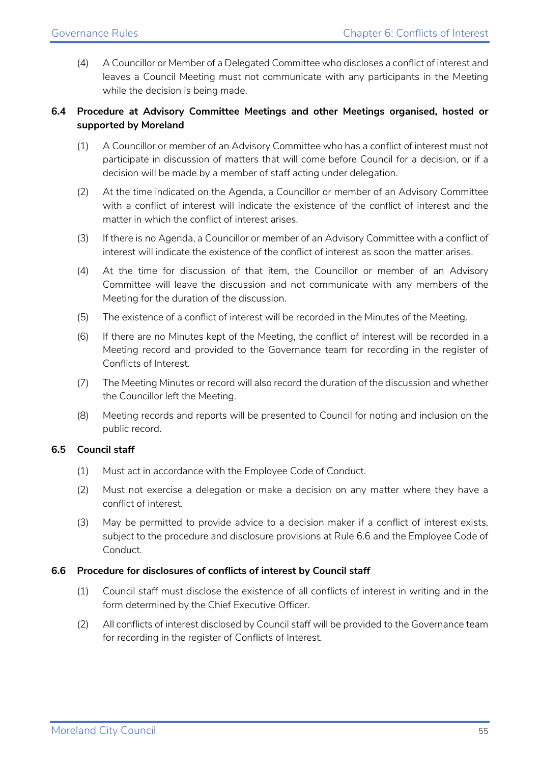(4) A Councillor or Member of a Delegated Committee who discloses a conflict of interest and leaves a Council Meeting must not communicate with any participants in the Meeting while the decision is being made.

### 6.4 Procedure at Advisory Committee Meetings and other Meetings organised, hosted or supported by Moreland

(1) A Councillor or member of an Advisory Committee who has a conflict of interest must not participate in discussion of matters that will come before Council for a decision, or if a decision will be made by a member of staff acting under delegation.

(2) At the time indicated on the Agenda, a Councillor or member of an Advisory Committee with a conflict of interest will indicate the existence of the conflict of interest and the matter in which the conflict of interest arises.

(3) If there is no Agenda, a Councillor or member of an Advisory Committee with a conflict of interest will indicate the existence of the conflict of interest as soon the matter arises.

(4) At the time for discussion of that item, the Councillor or member of an Advisory Committee will leave the discussion and not communicate with any members of the Meeting for the duration of the discussion.

(5) The existence of a conflict of interest will be recorded in the Minutes of the Meeting.

(6) If there are no Minutes kept of the Meeting, the conflict of interest will be recorded in a Meeting record and provided to the Governance team for recording in the register of Conflicts of Interest.

(7) The Meeting Minutes or record will also record the duration of the discussion and whether the Councillor left the Meeting.

(8) Meeting records and reports will be presented to Council for noting and inclusion on the public record.

### 6.5 Council staff

(1) Must act in accordance with the Employee Code of Conduct.

(2) Must not exercise a delegation or make a decision on any matter where they have a conflict of interest.

(3) May be permitted to provide advice to a decision maker if a conflict of interest exists, subject to the procedure and disclosure provisions at Rule 6.6 and the Employee Code of Conduct.

### 6.6 Procedure for disclosures of conflicts of interest by Council staff

(1) Council staff must disclose the existence of all conflicts of interest in writing and in the form determined by the Chief Executive Officer.

(2) All conflicts of interest disclosed by Council staff will be provided to the Governance team for recording in the register of Conflicts of Interest.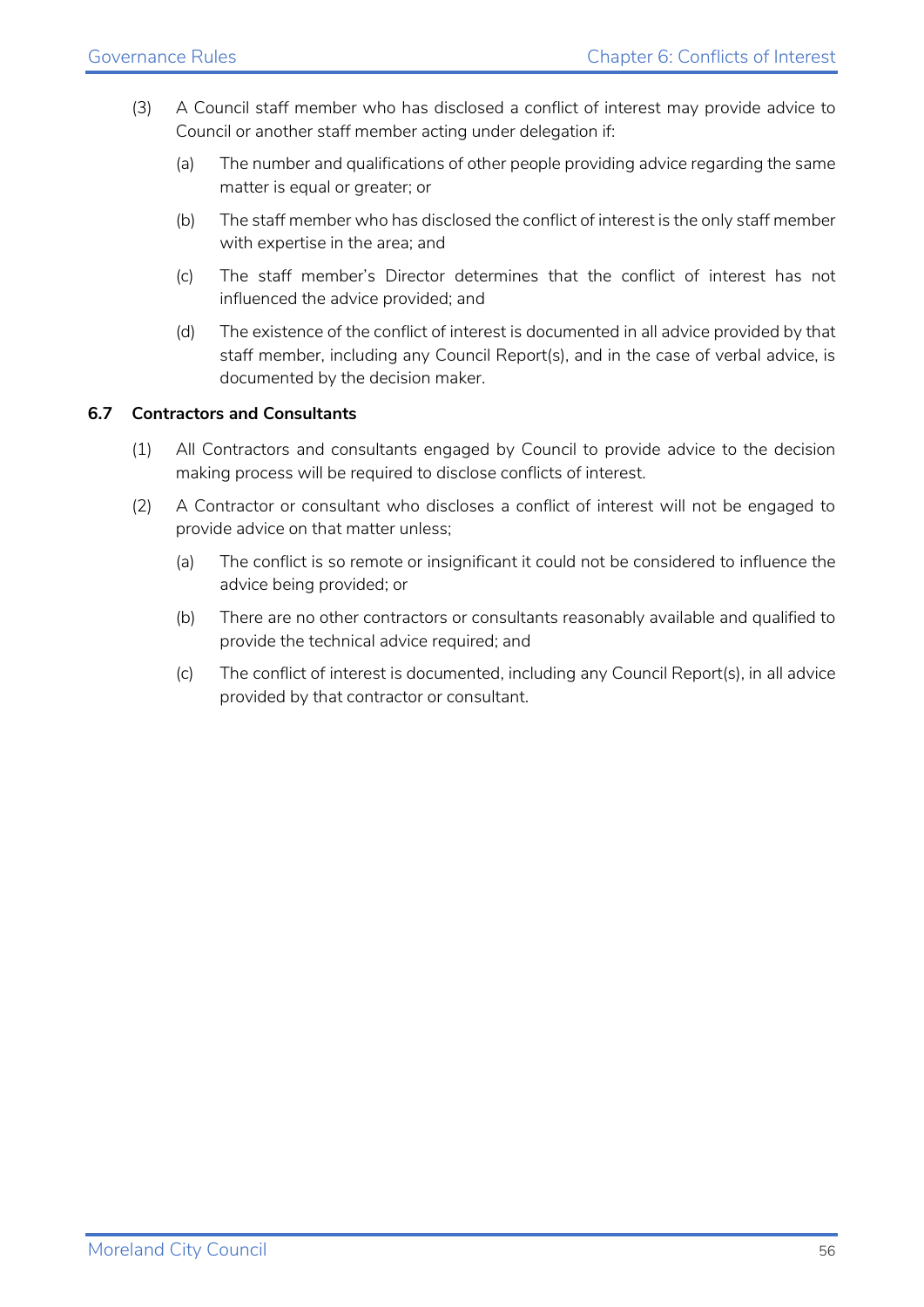(3) A Council staff member who has disclosed a conflict of interest may provide advice to Council or another staff member acting under delegation if:

   (a) The number and qualifications of other people providing advice regarding the same matter is equal or greater; or

   (b) The staff member who has disclosed the conflict of interest is the only staff member with expertise in the area; and

   (c) The staff member's Director determines that the conflict of interest has not influenced the advice provided; and

   (d) The existence of the conflict of interest is documented in all advice provided by that staff member, including any Council Report(s), and in the case of verbal advice, is documented by the decision maker.

### 6.7 Contractors and Consultants

(1) All Contractors and consultants engaged by Council to provide advice to the decision making process will be required to disclose conflicts of interest.

(2) A Contractor or consultant who discloses a conflict of interest will not be engaged to provide advice on that matter unless;

   (a) The conflict is so remote or insignificant it could not be considered to influence the advice being provided; or

   (b) There are no other contractors or consultants reasonably available and qualified to provide the technical advice required; and

   (c) The conflict of interest is documented, including any Council Report(s), in all advice provided by that contractor or consultant.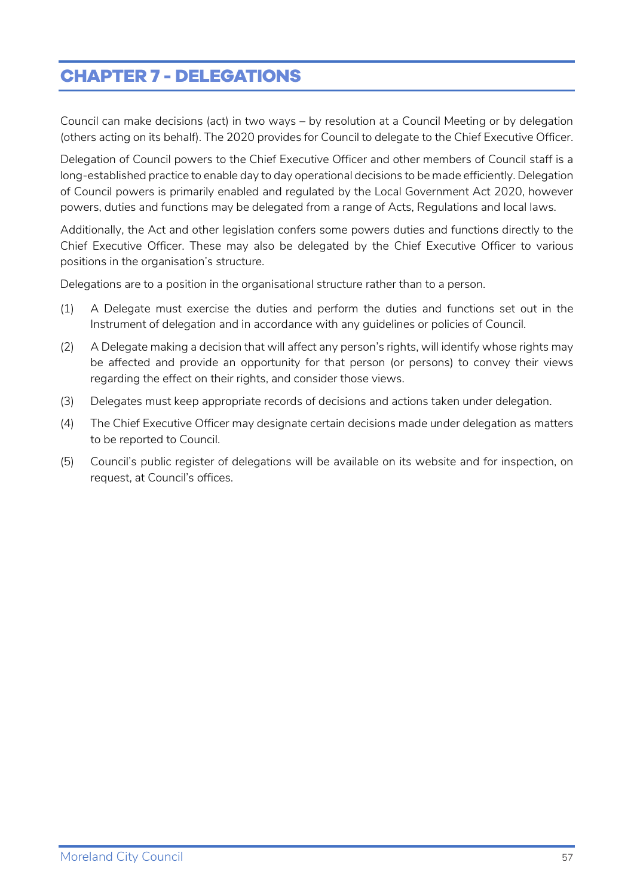# CHAPTER 7 - DELEGATIONS

Council can make decisions (act) in two ways – by resolution at a Council Meeting or by delegation (others acting on its behalf). The 2020 provides for Council to delegate to the Chief Executive Officer.

Delegation of Council powers to the Chief Executive Officer and other members of Council staff is a long-established practice to enable day to day operational decisions to be made efficiently. Delegation of Council powers is primarily enabled and regulated by the Local Government Act 2020, however powers, duties and functions may be delegated from a range of Acts, Regulations and local laws.

Additionally, the Act and other legislation confers some powers duties and functions directly to the Chief Executive Officer. These may also be delegated by the Chief Executive Officer to various positions in the organisation's structure.

Delegations are to a position in the organisational structure rather than to a person.

(1) A Delegate must exercise the duties and perform the duties and functions set out in the Instrument of delegation and in accordance with any guidelines or policies of Council.

(2) A Delegate making a decision that will affect any person's rights, will identify whose rights may be affected and provide an opportunity for that person (or persons) to convey their views regarding the effect on their rights, and consider those views.

(3) Delegates must keep appropriate records of decisions and actions taken under delegation.

(4) The Chief Executive Officer may designate certain decisions made under delegation as matters to be reported to Council.

(5) Council's public register of delegations will be available on its website and for inspection, on request, at Council's offices.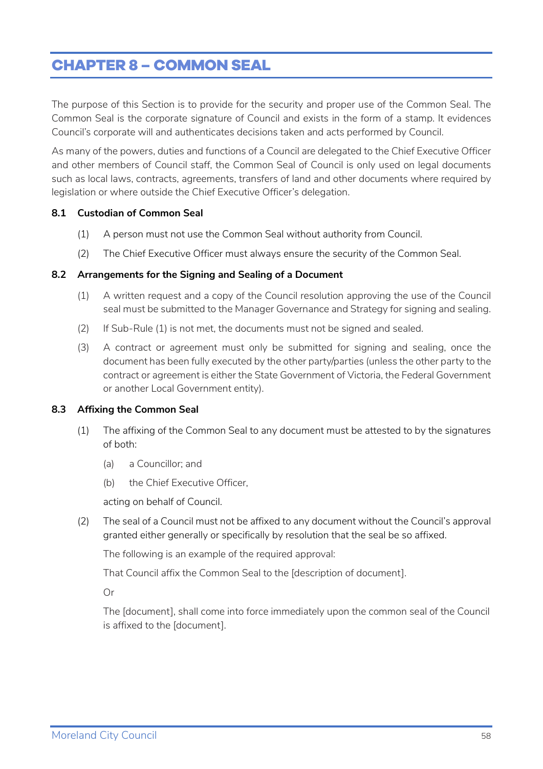# CHAPTER 8 – COMMON SEAL

The purpose of this Section is to provide for the security and proper use of the Common Seal. The Common Seal is the corporate signature of Council and exists in the form of a stamp. It evidences Council's corporate will and authenticates decisions taken and acts performed by Council.

As many of the powers, duties and functions of a Council are delegated to the Chief Executive Officer and other members of Council staff, the Common Seal of Council is only used on legal documents such as local laws, contracts, agreements, transfers of land and other documents where required by legislation or where outside the Chief Executive Officer's delegation.

### 8.1 Custodian of Common Seal

(1) A person must not use the Common Seal without authority from Council.

(2) The Chief Executive Officer must always ensure the security of the Common Seal.

### 8.2 Arrangements for the Signing and Sealing of a Document

(1) A written request and a copy of the Council resolution approving the use of the Council seal must be submitted to the Manager Governance and Strategy for signing and sealing.

(2) If Sub-Rule (1) is not met, the documents must not be signed and sealed.

(3) A contract or agreement must only be submitted for signing and sealing, once the document has been fully executed by the other party/parties (unless the other party to the contract or agreement is either the State Government of Victoria, the Federal Government or another Local Government entity).

### 8.3 Affixing the Common Seal

(1) The affixing of the Common Seal to any document must be attested to by the signatures of both:

   (a) a Councillor; and

   (b) the Chief Executive Officer,

   acting on behalf of Council.

(2) The seal of a Council must not be affixed to any document without the Council's approval granted either generally or specifically by resolution that the seal be so affixed.

   The following is an example of the required approval:

   That Council affix the Common Seal to the [description of document].

   Or

   The [document], shall come into force immediately upon the common seal of the Council is affixed to the [document].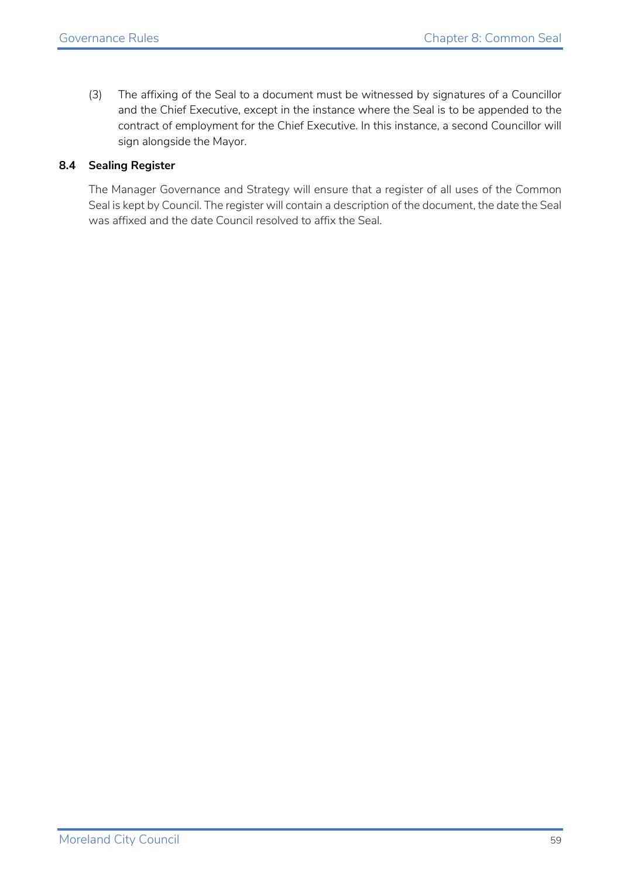(3) The affixing of the Seal to a document must be witnessed by signatures of a Councillor and the Chief Executive, except in the instance where the Seal is to be appended to the contract of employment for the Chief Executive. In this instance, a second Councillor will sign alongside the Mayor.

### 8.4 Sealing Register

The Manager Governance and Strategy will ensure that a register of all uses of the Common Seal is kept by Council. The register will contain a description of the document, the date the Seal was affixed and the date Council resolved to affix the Seal.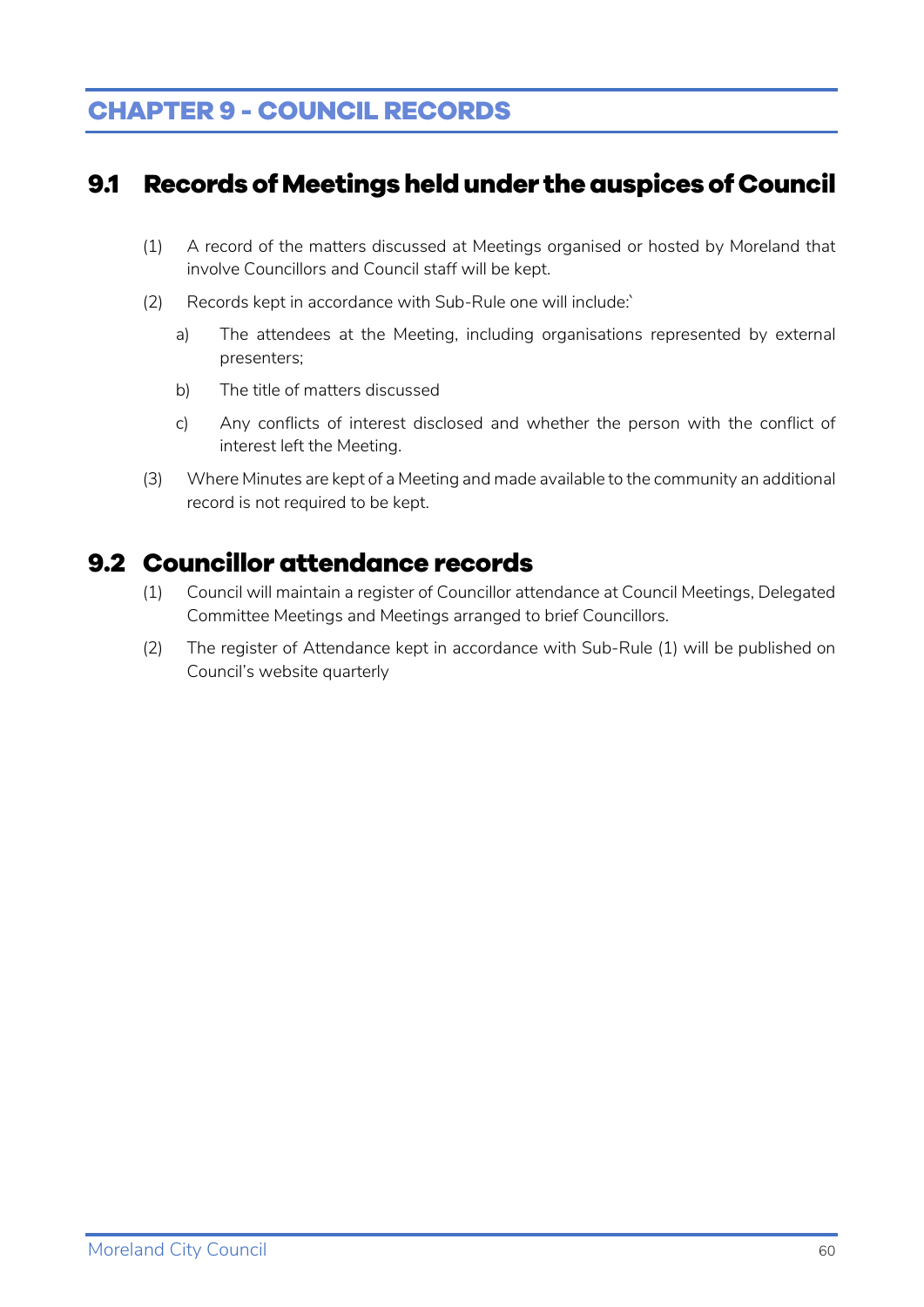# CHAPTER 9 - COUNCIL RECORDS

## 9.1 Records of Meetings held under the auspices of Council

(1) A record of the matters discussed at Meetings organised or hosted by Moreland that involve Councillors and Council staff will be kept.

(2) Records kept in accordance with Sub-Rule one will include:`

   a) The attendees at the Meeting, including organisations represented by external presenters;

   b) The title of matters discussed

   c) Any conflicts of interest disclosed and whether the person with the conflict of interest left the Meeting.

(3) Where Minutes are kept of a Meeting and made available to the community an additional record is not required to be kept.

## 9.2 Councillor attendance records

(1) Council will maintain a register of Councillor attendance at Council Meetings, Delegated Committee Meetings and Meetings arranged to brief Councillors.

(2) The register of Attendance kept in accordance with Sub-Rule (1) will be published on Council's website quarterly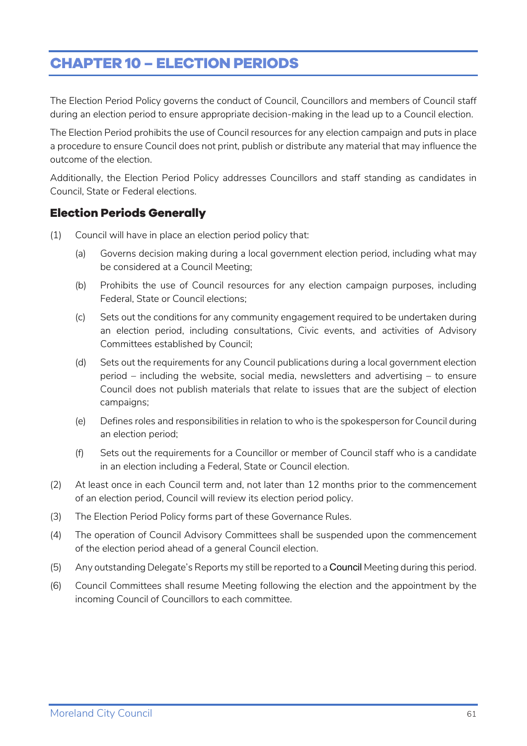# CHAPTER 10 – ELECTION PERIODS

The Election Period Policy governs the conduct of Council, Councillors and members of Council staff during an election period to ensure appropriate decision-making in the lead up to a Council election.

The Election Period prohibits the use of Council resources for any election campaign and puts in place a procedure to ensure Council does not print, publish or distribute any material that may influence the outcome of the election.

Additionally, the Election Period Policy addresses Councillors and staff standing as candidates in Council, State or Federal elections.

## Election Periods Generally

(1) Council will have in place an election period policy that:

  (a) Governs decision making during a local government election period, including what may be considered at a Council Meeting;

  (b) Prohibits the use of Council resources for any election campaign purposes, including Federal, State or Council elections;

  (c) Sets out the conditions for any community engagement required to be undertaken during an election period, including consultations, Civic events, and activities of Advisory Committees established by Council;

  (d) Sets out the requirements for any Council publications during a local government election period – including the website, social media, newsletters and advertising – to ensure Council does not publish materials that relate to issues that are the subject of election campaigns;

  (e) Defines roles and responsibilities in relation to who is the spokesperson for Council during an election period;

  (f) Sets out the requirements for a Councillor or member of Council staff who is a candidate in an election including a Federal, State or Council election.

(2) At least once in each Council term and, not later than 12 months prior to the commencement of an election period, Council will review its election period policy.

(3) The Election Period Policy forms part of these Governance Rules.

(4) The operation of Council Advisory Committees shall be suspended upon the commencement of the election period ahead of a general Council election.

(5) Any outstanding Delegate's Reports my still be reported to a Council Meeting during this period.

(6) Council Committees shall resume Meeting following the election and the appointment by the incoming Council of Councillors to each committee.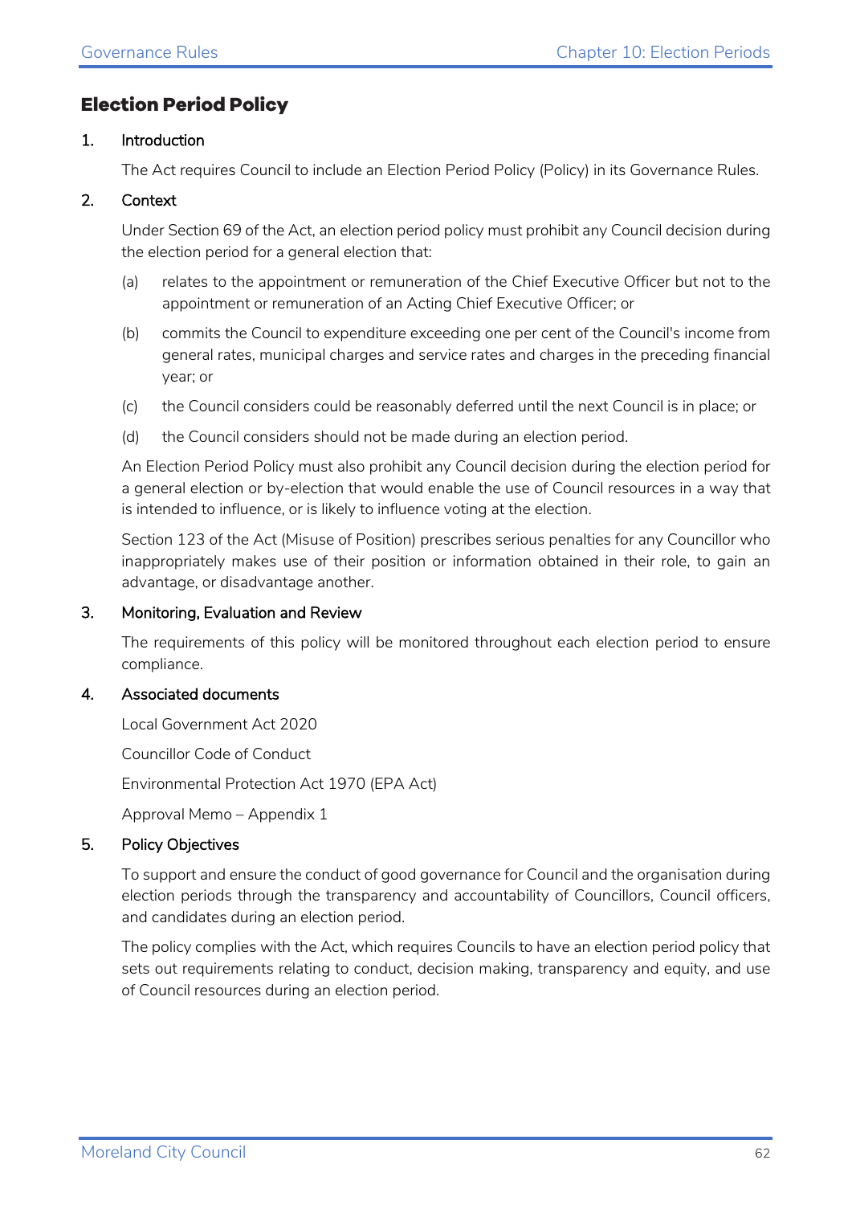## Election Period Policy

### 1. Introduction

The Act requires Council to include an Election Period Policy (Policy) in its Governance Rules.

### 2. Context

Under Section 69 of the Act, an election period policy must prohibit any Council decision during the election period for a general election that:

(a) relates to the appointment or remuneration of the Chief Executive Officer but not to the appointment or remuneration of an Acting Chief Executive Officer; or

(b) commits the Council to expenditure exceeding one per cent of the Council's income from general rates, municipal charges and service rates and charges in the preceding financial year; or

(c) the Council considers could be reasonably deferred until the next Council is in place; or

(d) the Council considers should not be made during an election period.

An Election Period Policy must also prohibit any Council decision during the election period for a general election or by-election that would enable the use of Council resources in a way that is intended to influence, or is likely to influence voting at the election.

Section 123 of the Act (Misuse of Position) prescribes serious penalties for any Councillor who inappropriately makes use of their position or information obtained in their role, to gain an advantage, or disadvantage another.

### 3. Monitoring, Evaluation and Review

The requirements of this policy will be monitored throughout each election period to ensure compliance.

### 4. Associated documents

Local Government Act 2020

Councillor Code of Conduct

Environmental Protection Act 1970 (EPA Act)

Approval Memo – Appendix 1

### 5. Policy Objectives

To support and ensure the conduct of good governance for Council and the organisation during election periods through the transparency and accountability of Councillors, Council officers, and candidates during an election period.

The policy complies with the Act, which requires Councils to have an election period policy that sets out requirements relating to conduct, decision making, transparency and equity, and use of Council resources during an election period.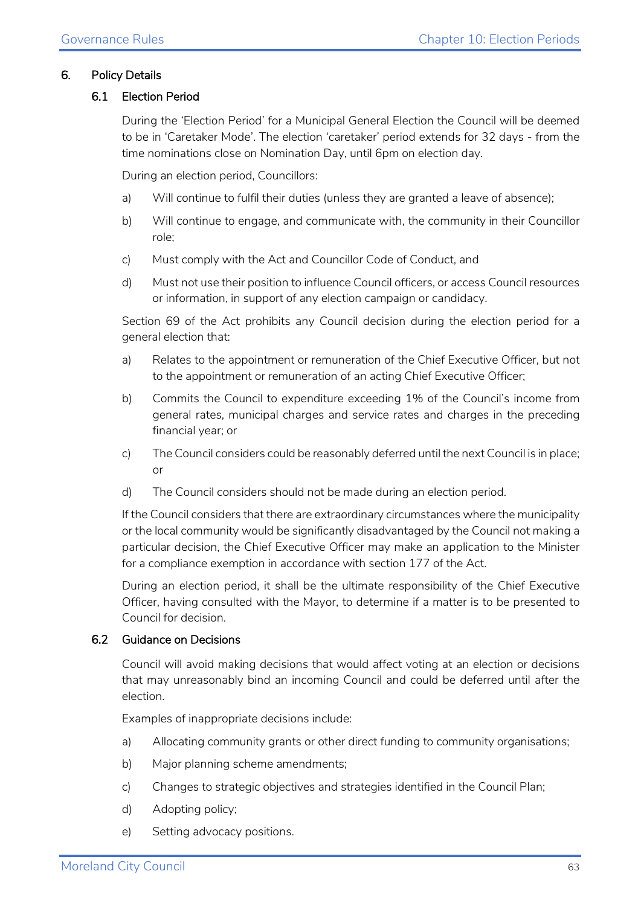## 6. Policy Details

### 6.1 Election Period

During the 'Election Period' for a Municipal General Election the Council will be deemed to be in 'Caretaker Mode'. The election 'caretaker' period extends for 32 days - from the time nominations close on Nomination Day, until 6pm on election day.

During an election period, Councillors:

a) Will continue to fulfil their duties (unless they are granted a leave of absence);

b) Will continue to engage, and communicate with, the community in their Councillor role;

c) Must comply with the Act and Councillor Code of Conduct, and

d) Must not use their position to influence Council officers, or access Council resources or information, in support of any election campaign or candidacy.

Section 69 of the Act prohibits any Council decision during the election period for a general election that:

a) Relates to the appointment or remuneration of the Chief Executive Officer, but not to the appointment or remuneration of an acting Chief Executive Officer;

b) Commits the Council to expenditure exceeding 1% of the Council's income from general rates, municipal charges and service rates and charges in the preceding financial year; or

c) The Council considers could be reasonably deferred until the next Council is in place; or

d) The Council considers should not be made during an election period.

If the Council considers that there are extraordinary circumstances where the municipality or the local community would be significantly disadvantaged by the Council not making a particular decision, the Chief Executive Officer may make an application to the Minister for a compliance exemption in accordance with section 177 of the Act.

During an election period, it shall be the ultimate responsibility of the Chief Executive Officer, having consulted with the Mayor, to determine if a matter is to be presented to Council for decision.

### 6.2 Guidance on Decisions

Council will avoid making decisions that would affect voting at an election or decisions that may unreasonably bind an incoming Council and could be deferred until after the election.

Examples of inappropriate decisions include:

a) Allocating community grants or other direct funding to community organisations;

b) Major planning scheme amendments;

c) Changes to strategic objectives and strategies identified in the Council Plan;

d) Adopting policy;

e) Setting advocacy positions.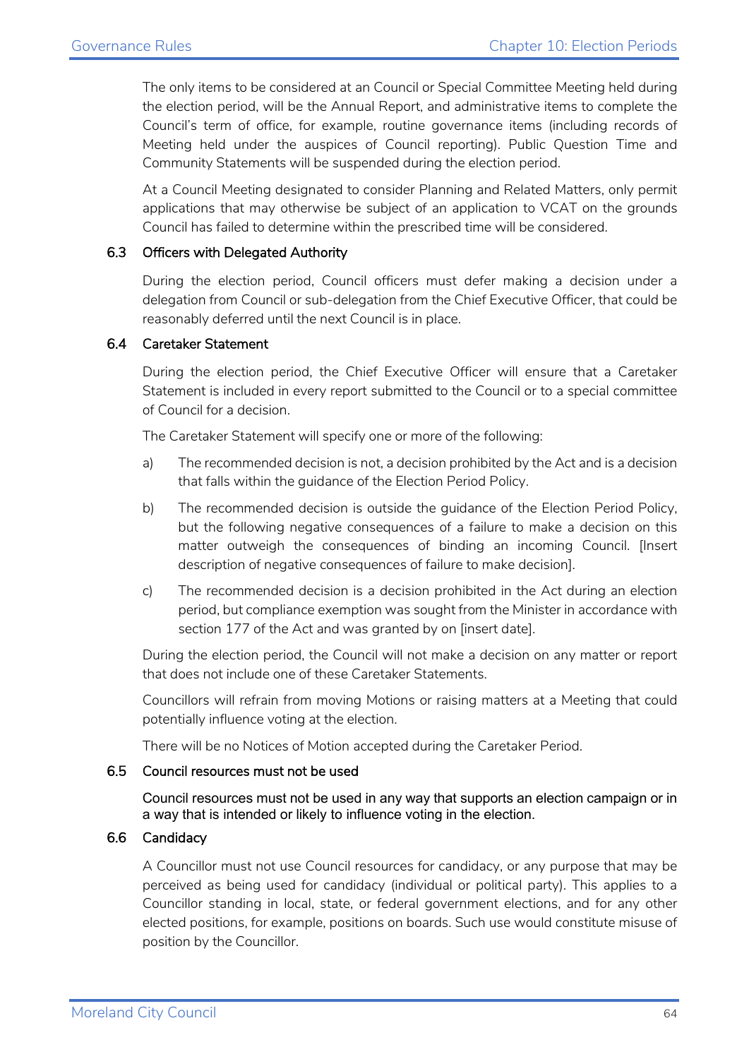The only items to be considered at an Council or Special Committee Meeting held during the election period, will be the Annual Report, and administrative items to complete the Council's term of office, for example, routine governance items (including records of Meeting held under the auspices of Council reporting). Public Question Time and Community Statements will be suspended during the election period.

At a Council Meeting designated to consider Planning and Related Matters, only permit applications that may otherwise be subject of an application to VCAT on the grounds Council has failed to determine within the prescribed time will be considered.

### 6.3 Officers with Delegated Authority

During the election period, Council officers must defer making a decision under a delegation from Council or sub-delegation from the Chief Executive Officer, that could be reasonably deferred until the next Council is in place.

### 6.4 Caretaker Statement

During the election period, the Chief Executive Officer will ensure that a Caretaker Statement is included in every report submitted to the Council or to a special committee of Council for a decision.

The Caretaker Statement will specify one or more of the following:

a) The recommended decision is not, a decision prohibited by the Act and is a decision that falls within the guidance of the Election Period Policy.

b) The recommended decision is outside the guidance of the Election Period Policy, but the following negative consequences of a failure to make a decision on this matter outweigh the consequences of binding an incoming Council. [Insert description of negative consequences of failure to make decision].

c) The recommended decision is a decision prohibited in the Act during an election period, but compliance exemption was sought from the Minister in accordance with section 177 of the Act and was granted by on [insert date].

During the election period, the Council will not make a decision on any matter or report that does not include one of these Caretaker Statements.

Councillors will refrain from moving Motions or raising matters at a Meeting that could potentially influence voting at the election.

There will be no Notices of Motion accepted during the Caretaker Period.

### 6.5 Council resources must not be used

Council resources must not be used in any way that supports an election campaign or in a way that is intended or likely to influence voting in the election.

### 6.6 Candidacy

A Councillor must not use Council resources for candidacy, or any purpose that may be perceived as being used for candidacy (individual or political party). This applies to a Councillor standing in local, state, or federal government elections, and for any other elected positions, for example, positions on boards. Such use would constitute misuse of position by the Councillor.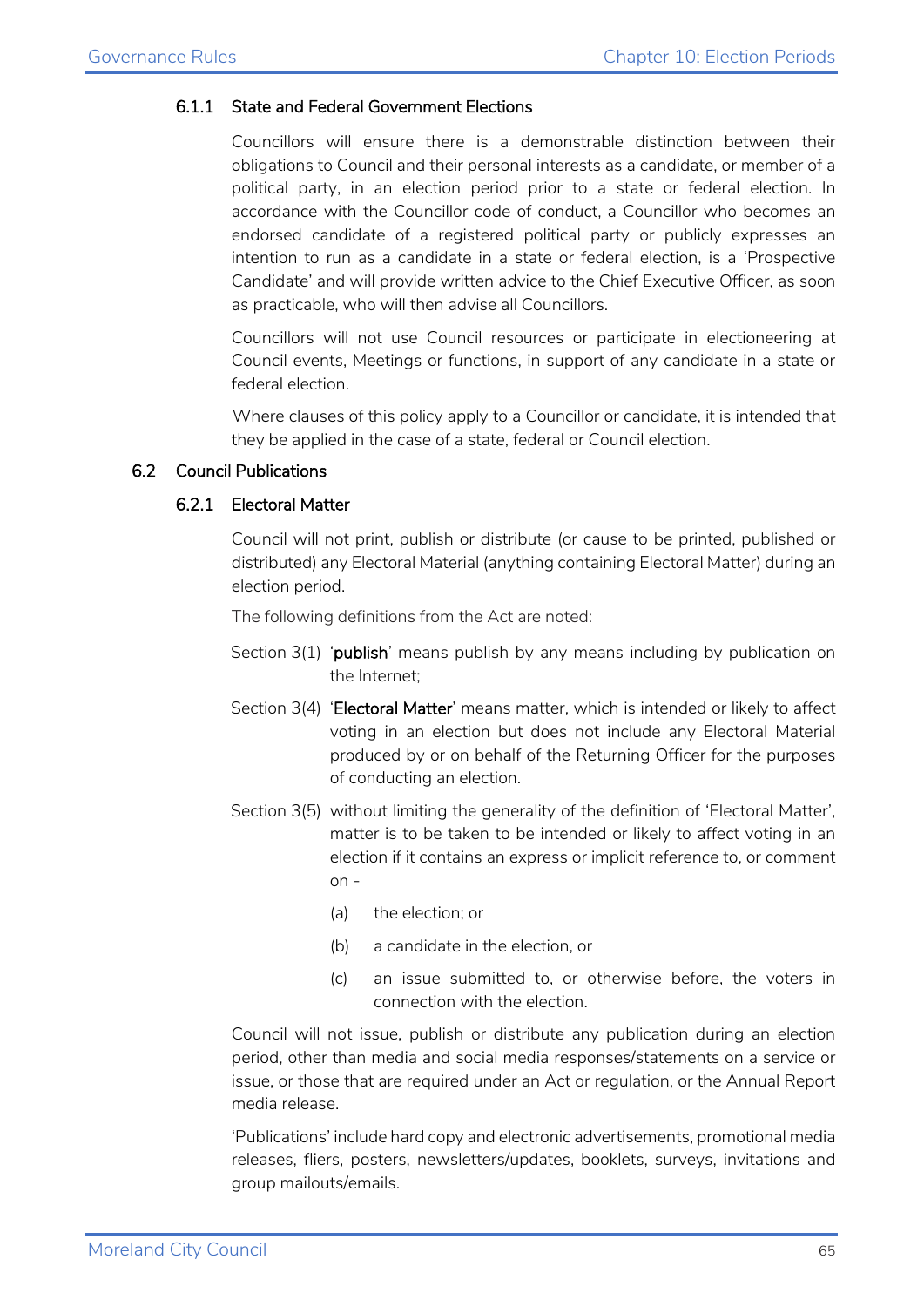#### 6.1.1 State and Federal Government Elections

Councillors will ensure there is a demonstrable distinction between their obligations to Council and their personal interests as a candidate, or member of a political party, in an election period prior to a state or federal election. In accordance with the Councillor code of conduct, a Councillor who becomes an endorsed candidate of a registered political party or publicly expresses an intention to run as a candidate in a state or federal election, is a 'Prospective Candidate' and will provide written advice to the Chief Executive Officer, as soon as practicable, who will then advise all Councillors.

Councillors will not use Council resources or participate in electioneering at Council events, Meetings or functions, in support of any candidate in a state or federal election.

Where clauses of this policy apply to a Councillor or candidate, it is intended that they be applied in the case of a state, federal or Council election.

### 6.2 Council Publications

#### 6.2.1 Electoral Matter

Council will not print, publish or distribute (or cause to be printed, published or distributed) any Electoral Material (anything containing Electoral Matter) during an election period.

The following definitions from the Act are noted:

Section 3(1) '**publish**' means publish by any means including by publication on the Internet;

Section 3(4) '**Electoral Matter**' means matter, which is intended or likely to affect voting in an election but does not include any Electoral Material produced by or on behalf of the Returning Officer for the purposes of conducting an election.

Section 3(5) without limiting the generality of the definition of 'Electoral Matter', matter is to be taken to be intended or likely to affect voting in an election if it contains an express or implicit reference to, or comment on -

(a) the election; or

(b) a candidate in the election, or

(c) an issue submitted to, or otherwise before, the voters in connection with the election.

Council will not issue, publish or distribute any publication during an election period, other than media and social media responses/statements on a service or issue, or those that are required under an Act or regulation, or the Annual Report media release.

'Publications' include hard copy and electronic advertisements, promotional media releases, fliers, posters, newsletters/updates, booklets, surveys, invitations and group mailouts/emails.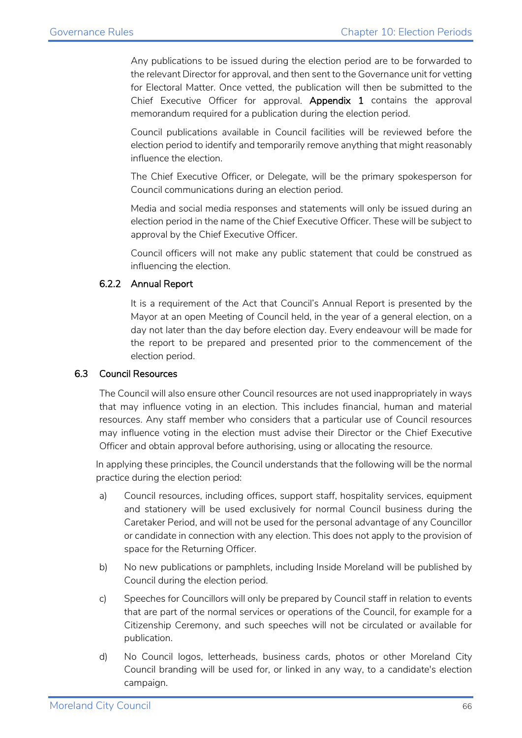Any publications to be issued during the election period are to be forwarded to the relevant Director for approval, and then sent to the Governance unit for vetting for Electoral Matter. Once vetted, the publication will then be submitted to the Chief Executive Officer for approval. **Appendix 1** contains the approval memorandum required for a publication during the election period.

Council publications available in Council facilities will be reviewed before the election period to identify and temporarily remove anything that might reasonably influence the election.

The Chief Executive Officer, or Delegate, will be the primary spokesperson for Council communications during an election period.

Media and social media responses and statements will only be issued during an election period in the name of the Chief Executive Officer. These will be subject to approval by the Chief Executive Officer.

Council officers will not make any public statement that could be construed as influencing the election.

#### 6.2.2 Annual Report

It is a requirement of the Act that Council's Annual Report is presented by the Mayor at an open Meeting of Council held, in the year of a general election, on a day not later than the day before election day. Every endeavour will be made for the report to be prepared and presented prior to the commencement of the election period.

### 6.3 Council Resources

The Council will also ensure other Council resources are not used inappropriately in ways that may influence voting in an election. This includes financial, human and material resources. Any staff member who considers that a particular use of Council resources may influence voting in the election must advise their Director or the Chief Executive Officer and obtain approval before authorising, using or allocating the resource.

In applying these principles, the Council understands that the following will be the normal practice during the election period:

a) Council resources, including offices, support staff, hospitality services, equipment and stationery will be used exclusively for normal Council business during the Caretaker Period, and will not be used for the personal advantage of any Councillor or candidate in connection with any election. This does not apply to the provision of space for the Returning Officer.

b) No new publications or pamphlets, including Inside Moreland will be published by Council during the election period.

c) Speeches for Councillors will only be prepared by Council staff in relation to events that are part of the normal services or operations of the Council, for example for a Citizenship Ceremony, and such speeches will not be circulated or available for publication.

d) No Council logos, letterheads, business cards, photos or other Moreland City Council branding will be used for, or linked in any way, to a candidate's election campaign.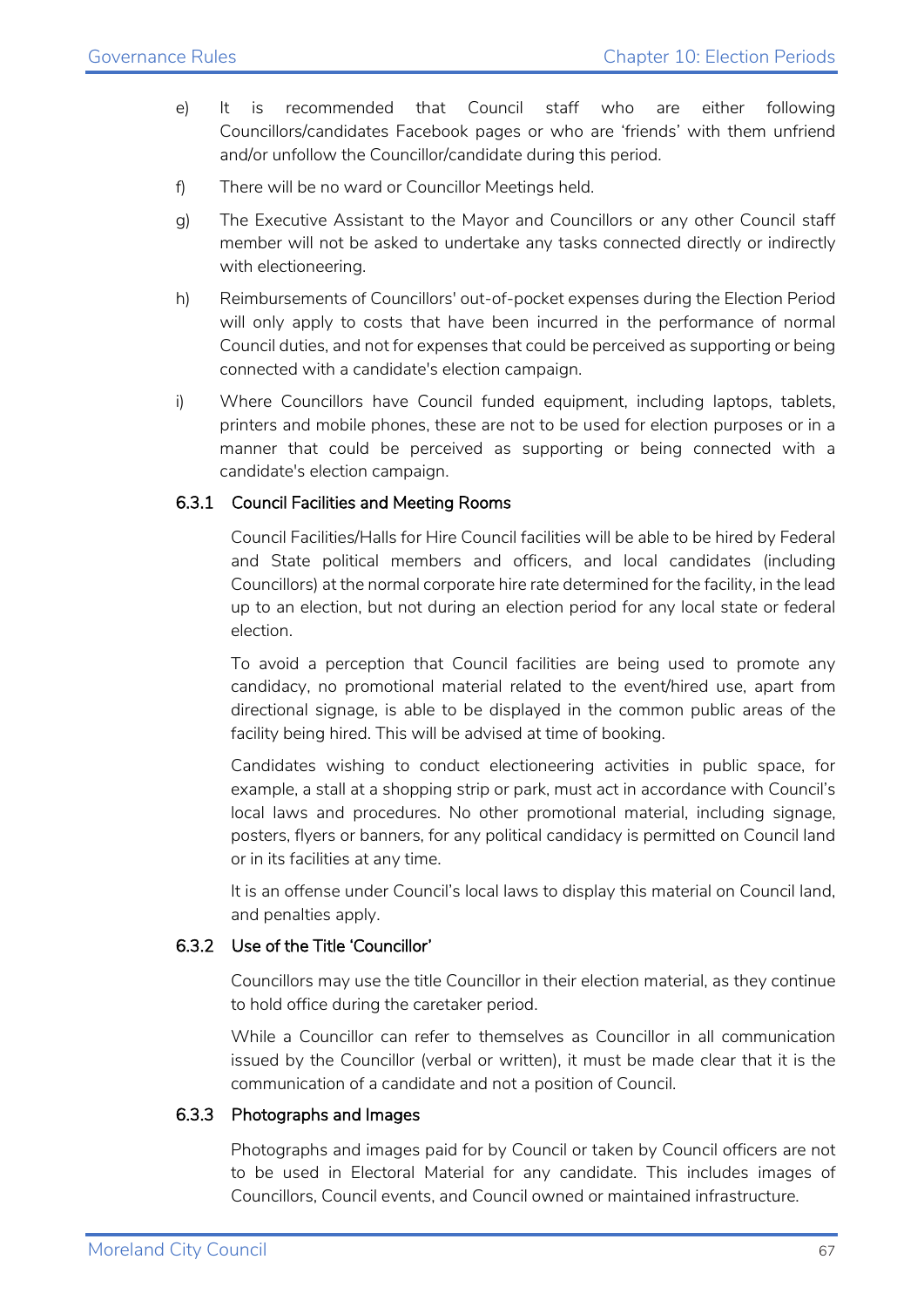e) It is recommended that Council staff who are either following Councillors/candidates Facebook pages or who are 'friends' with them unfriend and/or unfollow the Councillor/candidate during this period.

f) There will be no ward or Councillor Meetings held.

g) The Executive Assistant to the Mayor and Councillors or any other Council staff member will not be asked to undertake any tasks connected directly or indirectly with electioneering.

h) Reimbursements of Councillors' out-of-pocket expenses during the Election Period will only apply to costs that have been incurred in the performance of normal Council duties, and not for expenses that could be perceived as supporting or being connected with a candidate's election campaign.

i) Where Councillors have Council funded equipment, including laptops, tablets, printers and mobile phones, these are not to be used for election purposes or in a manner that could be perceived as supporting or being connected with a candidate's election campaign.

### 6.3.1 Council Facilities and Meeting Rooms

Council Facilities/Halls for Hire Council facilities will be able to be hired by Federal and State political members and officers, and local candidates (including Councillors) at the normal corporate hire rate determined for the facility, in the lead up to an election, but not during an election period for any local state or federal election.

To avoid a perception that Council facilities are being used to promote any candidacy, no promotional material related to the event/hired use, apart from directional signage, is able to be displayed in the common public areas of the facility being hired. This will be advised at time of booking.

Candidates wishing to conduct electioneering activities in public space, for example, a stall at a shopping strip or park, must act in accordance with Council's local laws and procedures. No other promotional material, including signage, posters, flyers or banners, for any political candidacy is permitted on Council land or in its facilities at any time.

It is an offense under Council's local laws to display this material on Council land, and penalties apply.

### 6.3.2 Use of the Title 'Councillor'

Councillors may use the title Councillor in their election material, as they continue to hold office during the caretaker period.

While a Councillor can refer to themselves as Councillor in all communication issued by the Councillor (verbal or written), it must be made clear that it is the communication of a candidate and not a position of Council.

### 6.3.3 Photographs and Images

Photographs and images paid for by Council or taken by Council officers are not to be used in Electoral Material for any candidate. This includes images of Councillors, Council events, and Council owned or maintained infrastructure.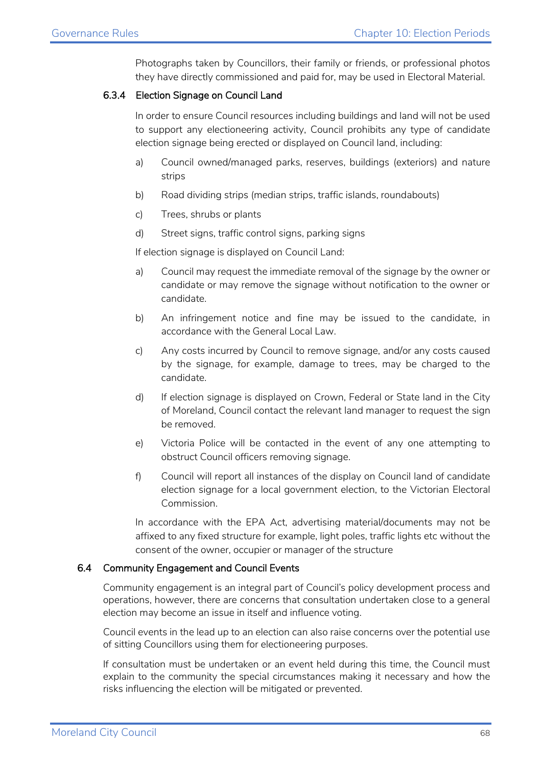Photographs taken by Councillors, their family or friends, or professional photos they have directly commissioned and paid for, may be used in Electoral Material.

#### 6.3.4 Election Signage on Council Land

In order to ensure Council resources including buildings and land will not be used to support any electioneering activity, Council prohibits any type of candidate election signage being erected or displayed on Council land, including:

a) Council owned/managed parks, reserves, buildings (exteriors) and nature strips

b) Road dividing strips (median strips, traffic islands, roundabouts)

c) Trees, shrubs or plants

d) Street signs, traffic control signs, parking signs

If election signage is displayed on Council Land:

a) Council may request the immediate removal of the signage by the owner or candidate or may remove the signage without notification to the owner or candidate.

b) An infringement notice and fine may be issued to the candidate, in accordance with the General Local Law.

c) Any costs incurred by Council to remove signage, and/or any costs caused by the signage, for example, damage to trees, may be charged to the candidate.

d) If election signage is displayed on Crown, Federal or State land in the City of Moreland, Council contact the relevant land manager to request the sign be removed.

e) Victoria Police will be contacted in the event of any one attempting to obstruct Council officers removing signage.

f) Council will report all instances of the display on Council land of candidate election signage for a local government election, to the Victorian Electoral Commission.

In accordance with the EPA Act, advertising material/documents may not be affixed to any fixed structure for example, light poles, traffic lights etc without the consent of the owner, occupier or manager of the structure

### 6.4 Community Engagement and Council Events

Community engagement is an integral part of Council's policy development process and operations, however, there are concerns that consultation undertaken close to a general election may become an issue in itself and influence voting.

Council events in the lead up to an election can also raise concerns over the potential use of sitting Councillors using them for electioneering purposes.

If consultation must be undertaken or an event held during this time, the Council must explain to the community the special circumstances making it necessary and how the risks influencing the election will be mitigated or prevented.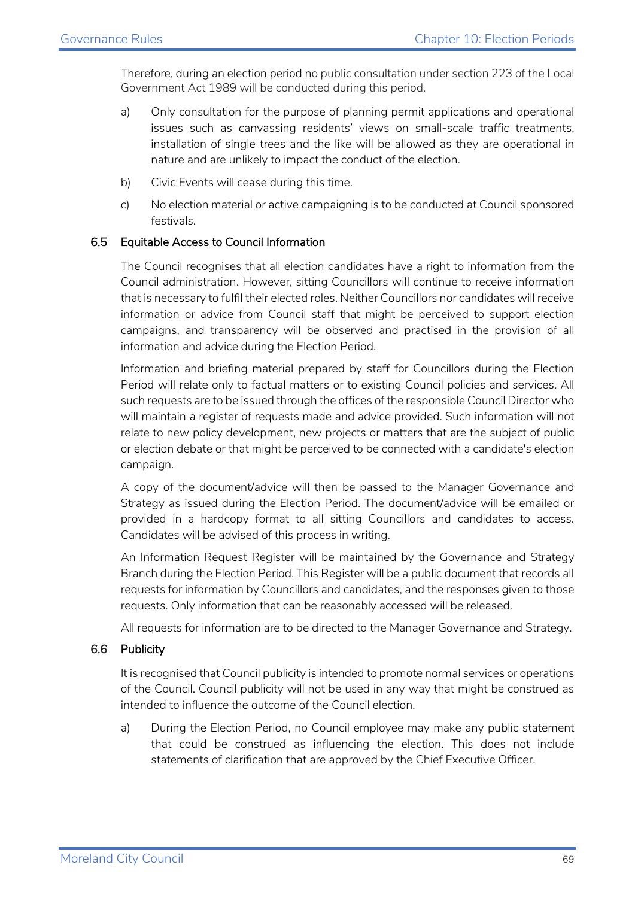Therefore, during an election period no public consultation under section 223 of the Local Government Act 1989 will be conducted during this period.

a) Only consultation for the purpose of planning permit applications and operational issues such as canvassing residents' views on small-scale traffic treatments, installation of single trees and the like will be allowed as they are operational in nature and are unlikely to impact the conduct of the election.

b) Civic Events will cease during this time.

c) No election material or active campaigning is to be conducted at Council sponsored festivals.

### 6.5 Equitable Access to Council Information

The Council recognises that all election candidates have a right to information from the Council administration. However, sitting Councillors will continue to receive information that is necessary to fulfil their elected roles. Neither Councillors nor candidates will receive information or advice from Council staff that might be perceived to support election campaigns, and transparency will be observed and practised in the provision of all information and advice during the Election Period.

Information and briefing material prepared by staff for Councillors during the Election Period will relate only to factual matters or to existing Council policies and services. All such requests are to be issued through the offices of the responsible Council Director who will maintain a register of requests made and advice provided. Such information will not relate to new policy development, new projects or matters that are the subject of public or election debate or that might be perceived to be connected with a candidate's election campaign.

A copy of the document/advice will then be passed to the Manager Governance and Strategy as issued during the Election Period. The document/advice will be emailed or provided in a hardcopy format to all sitting Councillors and candidates to access. Candidates will be advised of this process in writing.

An Information Request Register will be maintained by the Governance and Strategy Branch during the Election Period. This Register will be a public document that records all requests for information by Councillors and candidates, and the responses given to those requests. Only information that can be reasonably accessed will be released.

All requests for information are to be directed to the Manager Governance and Strategy.

### 6.6 Publicity

It is recognised that Council publicity is intended to promote normal services or operations of the Council. Council publicity will not be used in any way that might be construed as intended to influence the outcome of the Council election.

a) During the Election Period, no Council employee may make any public statement that could be construed as influencing the election. This does not include statements of clarification that are approved by the Chief Executive Officer.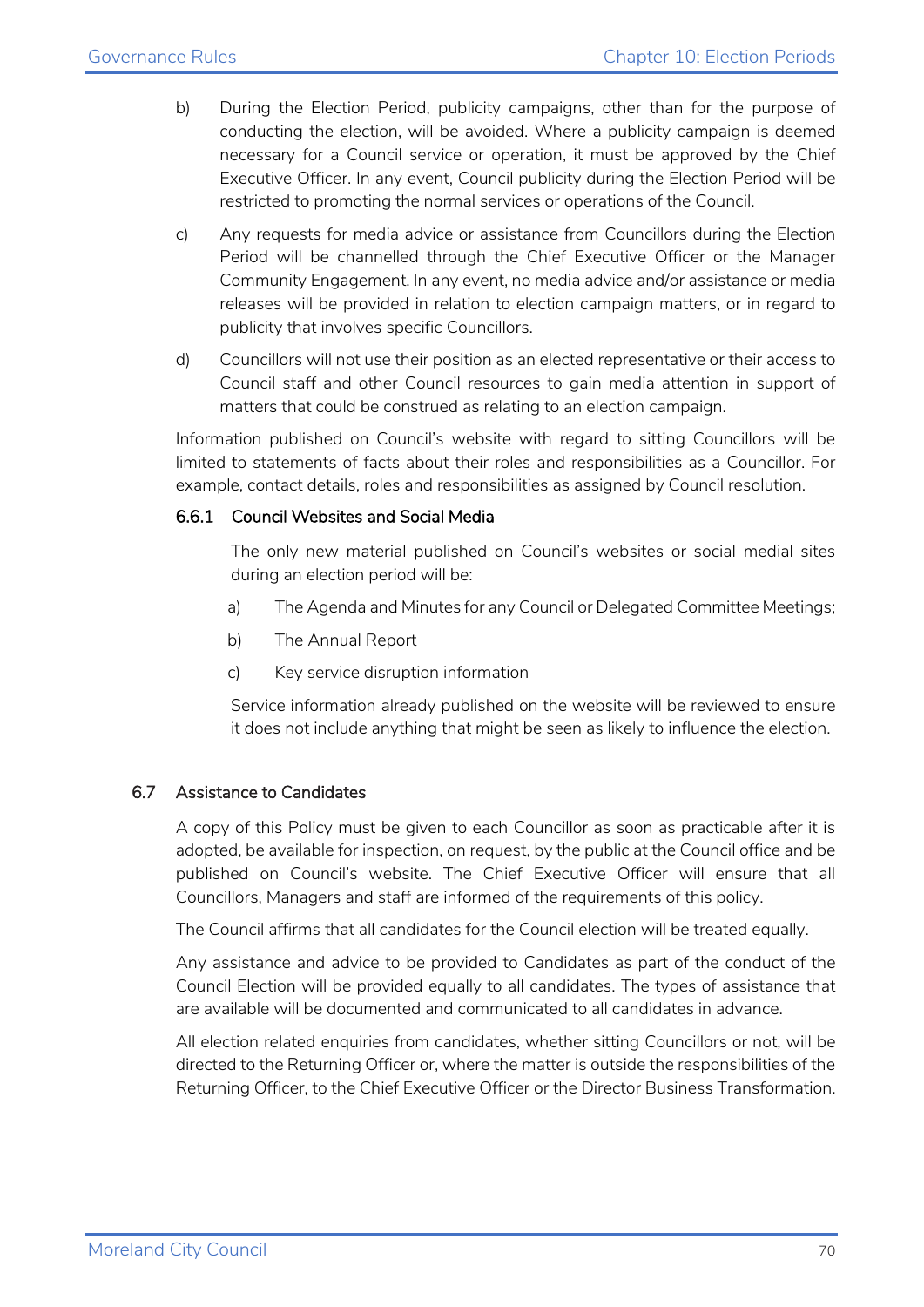b) During the Election Period, publicity campaigns, other than for the purpose of conducting the election, will be avoided. Where a publicity campaign is deemed necessary for a Council service or operation, it must be approved by the Chief Executive Officer. In any event, Council publicity during the Election Period will be restricted to promoting the normal services or operations of the Council.

c) Any requests for media advice or assistance from Councillors during the Election Period will be channelled through the Chief Executive Officer or the Manager Community Engagement. In any event, no media advice and/or assistance or media releases will be provided in relation to election campaign matters, or in regard to publicity that involves specific Councillors.

d) Councillors will not use their position as an elected representative or their access to Council staff and other Council resources to gain media attention in support of matters that could be construed as relating to an election campaign.

Information published on Council's website with regard to sitting Councillors will be limited to statements of facts about their roles and responsibilities as a Councillor. For example, contact details, roles and responsibilities as assigned by Council resolution.

#### 6.6.1 Council Websites and Social Media

The only new material published on Council's websites or social medial sites during an election period will be:

a) The Agenda and Minutes for any Council or Delegated Committee Meetings;

b) The Annual Report

c) Key service disruption information

Service information already published on the website will be reviewed to ensure it does not include anything that might be seen as likely to influence the election.

### 6.7 Assistance to Candidates

A copy of this Policy must be given to each Councillor as soon as practicable after it is adopted, be available for inspection, on request, by the public at the Council office and be published on Council's website. The Chief Executive Officer will ensure that all Councillors, Managers and staff are informed of the requirements of this policy.

The Council affirms that all candidates for the Council election will be treated equally.

Any assistance and advice to be provided to Candidates as part of the conduct of the Council Election will be provided equally to all candidates. The types of assistance that are available will be documented and communicated to all candidates in advance.

All election related enquiries from candidates, whether sitting Councillors or not, will be directed to the Returning Officer or, where the matter is outside the responsibilities of the Returning Officer, to the Chief Executive Officer or the Director Business Transformation.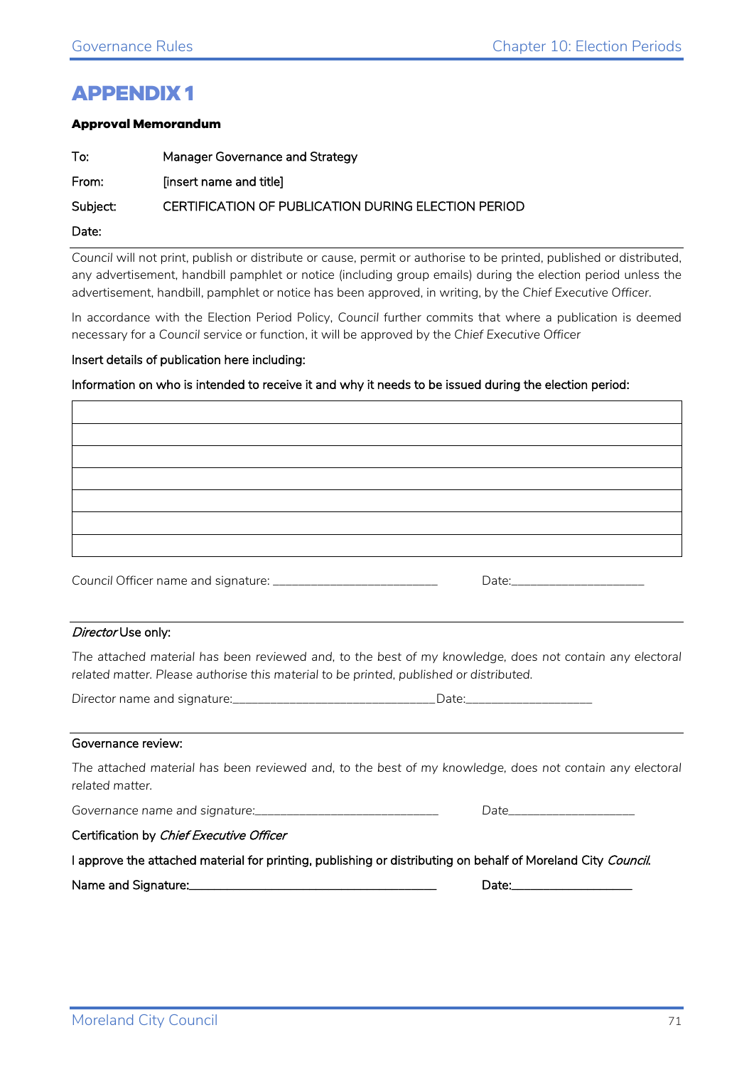# APPENDIX 1

**Approval Memorandum**

| | |
|---|---|
| To: | Manager Governance and Strategy |
| From: | [insert name and title] |
| Subject: | CERTIFICATION OF PUBLICATION DURING ELECTION PERIOD |
| Date: | |

*Council* will not print, publish or distribute or cause, permit or authorise to be printed, published or distributed, any advertisement, handbill pamphlet or notice (including group emails) during the election period unless the advertisement, handbill, pamphlet or notice has been approved, in writing, by the *Chief Executive Officer*.

In accordance with the Election Period Policy, *Council* further commits that where a publication is deemed necessary for a *Council* service or function, it will be approved by the *Chief Executive Officer*

Insert details of publication here including:

Information on who is intended to receive it and why it needs to be issued during the election period:

| |
|---|
| |
| |
| |
| |
| |
| |
| |

*Council* Officer name and signature: ___________________________ Date:_____________________

---

*Director* Use only:

*The attached material has been reviewed and, to the best of my knowledge, does not contain any electoral related matter. Please authorise this material to be printed, published or distributed.*

*Director* name and signature:_________________________________Date:____________________

---

Governance review:

*The attached material has been reviewed and, to the best of my knowledge, does not contain any electoral related matter.*

*Governance name and signature:*_____________________________ Date____________________

Certification by *Chief Executive Officer*

I approve the attached material for printing, publishing or distributing on behalf of Moreland City *Council*.

Name and Signature:________________________________________ Date:___________________